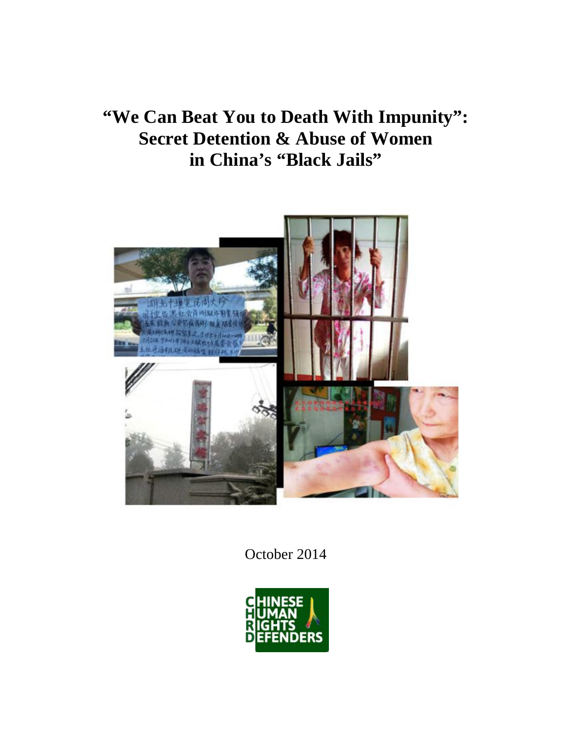# "We Can Beat You to Death With Impunity": Secret Detention & Abuse of Women in China's "Black Jails"

October 2014

CHINESE HUMAN RIGHTS DEFENDERS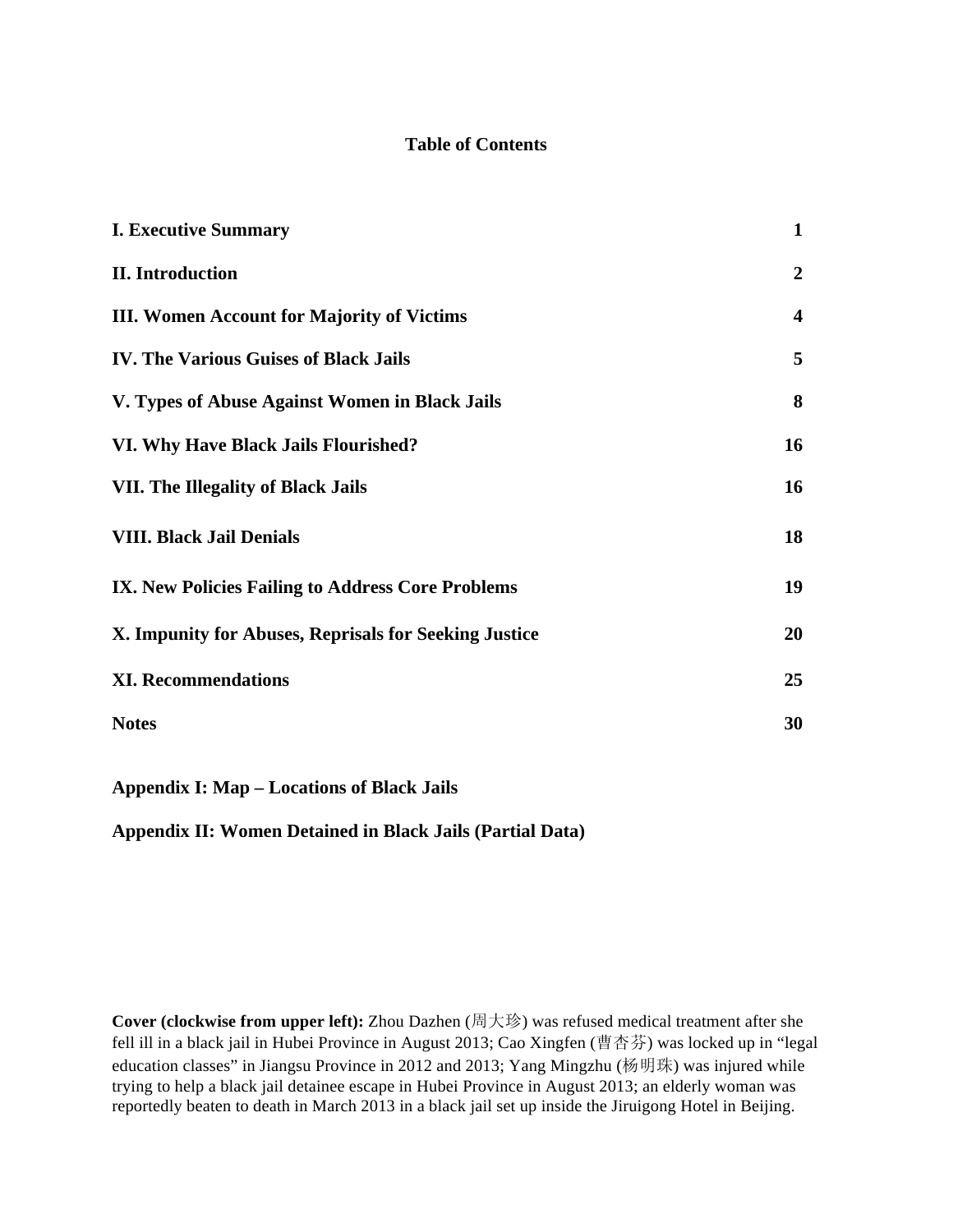**Table of Contents**

| | |
|---|---|
| **I. Executive Summary** | **1** |
| **II. Introduction** | **2** |
| **III. Women Account for Majority of Victims** | **4** |
| **IV. The Various Guises of Black Jails** | **5** |
| **V. Types of Abuse Against Women in Black Jails** | **8** |
| **VI. Why Have Black Jails Flourished?** | **16** |
| **VII. The Illegality of Black Jails** | **16** |
| **VIII. Black Jail Denials** | **18** |
| **IX. New Policies Failing to Address Core Problems** | **19** |
| **X. Impunity for Abuses, Reprisals for Seeking Justice** | **20** |
| **XI. Recommendations** | **25** |
| **Notes** | **30** |

**Appendix I: Map – Locations of Black Jails**

**Appendix II: Women Detained in Black Jails (Partial Data)**

**Cover (clockwise from upper left):** Zhou Dazhen (周大珍) was refused medical treatment after she fell ill in a black jail in Hubei Province in August 2013; Cao Xingfen (曹杏芬) was locked up in "legal education classes" in Jiangsu Province in 2012 and 2013; Yang Mingzhu (杨明珠) was injured while trying to help a black jail detainee escape in Hubei Province in August 2013; an elderly woman was reportedly beaten to death in March 2013 in a black jail set up inside the Jiruigong Hotel in Beijing.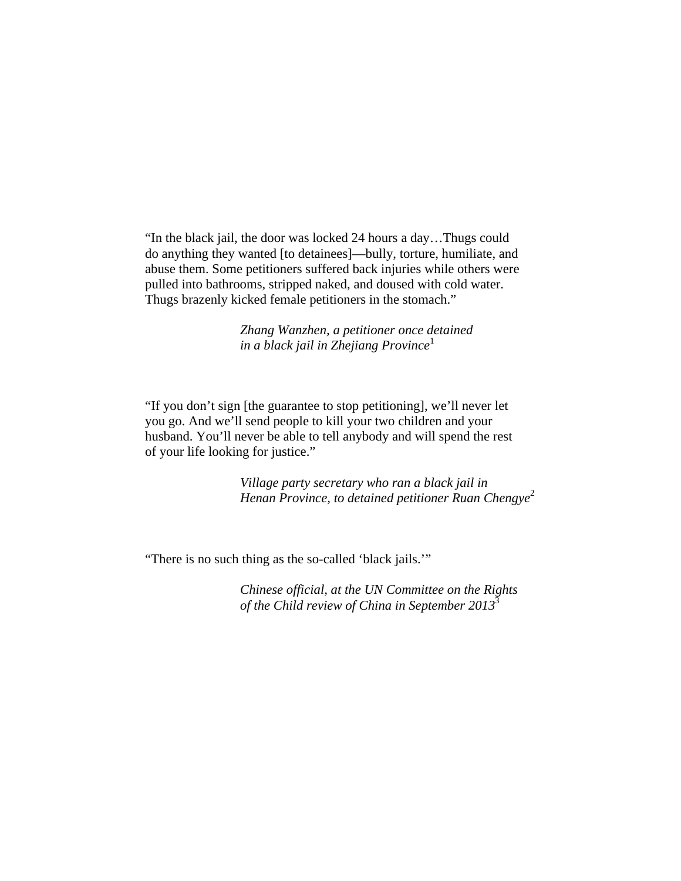"In the black jail, the door was locked 24 hours a day…Thugs could do anything they wanted [to detainees]—bully, torture, humiliate, and abuse them. Some petitioners suffered back injuries while others were pulled into bathrooms, stripped naked, and doused with cold water. Thugs brazenly kicked female petitioners in the stomach."

*Zhang Wanzhen, a petitioner once detained in a black jail in Zhejiang Province*[1]

"If you don't sign [the guarantee to stop petitioning], we'll never let you go. And we'll send people to kill your two children and your husband. You'll never be able to tell anybody and will spend the rest of your life looking for justice."

*Village party secretary who ran a black jail in Henan Province, to detained petitioner Ruan Chengye*[2]

"There is no such thing as the so-called 'black jails.'"

*Chinese official, at the UN Committee on the Rights of the Child review of China in September 2013*[3]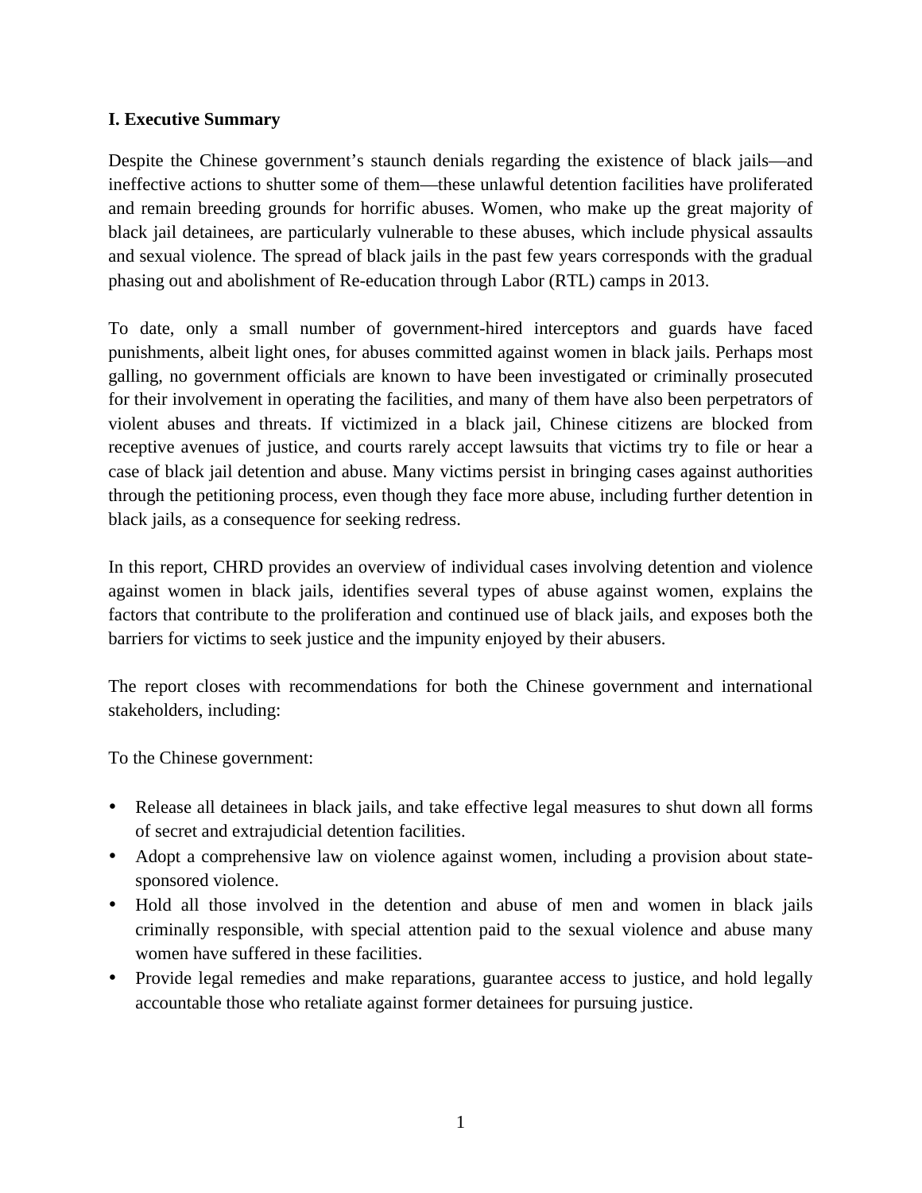## I. Executive Summary

Despite the Chinese government's staunch denials regarding the existence of black jails—and ineffective actions to shutter some of them—these unlawful detention facilities have proliferated and remain breeding grounds for horrific abuses. Women, who make up the great majority of black jail detainees, are particularly vulnerable to these abuses, which include physical assaults and sexual violence. The spread of black jails in the past few years corresponds with the gradual phasing out and abolishment of Re-education through Labor (RTL) camps in 2013.

To date, only a small number of government-hired interceptors and guards have faced punishments, albeit light ones, for abuses committed against women in black jails. Perhaps most galling, no government officials are known to have been investigated or criminally prosecuted for their involvement in operating the facilities, and many of them have also been perpetrators of violent abuses and threats. If victimized in a black jail, Chinese citizens are blocked from receptive avenues of justice, and courts rarely accept lawsuits that victims try to file or hear a case of black jail detention and abuse. Many victims persist in bringing cases against authorities through the petitioning process, even though they face more abuse, including further detention in black jails, as a consequence for seeking redress.

In this report, CHRD provides an overview of individual cases involving detention and violence against women in black jails, identifies several types of abuse against women, explains the factors that contribute to the proliferation and continued use of black jails, and exposes both the barriers for victims to seek justice and the impunity enjoyed by their abusers.

The report closes with recommendations for both the Chinese government and international stakeholders, including:

To the Chinese government:

- Release all detainees in black jails, and take effective legal measures to shut down all forms of secret and extrajudicial detention facilities.
- Adopt a comprehensive law on violence against women, including a provision about state-sponsored violence.
- Hold all those involved in the detention and abuse of men and women in black jails criminally responsible, with special attention paid to the sexual violence and abuse many women have suffered in these facilities.
- Provide legal remedies and make reparations, guarantee access to justice, and hold legally accountable those who retaliate against former detainees for pursuing justice.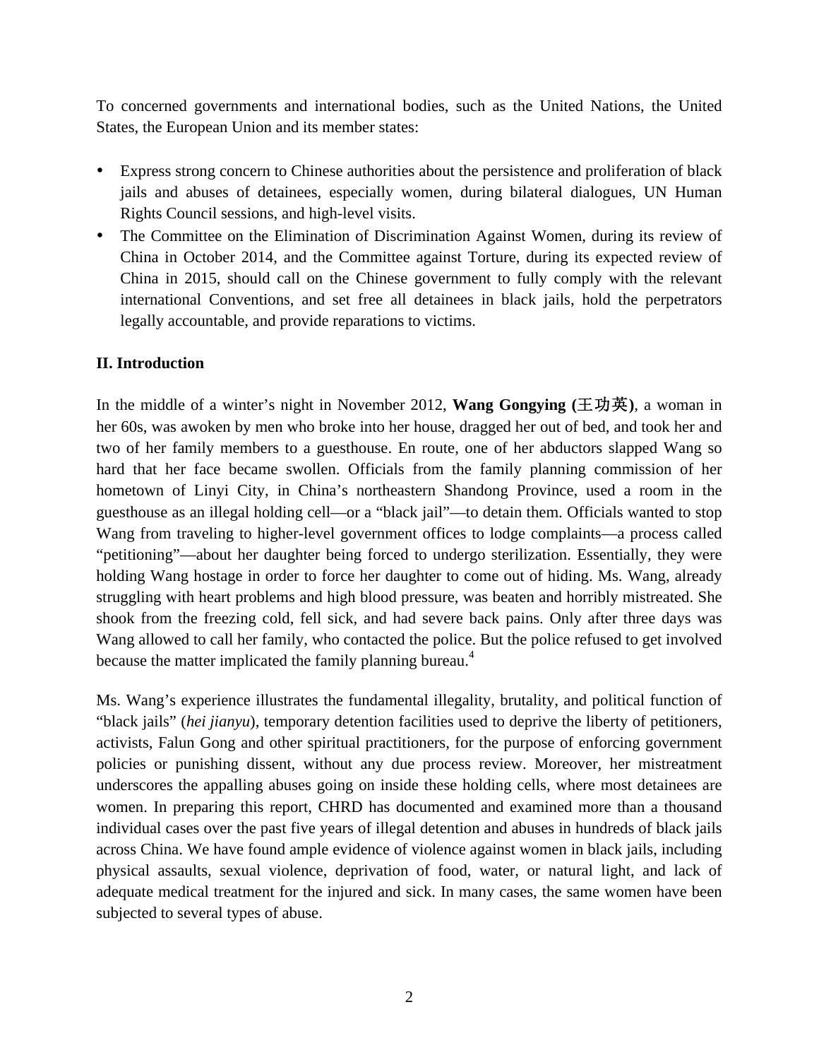To concerned governments and international bodies, such as the United Nations, the United States, the European Union and its member states:

- Express strong concern to Chinese authorities about the persistence and proliferation of black jails and abuses of detainees, especially women, during bilateral dialogues, UN Human Rights Council sessions, and high-level visits.
- The Committee on the Elimination of Discrimination Against Women, during its review of China in October 2014, and the Committee against Torture, during its expected review of China in 2015, should call on the Chinese government to fully comply with the relevant international Conventions, and set free all detainees in black jails, hold the perpetrators legally accountable, and provide reparations to victims.

## II. Introduction

In the middle of a winter's night in November 2012, **Wang Gongying (王功英)**, a woman in her 60s, was awoken by men who broke into her house, dragged her out of bed, and took her and two of her family members to a guesthouse. En route, one of her abductors slapped Wang so hard that her face became swollen. Officials from the family planning commission of her hometown of Linyi City, in China's northeastern Shandong Province, used a room in the guesthouse as an illegal holding cell—or a "black jail"—to detain them. Officials wanted to stop Wang from traveling to higher-level government offices to lodge complaints—a process called "petitioning"—about her daughter being forced to undergo sterilization. Essentially, they were holding Wang hostage in order to force her daughter to come out of hiding. Ms. Wang, already struggling with heart problems and high blood pressure, was beaten and horribly mistreated. She shook from the freezing cold, fell sick, and had severe back pains. Only after three days was Wang allowed to call her family, who contacted the police. But the police refused to get involved because the matter implicated the family planning bureau.[4]

Ms. Wang's experience illustrates the fundamental illegality, brutality, and political function of "black jails" (*hei jianyu*), temporary detention facilities used to deprive the liberty of petitioners, activists, Falun Gong and other spiritual practitioners, for the purpose of enforcing government policies or punishing dissent, without any due process review. Moreover, her mistreatment underscores the appalling abuses going on inside these holding cells, where most detainees are women. In preparing this report, CHRD has documented and examined more than a thousand individual cases over the past five years of illegal detention and abuses in hundreds of black jails across China. We have found ample evidence of violence against women in black jails, including physical assaults, sexual violence, deprivation of food, water, or natural light, and lack of adequate medical treatment for the injured and sick. In many cases, the same women have been subjected to several types of abuse.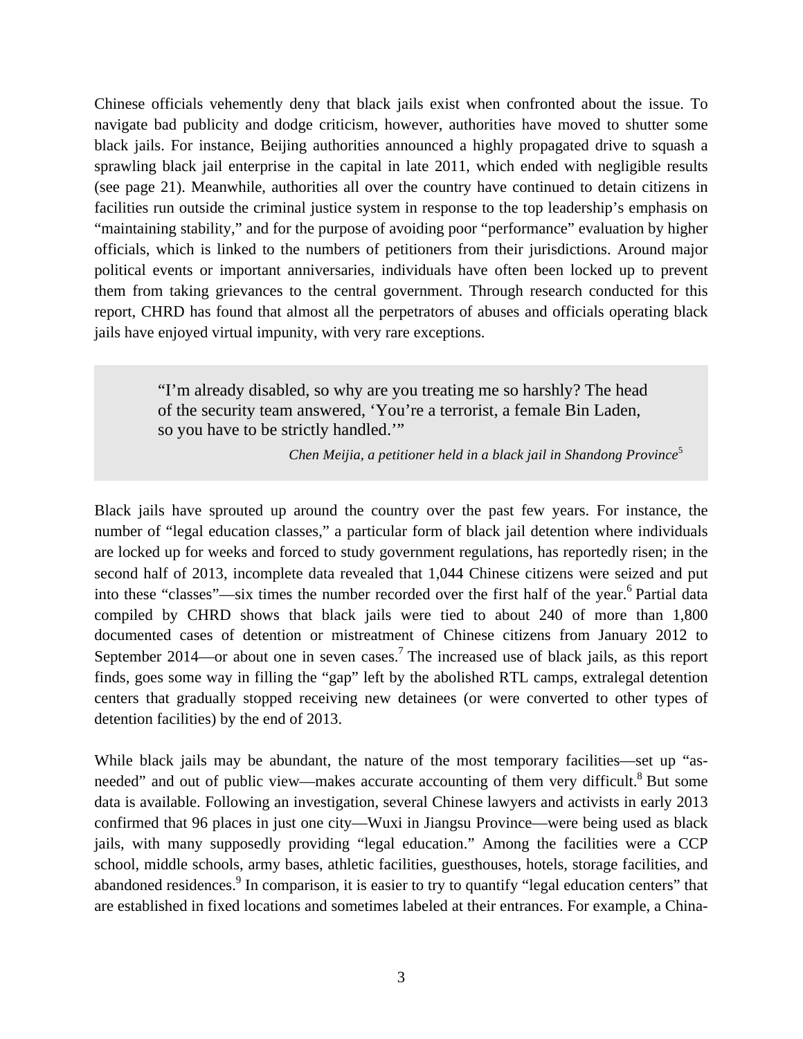Chinese officials vehemently deny that black jails exist when confronted about the issue. To navigate bad publicity and dodge criticism, however, authorities have moved to shutter some black jails. For instance, Beijing authorities announced a highly propagated drive to squash a sprawling black jail enterprise in the capital in late 2011, which ended with negligible results (see page 21). Meanwhile, authorities all over the country have continued to detain citizens in facilities run outside the criminal justice system in response to the top leadership's emphasis on "maintaining stability," and for the purpose of avoiding poor "performance" evaluation by higher officials, which is linked to the numbers of petitioners from their jurisdictions. Around major political events or important anniversaries, individuals have often been locked up to prevent them from taking grievances to the central government. Through research conducted for this report, CHRD has found that almost all the perpetrators of abuses and officials operating black jails have enjoyed virtual impunity, with very rare exceptions.

> "I'm already disabled, so why are you treating me so harshly? The head of the security team answered, 'You're a terrorist, a female Bin Laden, so you have to be strictly handled.'"
>
> *Chen Meijia, a petitioner held in a black jail in Shandong Province*[5]

Black jails have sprouted up around the country over the past few years. For instance, the number of "legal education classes," a particular form of black jail detention where individuals are locked up for weeks and forced to study government regulations, has reportedly risen; in the second half of 2013, incomplete data revealed that 1,044 Chinese citizens were seized and put into these "classes"—six times the number recorded over the first half of the year.[6] Partial data compiled by CHRD shows that black jails were tied to about 240 of more than 1,800 documented cases of detention or mistreatment of Chinese citizens from January 2012 to September 2014—or about one in seven cases.[7] The increased use of black jails, as this report finds, goes some way in filling the "gap" left by the abolished RTL camps, extralegal detention centers that gradually stopped receiving new detainees (or were converted to other types of detention facilities) by the end of 2013.

While black jails may be abundant, the nature of the most temporary facilities—set up "as-needed" and out of public view—makes accurate accounting of them very difficult.[8] But some data is available. Following an investigation, several Chinese lawyers and activists in early 2013 confirmed that 96 places in just one city—Wuxi in Jiangsu Province—were being used as black jails, with many supposedly providing "legal education." Among the facilities were a CCP school, middle schools, army bases, athletic facilities, guesthouses, hotels, storage facilities, and abandoned residences.[9] In comparison, it is easier to try to quantify "legal education centers" that are established in fixed locations and sometimes labeled at their entrances. For example, a China-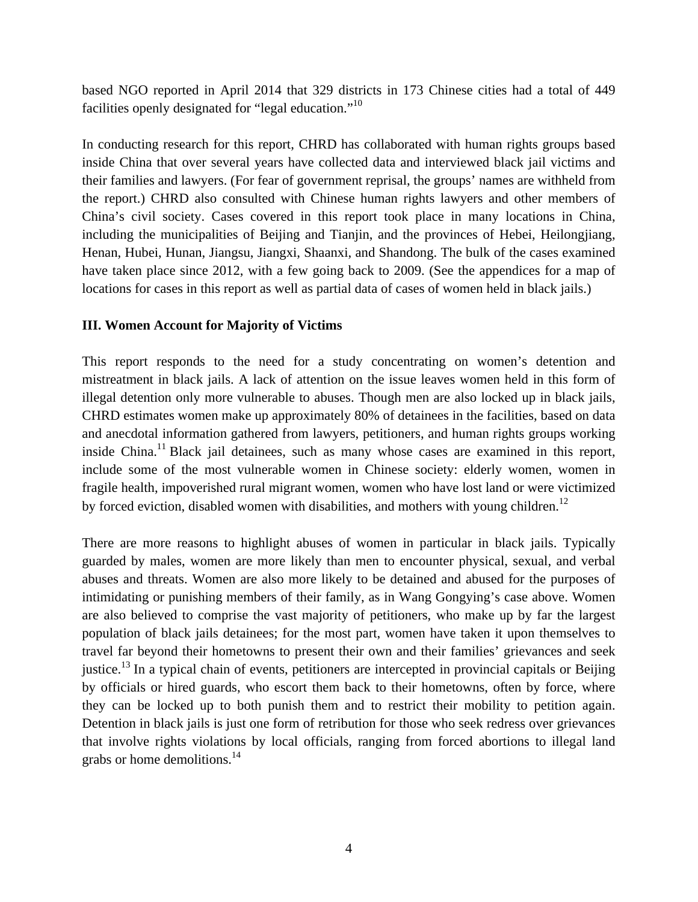based NGO reported in April 2014 that 329 districts in 173 Chinese cities had a total of 449 facilities openly designated for "legal education."[10]

In conducting research for this report, CHRD has collaborated with human rights groups based inside China that over several years have collected data and interviewed black jail victims and their families and lawyers. (For fear of government reprisal, the groups' names are withheld from the report.) CHRD also consulted with Chinese human rights lawyers and other members of China's civil society. Cases covered in this report took place in many locations in China, including the municipalities of Beijing and Tianjin, and the provinces of Hebei, Heilongjiang, Henan, Hubei, Hunan, Jiangsu, Jiangxi, Shaanxi, and Shandong. The bulk of the cases examined have taken place since 2012, with a few going back to 2009. (See the appendices for a map of locations for cases in this report as well as partial data of cases of women held in black jails.)

### III. Women Account for Majority of Victims

This report responds to the need for a study concentrating on women's detention and mistreatment in black jails. A lack of attention on the issue leaves women held in this form of illegal detention only more vulnerable to abuses. Though men are also locked up in black jails, CHRD estimates women make up approximately 80% of detainees in the facilities, based on data and anecdotal information gathered from lawyers, petitioners, and human rights groups working inside China.[11] Black jail detainees, such as many whose cases are examined in this report, include some of the most vulnerable women in Chinese society: elderly women, women in fragile health, impoverished rural migrant women, women who have lost land or were victimized by forced eviction, disabled women with disabilities, and mothers with young children.[12]

There are more reasons to highlight abuses of women in particular in black jails. Typically guarded by males, women are more likely than men to encounter physical, sexual, and verbal abuses and threats. Women are also more likely to be detained and abused for the purposes of intimidating or punishing members of their family, as in Wang Gongying's case above. Women are also believed to comprise the vast majority of petitioners, who make up by far the largest population of black jails detainees; for the most part, women have taken it upon themselves to travel far beyond their hometowns to present their own and their families' grievances and seek justice.[13] In a typical chain of events, petitioners are intercepted in provincial capitals or Beijing by officials or hired guards, who escort them back to their hometowns, often by force, where they can be locked up to both punish them and to restrict their mobility to petition again. Detention in black jails is just one form of retribution for those who seek redress over grievances that involve rights violations by local officials, ranging from forced abortions to illegal land grabs or home demolitions.[14]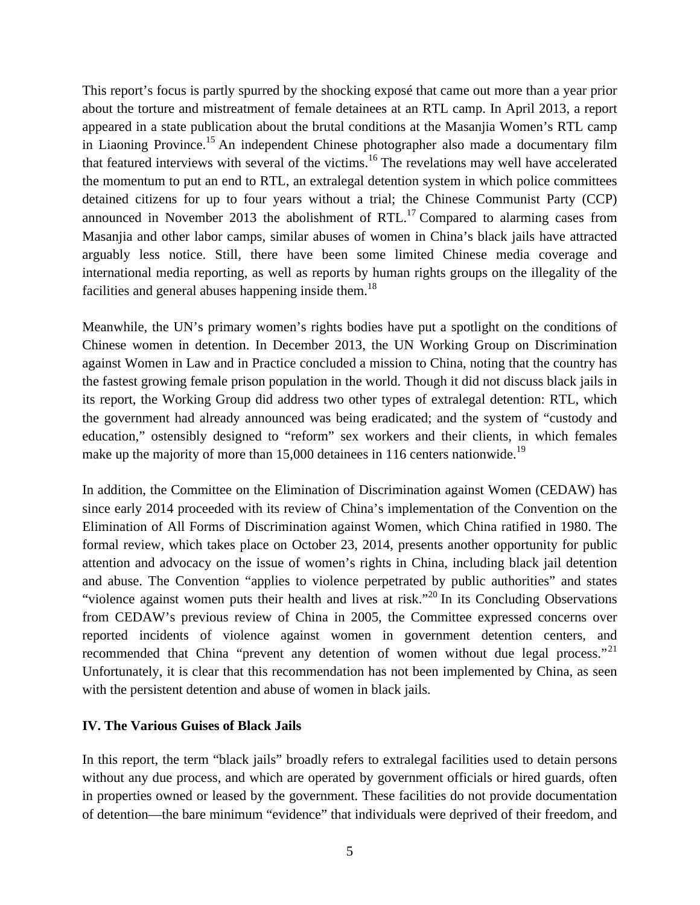This report's focus is partly spurred by the shocking exposé that came out more than a year prior about the torture and mistreatment of female detainees at an RTL camp. In April 2013, a report appeared in a state publication about the brutal conditions at the Masanjia Women's RTL camp in Liaoning Province.[15] An independent Chinese photographer also made a documentary film that featured interviews with several of the victims.[16] The revelations may well have accelerated the momentum to put an end to RTL, an extralegal detention system in which police committees detained citizens for up to four years without a trial; the Chinese Communist Party (CCP) announced in November 2013 the abolishment of RTL.[17] Compared to alarming cases from Masanjia and other labor camps, similar abuses of women in China's black jails have attracted arguably less notice. Still, there have been some limited Chinese media coverage and international media reporting, as well as reports by human rights groups on the illegality of the facilities and general abuses happening inside them.[18]

Meanwhile, the UN's primary women's rights bodies have put a spotlight on the conditions of Chinese women in detention. In December 2013, the UN Working Group on Discrimination against Women in Law and in Practice concluded a mission to China, noting that the country has the fastest growing female prison population in the world. Though it did not discuss black jails in its report, the Working Group did address two other types of extralegal detention: RTL, which the government had already announced was being eradicated; and the system of "custody and education," ostensibly designed to "reform" sex workers and their clients, in which females make up the majority of more than 15,000 detainees in 116 centers nationwide.[19]

In addition, the Committee on the Elimination of Discrimination against Women (CEDAW) has since early 2014 proceeded with its review of China's implementation of the Convention on the Elimination of All Forms of Discrimination against Women, which China ratified in 1980. The formal review, which takes place on October 23, 2014, presents another opportunity for public attention and advocacy on the issue of women's rights in China, including black jail detention and abuse. The Convention "applies to violence perpetrated by public authorities" and states "violence against women puts their health and lives at risk."[20] In its Concluding Observations from CEDAW's previous review of China in 2005, the Committee expressed concerns over reported incidents of violence against women in government detention centers, and recommended that China "prevent any detention of women without due legal process."[21] Unfortunately, it is clear that this recommendation has not been implemented by China, as seen with the persistent detention and abuse of women in black jails.

## IV. The Various Guises of Black Jails

In this report, the term "black jails" broadly refers to extralegal facilities used to detain persons without any due process, and which are operated by government officials or hired guards, often in properties owned or leased by the government. These facilities do not provide documentation of detention—the bare minimum "evidence" that individuals were deprived of their freedom, and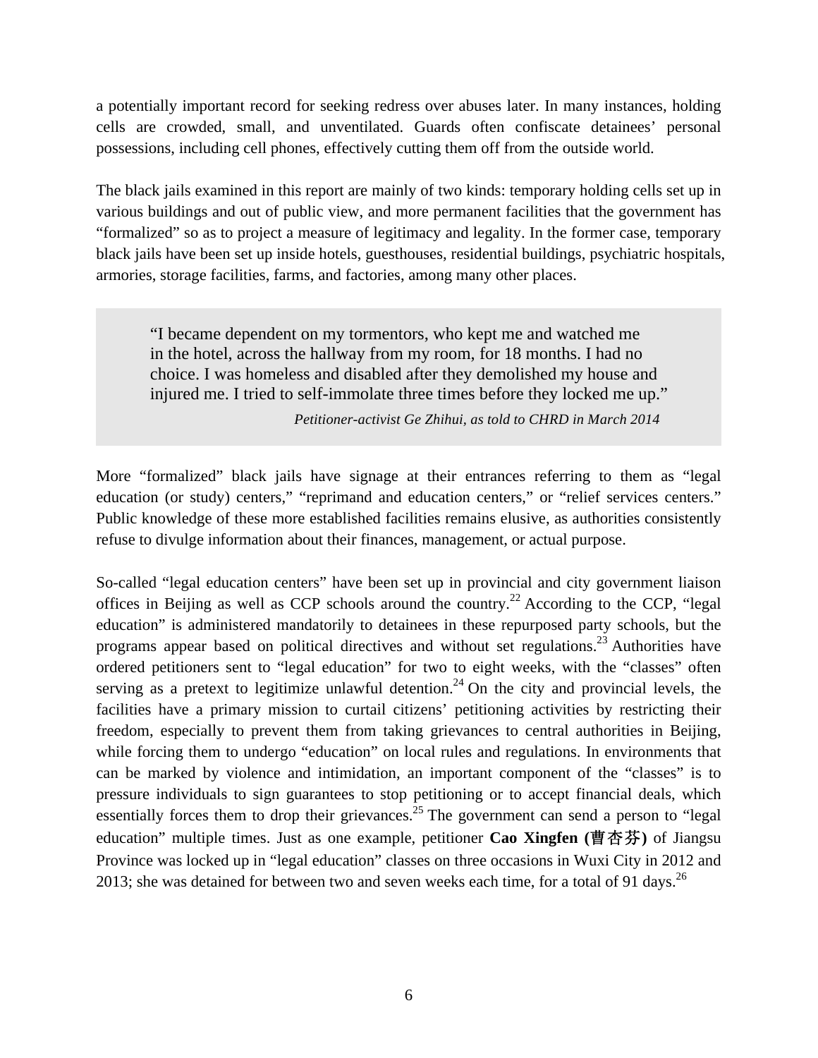a potentially important record for seeking redress over abuses later. In many instances, holding cells are crowded, small, and unventilated. Guards often confiscate detainees' personal possessions, including cell phones, effectively cutting them off from the outside world.

The black jails examined in this report are mainly of two kinds: temporary holding cells set up in various buildings and out of public view, and more permanent facilities that the government has "formalized" so as to project a measure of legitimacy and legality. In the former case, temporary black jails have been set up inside hotels, guesthouses, residential buildings, psychiatric hospitals, armories, storage facilities, farms, and factories, among many other places.

> "I became dependent on my tormentors, who kept me and watched me in the hotel, across the hallway from my room, for 18 months. I had no choice. I was homeless and disabled after they demolished my house and injured me. I tried to self-immolate three times before they locked me up."
>
> *Petitioner-activist Ge Zhihui, as told to CHRD in March 2014*

More "formalized" black jails have signage at their entrances referring to them as "legal education (or study) centers," "reprimand and education centers," or "relief services centers." Public knowledge of these more established facilities remains elusive, as authorities consistently refuse to divulge information about their finances, management, or actual purpose.

So-called "legal education centers" have been set up in provincial and city government liaison offices in Beijing as well as CCP schools around the country.[22] According to the CCP, "legal education" is administered mandatorily to detainees in these repurposed party schools, but the programs appear based on political directives and without set regulations.[23] Authorities have ordered petitioners sent to "legal education" for two to eight weeks, with the "classes" often serving as a pretext to legitimize unlawful detention.[24] On the city and provincial levels, the facilities have a primary mission to curtail citizens' petitioning activities by restricting their freedom, especially to prevent them from taking grievances to central authorities in Beijing, while forcing them to undergo "education" on local rules and regulations. In environments that can be marked by violence and intimidation, an important component of the "classes" is to pressure individuals to sign guarantees to stop petitioning or to accept financial deals, which essentially forces them to drop their grievances.[25] The government can send a person to "legal education" multiple times. Just as one example, petitioner **Cao Xingfen (曹杏芬)** of Jiangsu Province was locked up in "legal education" classes on three occasions in Wuxi City in 2012 and 2013; she was detained for between two and seven weeks each time, for a total of 91 days.[26]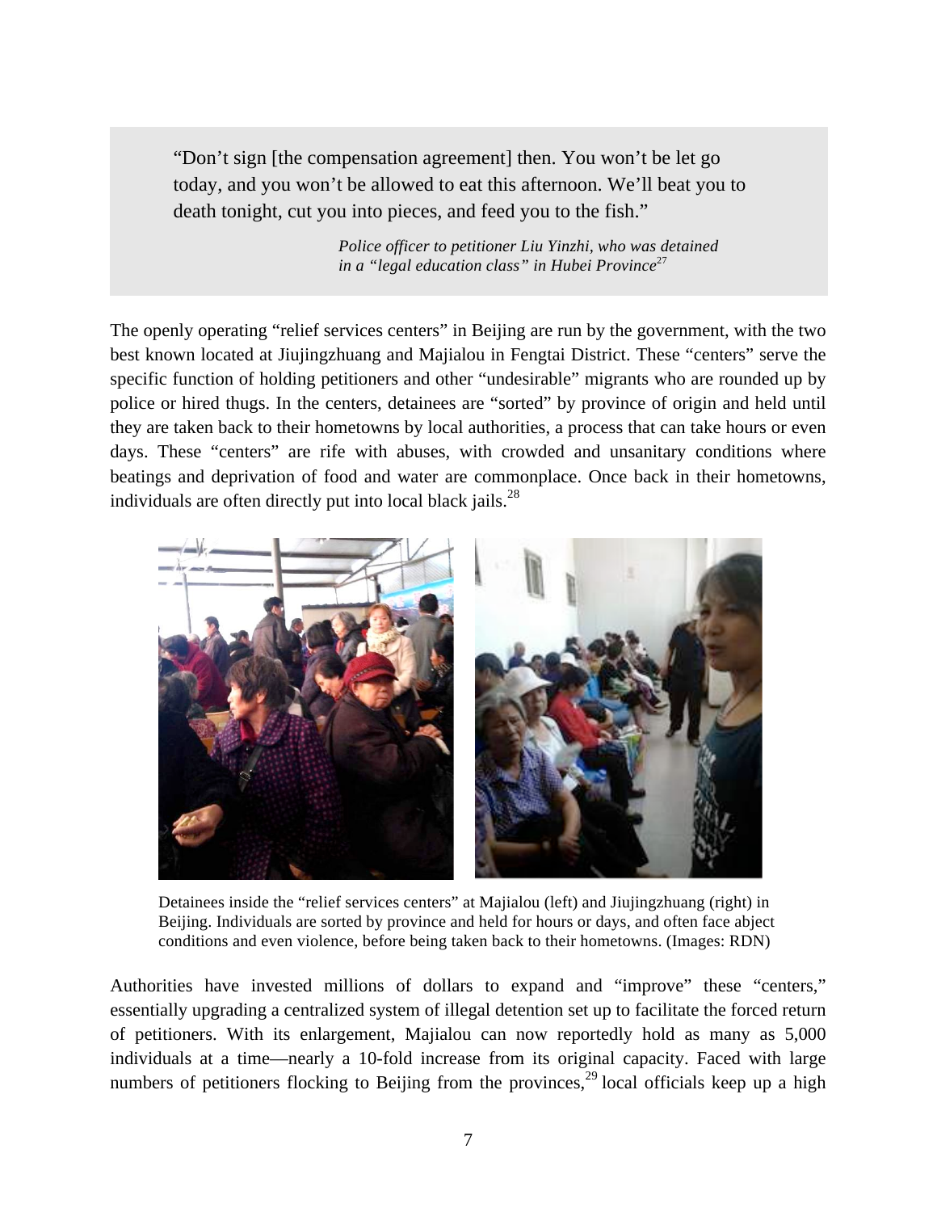> "Don't sign [the compensation agreement] then. You won't be let go today, and you won't be allowed to eat this afternoon. We'll beat you to death tonight, cut you into pieces, and feed you to the fish."
>
> *Police officer to petitioner Liu Yinzhi, who was detained in a "legal education class" in Hubei Province*[27]

The openly operating "relief services centers" in Beijing are run by the government, with the two best known located at Jiujingzhuang and Majialou in Fengtai District. These "centers" serve the specific function of holding petitioners and other "undesirable" migrants who are rounded up by police or hired thugs. In the centers, detainees are "sorted" by province of origin and held until they are taken back to their hometowns by local authorities, a process that can take hours or even days. These "centers" are rife with abuses, with crowded and unsanitary conditions where beatings and deprivation of food and water are commonplace. Once back in their hometowns, individuals are often directly put into local black jails.[28]

Detainees inside the "relief services centers" at Majialou (left) and Jiujingzhuang (right) in Beijing. Individuals are sorted by province and held for hours or days, and often face abject conditions and even violence, before being taken back to their hometowns. (Images: RDN)

Authorities have invested millions of dollars to expand and "improve" these "centers," essentially upgrading a centralized system of illegal detention set up to facilitate the forced return of petitioners. With its enlargement, Majialou can now reportedly hold as many as 5,000 individuals at a time—nearly a 10-fold increase from its original capacity. Faced with large numbers of petitioners flocking to Beijing from the provinces,[29] local officials keep up a high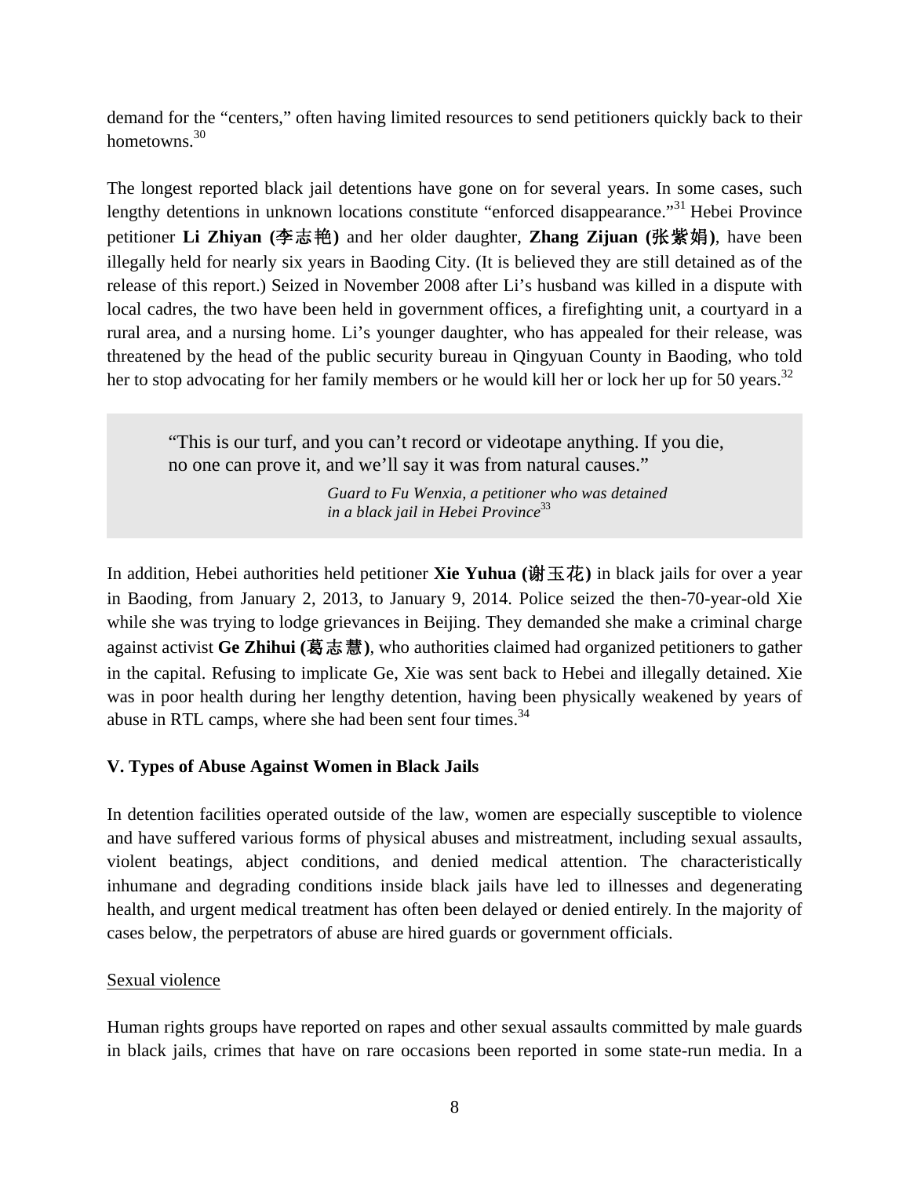demand for the "centers," often having limited resources to send petitioners quickly back to their hometowns.[30]

The longest reported black jail detentions have gone on for several years. In some cases, such lengthy detentions in unknown locations constitute "enforced disappearance."[31] Hebei Province petitioner **Li Zhiyan (李志艳)** and her older daughter, **Zhang Zijuan (张紫娟)**, have been illegally held for nearly six years in Baoding City. (It is believed they are still detained as of the release of this report.) Seized in November 2008 after Li's husband was killed in a dispute with local cadres, the two have been held in government offices, a firefighting unit, a courtyard in a rural area, and a nursing home. Li's younger daughter, who has appealed for their release, was threatened by the head of the public security bureau in Qingyuan County in Baoding, who told her to stop advocating for her family members or he would kill her or lock her up for 50 years.[32]

> "This is our turf, and you can't record or videotape anything. If you die, no one can prove it, and we'll say it was from natural causes."
>
> *Guard to Fu Wenxia, a petitioner who was detained in a black jail in Hebei Province*[33]

In addition, Hebei authorities held petitioner **Xie Yuhua (谢玉花)** in black jails for over a year in Baoding, from January 2, 2013, to January 9, 2014. Police seized the then-70-year-old Xie while she was trying to lodge grievances in Beijing. They demanded she make a criminal charge against activist **Ge Zhihui (葛志慧)**, who authorities claimed had organized petitioners to gather in the capital. Refusing to implicate Ge, Xie was sent back to Hebei and illegally detained. Xie was in poor health during her lengthy detention, having been physically weakened by years of abuse in RTL camps, where she had been sent four times.[34]

**V. Types of Abuse Against Women in Black Jails**

In detention facilities operated outside of the law, women are especially susceptible to violence and have suffered various forms of physical abuses and mistreatment, including sexual assaults, violent beatings, abject conditions, and denied medical attention. The characteristically inhumane and degrading conditions inside black jails have led to illnesses and degenerating health, and urgent medical treatment has often been delayed or denied entirely. In the majority of cases below, the perpetrators of abuse are hired guards or government officials.

Sexual violence

Human rights groups have reported on rapes and other sexual assaults committed by male guards in black jails, crimes that have on rare occasions been reported in some state-run media. In a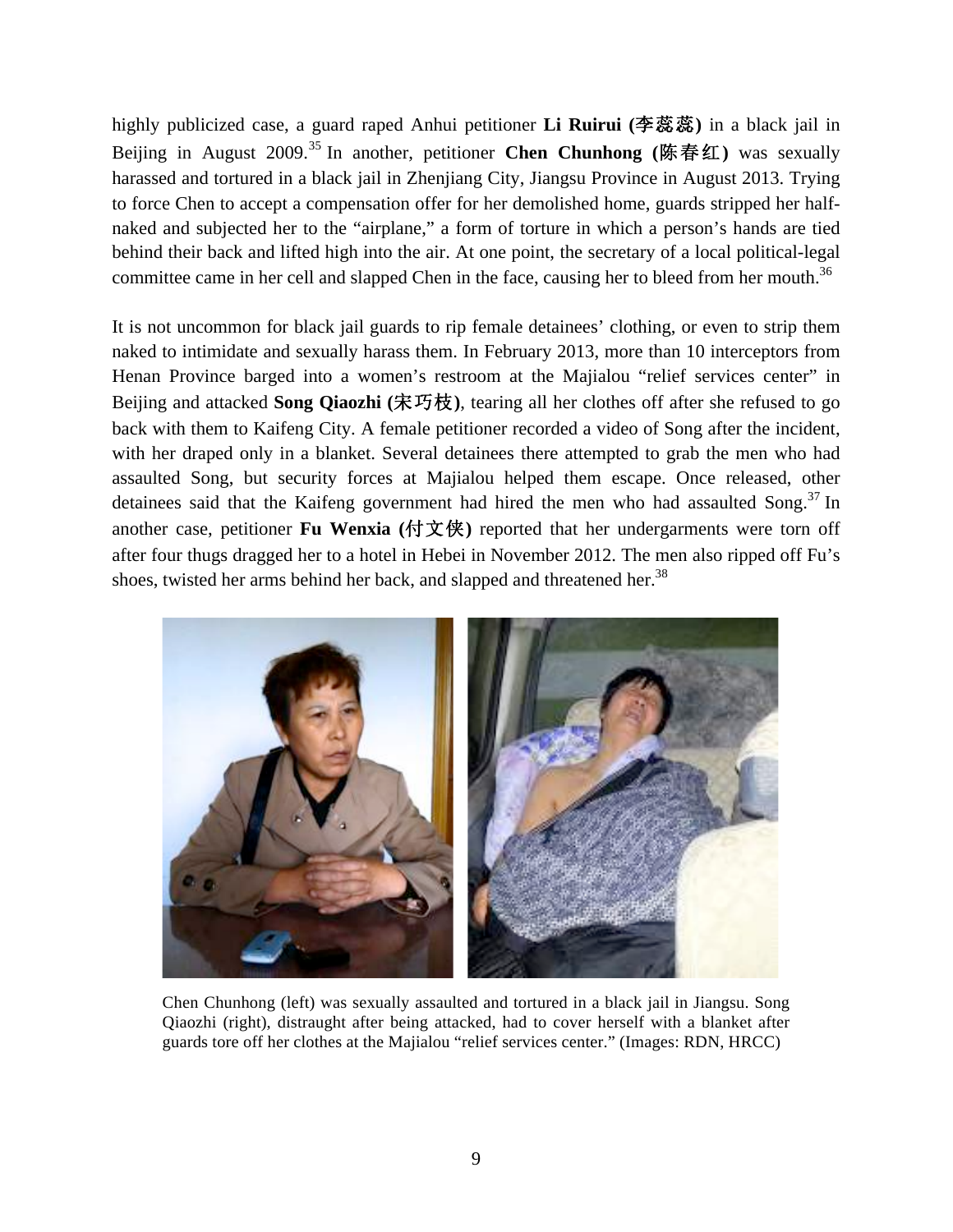highly publicized case, a guard raped Anhui petitioner **Li Ruirui (李蕊蕊)** in a black jail in Beijing in August 2009.[35] In another, petitioner **Chen Chunhong (陈春红)** was sexually harassed and tortured in a black jail in Zhenjiang City, Jiangsu Province in August 2013. Trying to force Chen to accept a compensation offer for her demolished home, guards stripped her half-naked and subjected her to the "airplane," a form of torture in which a person's hands are tied behind their back and lifted high into the air. At one point, the secretary of a local political-legal committee came in her cell and slapped Chen in the face, causing her to bleed from her mouth.[36]

It is not uncommon for black jail guards to rip female detainees' clothing, or even to strip them naked to intimidate and sexually harass them. In February 2013, more than 10 interceptors from Henan Province barged into a women's restroom at the Majialou "relief services center" in Beijing and attacked **Song Qiaozhi (宋巧枝)**, tearing all her clothes off after she refused to go back with them to Kaifeng City. A female petitioner recorded a video of Song after the incident, with her draped only in a blanket. Several detainees there attempted to grab the men who had assaulted Song, but security forces at Majialou helped them escape. Once released, other detainees said that the Kaifeng government had hired the men who had assaulted Song.[37] In another case, petitioner **Fu Wenxia (付文侠)** reported that her undergarments were torn off after four thugs dragged her to a hotel in Hebei in November 2012. The men also ripped off Fu's shoes, twisted her arms behind her back, and slapped and threatened her.[38]

Chen Chunhong (left) was sexually assaulted and tortured in a black jail in Jiangsu. Song Qiaozhi (right), distraught after being attacked, had to cover herself with a blanket after guards tore off her clothes at the Majialou "relief services center." (Images: RDN, HRCC)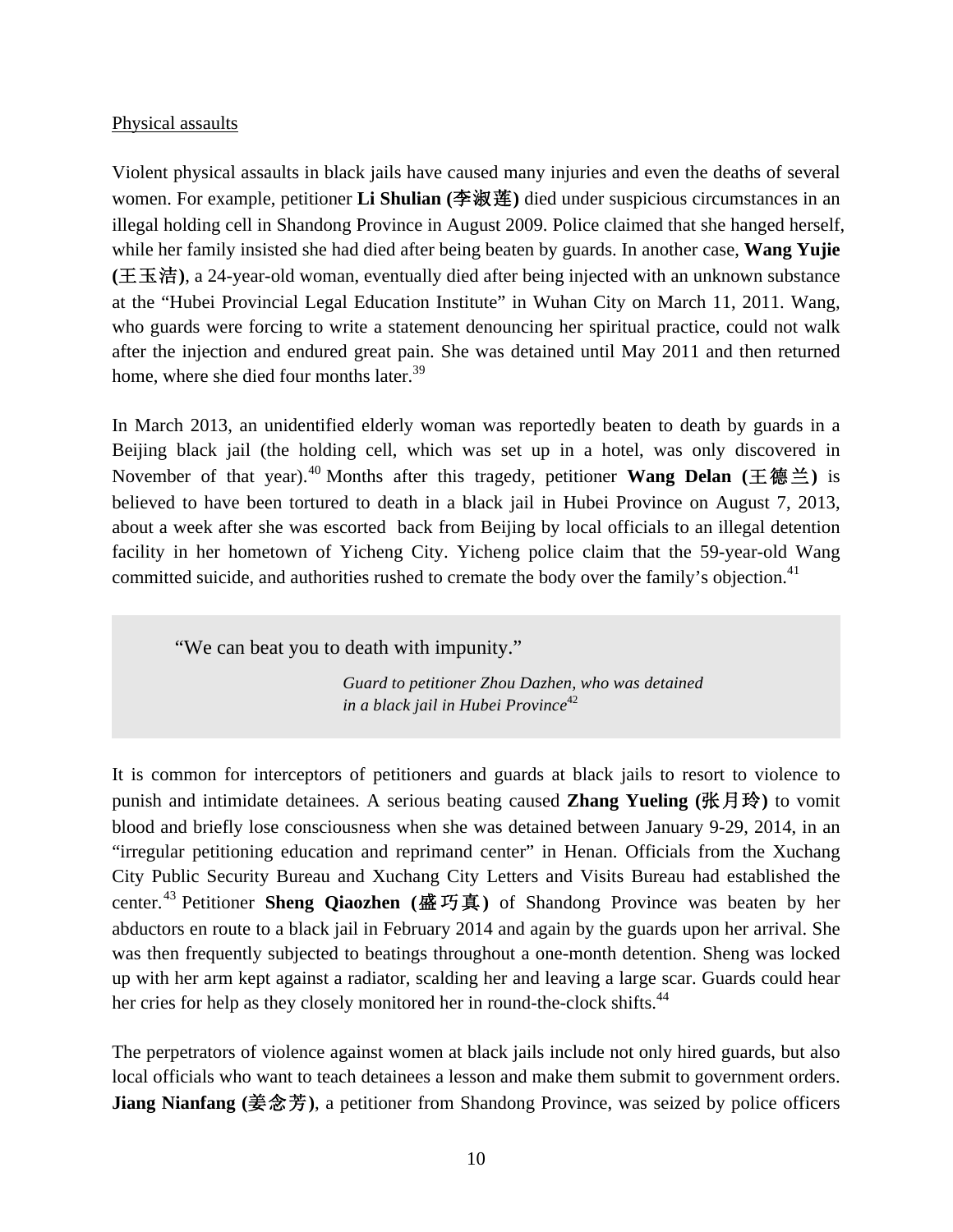Physical assaults

Violent physical assaults in black jails have caused many injuries and even the deaths of several women. For example, petitioner **Li Shulian (李淑莲)** died under suspicious circumstances in an illegal holding cell in Shandong Province in August 2009. Police claimed that she hanged herself, while her family insisted she had died after being beaten by guards. In another case, **Wang Yujie (王玉洁)**, a 24-year-old woman, eventually died after being injected with an unknown substance at the "Hubei Provincial Legal Education Institute" in Wuhan City on March 11, 2011. Wang, who guards were forcing to write a statement denouncing her spiritual practice, could not walk after the injection and endured great pain. She was detained until May 2011 and then returned home, where she died four months later.[39]

In March 2013, an unidentified elderly woman was reportedly beaten to death by guards in a Beijing black jail (the holding cell, which was set up in a hotel, was only discovered in November of that year).[40] Months after this tragedy, petitioner **Wang Delan (王德兰)** is believed to have been tortured to death in a black jail in Hubei Province on August 7, 2013, about a week after she was escorted back from Beijing by local officials to an illegal detention facility in her hometown of Yicheng City. Yicheng police claim that the 59-year-old Wang committed suicide, and authorities rushed to cremate the body over the family's objection.[41]

> "We can beat you to death with impunity."
>
> *Guard to petitioner Zhou Dazhen, who was detained in a black jail in Hubei Province*[42]

It is common for interceptors of petitioners and guards at black jails to resort to violence to punish and intimidate detainees. A serious beating caused **Zhang Yueling (张月玲)** to vomit blood and briefly lose consciousness when she was detained between January 9-29, 2014, in an "irregular petitioning education and reprimand center" in Henan. Officials from the Xuchang City Public Security Bureau and Xuchang City Letters and Visits Bureau had established the center.[43] Petitioner **Sheng Qiaozhen (盛巧真)** of Shandong Province was beaten by her abductors en route to a black jail in February 2014 and again by the guards upon her arrival. She was then frequently subjected to beatings throughout a one-month detention. Sheng was locked up with her arm kept against a radiator, scalding her and leaving a large scar. Guards could hear her cries for help as they closely monitored her in round-the-clock shifts.[44]

The perpetrators of violence against women at black jails include not only hired guards, but also local officials who want to teach detainees a lesson and make them submit to government orders. **Jiang Nianfang (姜念芳)**, a petitioner from Shandong Province, was seized by police officers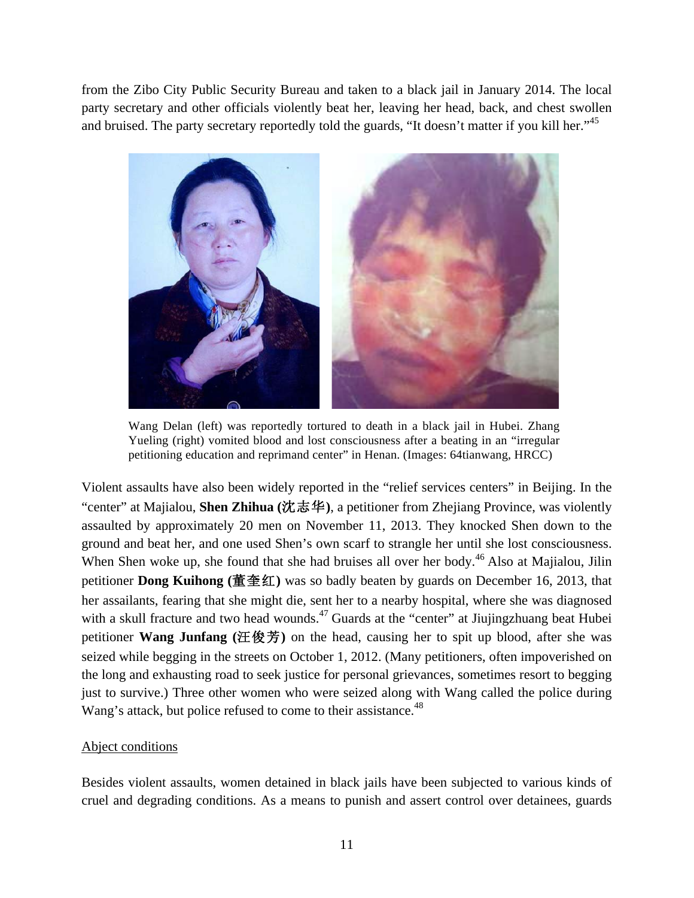from the Zibo City Public Security Bureau and taken to a black jail in January 2014. The local party secretary and other officials violently beat her, leaving her head, back, and chest swollen and bruised. The party secretary reportedly told the guards, "It doesn't matter if you kill her."[45]

Wang Delan (left) was reportedly tortured to death in a black jail in Hubei. Zhang Yueling (right) vomited blood and lost consciousness after a beating in an "irregular petitioning education and reprimand center" in Henan. (Images: 64tianwang, HRCC)

Violent assaults have also been widely reported in the "relief services centers" in Beijing. In the "center" at Majialou, **Shen Zhihua (沈志华)**, a petitioner from Zhejiang Province, was violently assaulted by approximately 20 men on November 11, 2013. They knocked Shen down to the ground and beat her, and one used Shen's own scarf to strangle her until she lost consciousness. When Shen woke up, she found that she had bruises all over her body.[46] Also at Majialou, Jilin petitioner **Dong Kuihong (董奎红)** was so badly beaten by guards on December 16, 2013, that her assailants, fearing that she might die, sent her to a nearby hospital, where she was diagnosed with a skull fracture and two head wounds.[47] Guards at the "center" at Jiujingzhuang beat Hubei petitioner **Wang Junfang (汪俊芳)** on the head, causing her to spit up blood, after she was seized while begging in the streets on October 1, 2012. (Many petitioners, often impoverished on the long and exhausting road to seek justice for personal grievances, sometimes resort to begging just to survive.) Three other women who were seized along with Wang called the police during Wang's attack, but police refused to come to their assistance.[48]

<u>Abject conditions</u>

Besides violent assaults, women detained in black jails have been subjected to various kinds of cruel and degrading conditions. As a means to punish and assert control over detainees, guards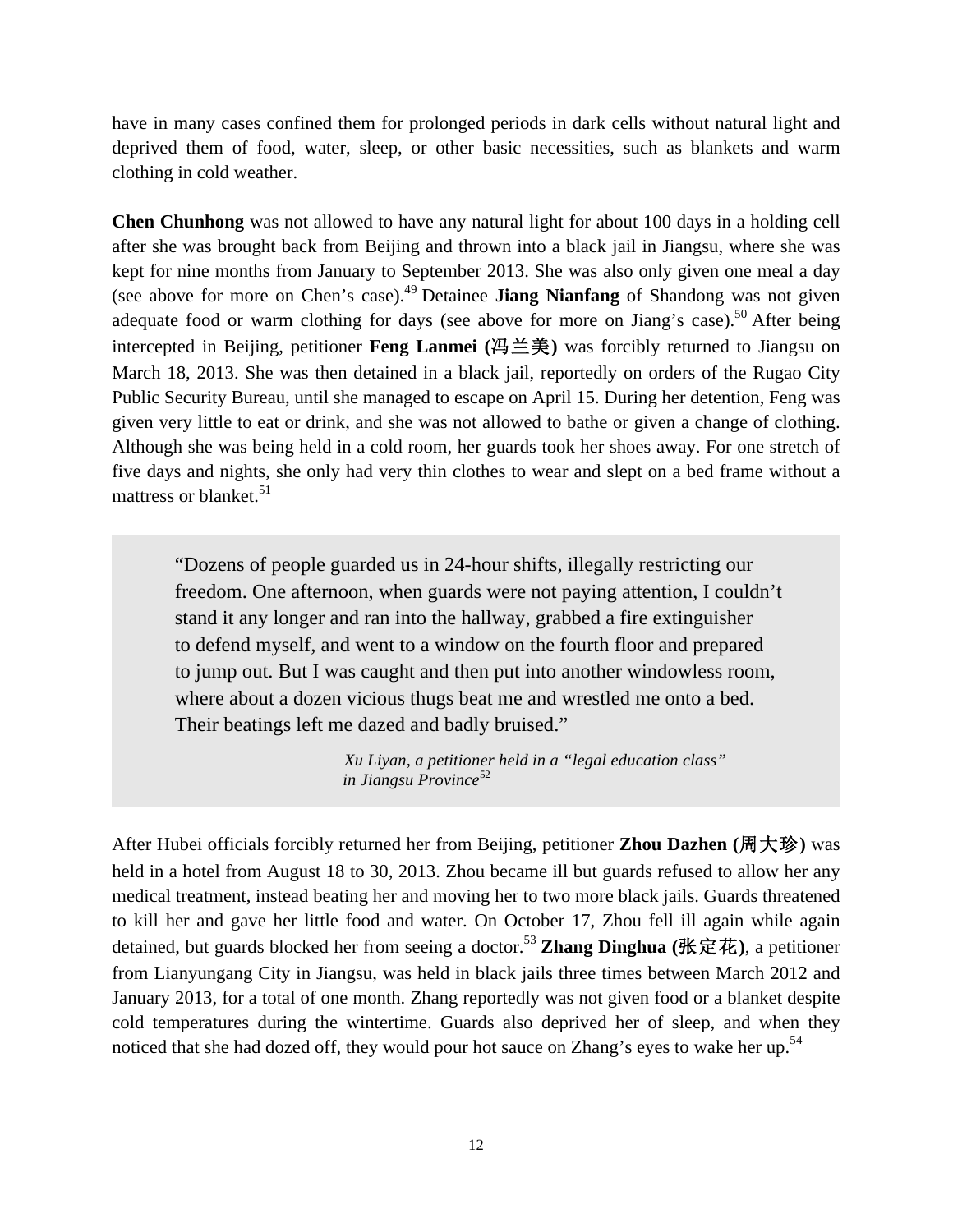have in many cases confined them for prolonged periods in dark cells without natural light and deprived them of food, water, sleep, or other basic necessities, such as blankets and warm clothing in cold weather.

**Chen Chunhong** was not allowed to have any natural light for about 100 days in a holding cell after she was brought back from Beijing and thrown into a black jail in Jiangsu, where she was kept for nine months from January to September 2013. She was also only given one meal a day (see above for more on Chen's case).[49] Detainee **Jiang Nianfang** of Shandong was not given adequate food or warm clothing for days (see above for more on Jiang's case).[50] After being intercepted in Beijing, petitioner **Feng Lanmei (冯兰美)** was forcibly returned to Jiangsu on March 18, 2013. She was then detained in a black jail, reportedly on orders of the Rugao City Public Security Bureau, until she managed to escape on April 15. During her detention, Feng was given very little to eat or drink, and she was not allowed to bathe or given a change of clothing. Although she was being held in a cold room, her guards took her shoes away. For one stretch of five days and nights, she only had very thin clothes to wear and slept on a bed frame without a mattress or blanket.[51]

> "Dozens of people guarded us in 24-hour shifts, illegally restricting our freedom. One afternoon, when guards were not paying attention, I couldn't stand it any longer and ran into the hallway, grabbed a fire extinguisher to defend myself, and went to a window on the fourth floor and prepared to jump out. But I was caught and then put into another windowless room, where about a dozen vicious thugs beat me and wrestled me onto a bed. Their beatings left me dazed and badly bruised."
>
> *Xu Liyan, a petitioner held in a "legal education class" in Jiangsu Province*[52]

After Hubei officials forcibly returned her from Beijing, petitioner **Zhou Dazhen (周大珍)** was held in a hotel from August 18 to 30, 2013. Zhou became ill but guards refused to allow her any medical treatment, instead beating her and moving her to two more black jails. Guards threatened to kill her and gave her little food and water. On October 17, Zhou fell ill again while again detained, but guards blocked her from seeing a doctor.[53] **Zhang Dinghua (张定花)**, a petitioner from Lianyungang City in Jiangsu, was held in black jails three times between March 2012 and January 2013, for a total of one month. Zhang reportedly was not given food or a blanket despite cold temperatures during the wintertime. Guards also deprived her of sleep, and when they noticed that she had dozed off, they would pour hot sauce on Zhang's eyes to wake her up.[54]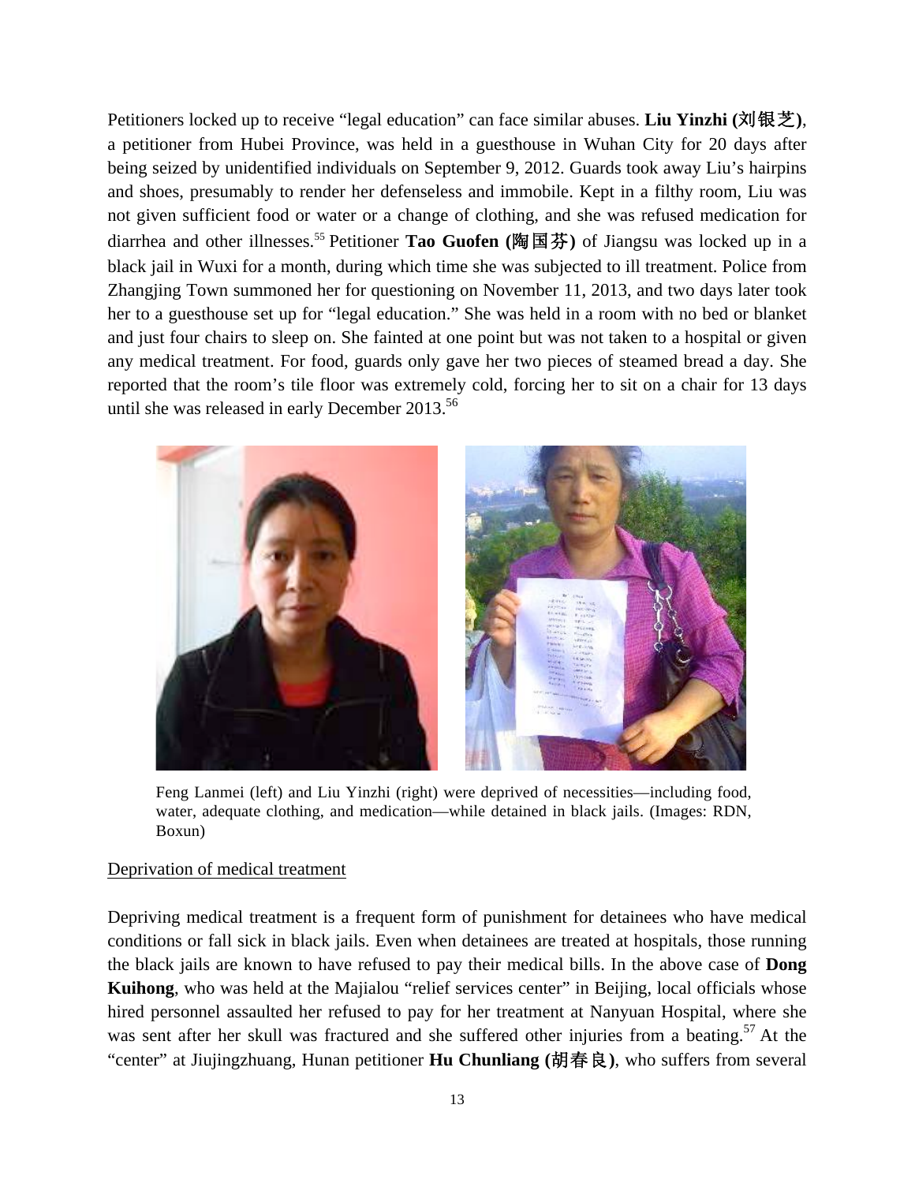Petitioners locked up to receive "legal education" can face similar abuses. **Liu Yinzhi (刘银芝)**, a petitioner from Hubei Province, was held in a guesthouse in Wuhan City for 20 days after being seized by unidentified individuals on September 9, 2012. Guards took away Liu's hairpins and shoes, presumably to render her defenseless and immobile. Kept in a filthy room, Liu was not given sufficient food or water or a change of clothing, and she was refused medication for diarrhea and other illnesses.[55] Petitioner **Tao Guofen (陶国芬)** of Jiangsu was locked up in a black jail in Wuxi for a month, during which time she was subjected to ill treatment. Police from Zhangjing Town summoned her for questioning on November 11, 2013, and two days later took her to a guesthouse set up for "legal education." She was held in a room with no bed or blanket and just four chairs to sleep on. She fainted at one point but was not taken to a hospital or given any medical treatment. For food, guards only gave her two pieces of steamed bread a day. She reported that the room's tile floor was extremely cold, forcing her to sit on a chair for 13 days until she was released in early December 2013.[56]

Feng Lanmei (left) and Liu Yinzhi (right) were deprived of necessities—including food, water, adequate clothing, and medication—while detained in black jails. (Images: RDN, Boxun)

Deprivation of medical treatment

Depriving medical treatment is a frequent form of punishment for detainees who have medical conditions or fall sick in black jails. Even when detainees are treated at hospitals, those running the black jails are known to have refused to pay their medical bills. In the above case of **Dong Kuihong**, who was held at the Majialou "relief services center" in Beijing, local officials whose hired personnel assaulted her refused to pay for her treatment at Nanyuan Hospital, where she was sent after her skull was fractured and she suffered other injuries from a beating.[57] At the "center" at Jiujingzhuang, Hunan petitioner **Hu Chunliang (胡春良)**, who suffers from several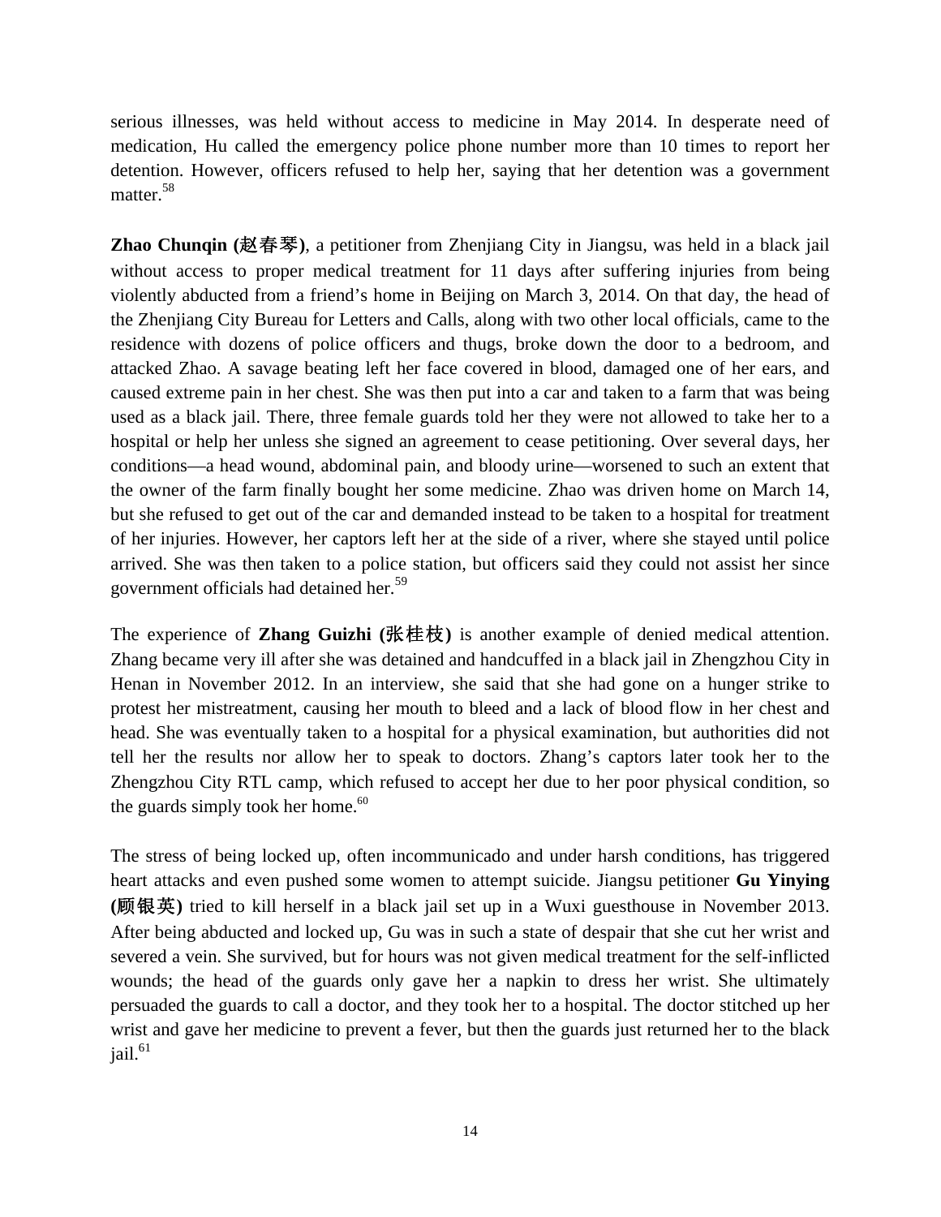serious illnesses, was held without access to medicine in May 2014. In desperate need of medication, Hu called the emergency police phone number more than 10 times to report her detention. However, officers refused to help her, saying that her detention was a government matter.[58]

**Zhao Chunqin (赵春琴)**, a petitioner from Zhenjiang City in Jiangsu, was held in a black jail without access to proper medical treatment for 11 days after suffering injuries from being violently abducted from a friend's home in Beijing on March 3, 2014. On that day, the head of the Zhenjiang City Bureau for Letters and Calls, along with two other local officials, came to the residence with dozens of police officers and thugs, broke down the door to a bedroom, and attacked Zhao. A savage beating left her face covered in blood, damaged one of her ears, and caused extreme pain in her chest. She was then put into a car and taken to a farm that was being used as a black jail. There, three female guards told her they were not allowed to take her to a hospital or help her unless she signed an agreement to cease petitioning. Over several days, her conditions—a head wound, abdominal pain, and bloody urine—worsened to such an extent that the owner of the farm finally bought her some medicine. Zhao was driven home on March 14, but she refused to get out of the car and demanded instead to be taken to a hospital for treatment of her injuries. However, her captors left her at the side of a river, where she stayed until police arrived. She was then taken to a police station, but officers said they could not assist her since government officials had detained her.[59]

The experience of **Zhang Guizhi (张桂枝)** is another example of denied medical attention. Zhang became very ill after she was detained and handcuffed in a black jail in Zhengzhou City in Henan in November 2012. In an interview, she said that she had gone on a hunger strike to protest her mistreatment, causing her mouth to bleed and a lack of blood flow in her chest and head. She was eventually taken to a hospital for a physical examination, but authorities did not tell her the results nor allow her to speak to doctors. Zhang's captors later took her to the Zhengzhou City RTL camp, which refused to accept her due to her poor physical condition, so the guards simply took her home.[60]

The stress of being locked up, often incommunicado and under harsh conditions, has triggered heart attacks and even pushed some women to attempt suicide. Jiangsu petitioner **Gu Yinying (顾银英)** tried to kill herself in a black jail set up in a Wuxi guesthouse in November 2013. After being abducted and locked up, Gu was in such a state of despair that she cut her wrist and severed a vein. She survived, but for hours was not given medical treatment for the self-inflicted wounds; the head of the guards only gave her a napkin to dress her wrist. She ultimately persuaded the guards to call a doctor, and they took her to a hospital. The doctor stitched up her wrist and gave her medicine to prevent a fever, but then the guards just returned her to the black jail.[61]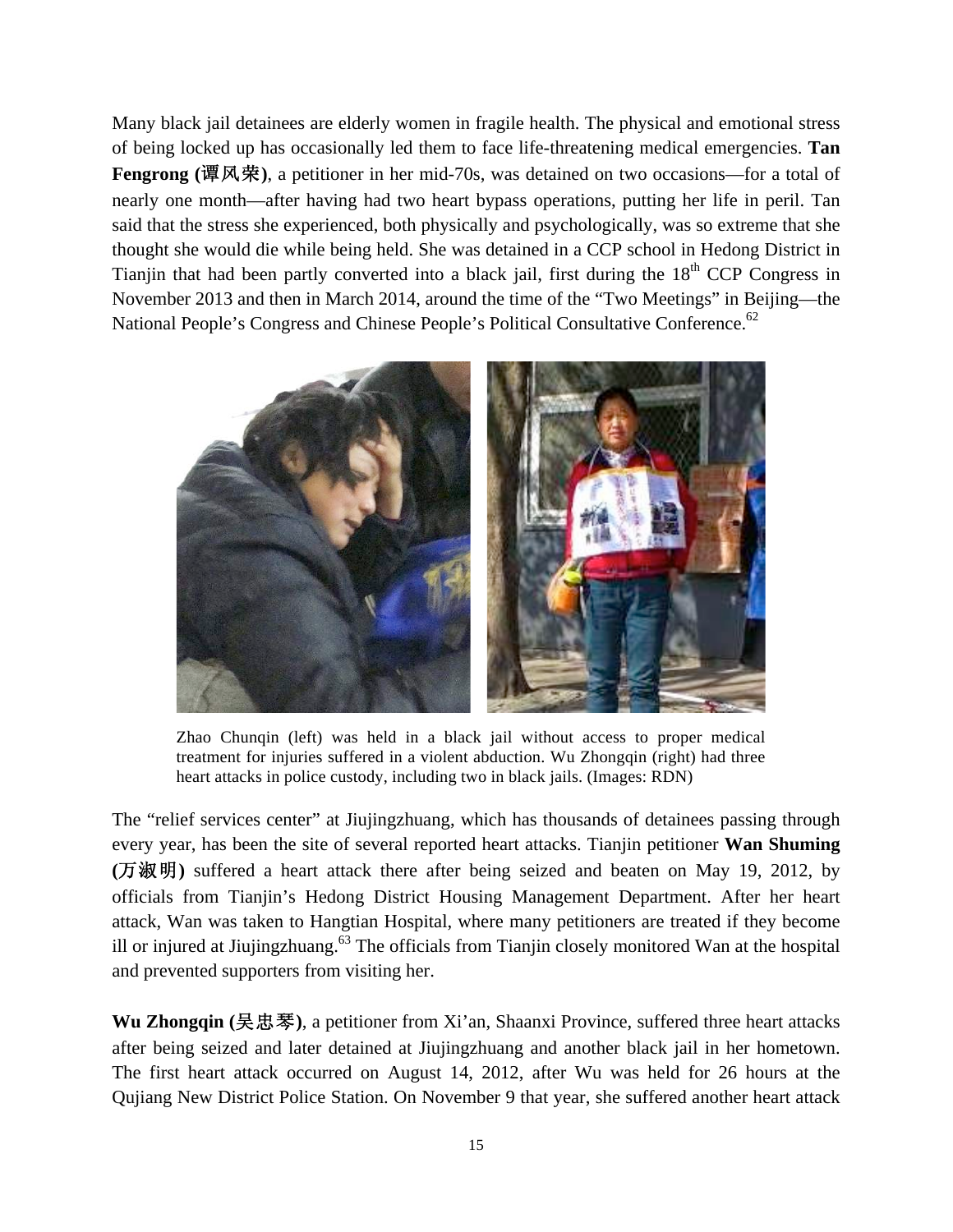Many black jail detainees are elderly women in fragile health. The physical and emotional stress of being locked up has occasionally led them to face life-threatening medical emergencies. **Tan Fengrong (谭风荣)**, a petitioner in her mid-70s, was detained on two occasions—for a total of nearly one month—after having had two heart bypass operations, putting her life in peril. Tan said that the stress she experienced, both physically and psychologically, was so extreme that she thought she would die while being held. She was detained in a CCP school in Hedong District in Tianjin that had been partly converted into a black jail, first during the 18th CCP Congress in November 2013 and then in March 2014, around the time of the "Two Meetings" in Beijing—the National People's Congress and Chinese People's Political Consultative Conference.[62]

Zhao Chunqin (left) was held in a black jail without access to proper medical treatment for injuries suffered in a violent abduction. Wu Zhongqin (right) had three heart attacks in police custody, including two in black jails. (Images: RDN)

The "relief services center" at Jiujingzhuang, which has thousands of detainees passing through every year, has been the site of several reported heart attacks. Tianjin petitioner **Wan Shuming (万淑明)** suffered a heart attack there after being seized and beaten on May 19, 2012, by officials from Tianjin's Hedong District Housing Management Department. After her heart attack, Wan was taken to Hangtian Hospital, where many petitioners are treated if they become ill or injured at Jiujingzhuang.[63] The officials from Tianjin closely monitored Wan at the hospital and prevented supporters from visiting her.

**Wu Zhongqin (吴忠琴)**, a petitioner from Xi'an, Shaanxi Province, suffered three heart attacks after being seized and later detained at Jiujingzhuang and another black jail in her hometown. The first heart attack occurred on August 14, 2012, after Wu was held for 26 hours at the Qujiang New District Police Station. On November 9 that year, she suffered another heart attack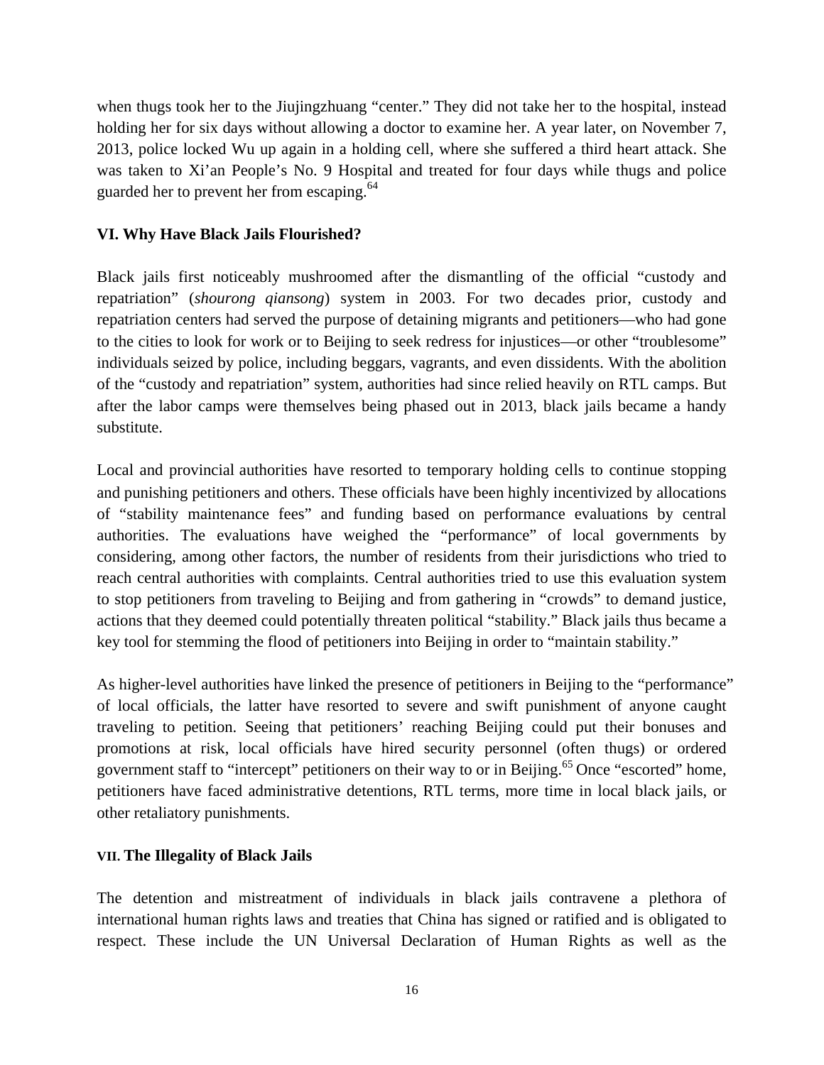when thugs took her to the Jiujingzhuang "center." They did not take her to the hospital, instead holding her for six days without allowing a doctor to examine her. A year later, on November 7, 2013, police locked Wu up again in a holding cell, where she suffered a third heart attack. She was taken to Xi'an People's No. 9 Hospital and treated for four days while thugs and police guarded her to prevent her from escaping.[64]

## VI. Why Have Black Jails Flourished?

Black jails first noticeably mushroomed after the dismantling of the official "custody and repatriation" (*shourong qiansong*) system in 2003. For two decades prior, custody and repatriation centers had served the purpose of detaining migrants and petitioners—who had gone to the cities to look for work or to Beijing to seek redress for injustices—or other "troublesome" individuals seized by police, including beggars, vagrants, and even dissidents. With the abolition of the "custody and repatriation" system, authorities had since relied heavily on RTL camps. But after the labor camps were themselves being phased out in 2013, black jails became a handy substitute.

Local and provincial authorities have resorted to temporary holding cells to continue stopping and punishing petitioners and others. These officials have been highly incentivized by allocations of "stability maintenance fees" and funding based on performance evaluations by central authorities. The evaluations have weighed the "performance" of local governments by considering, among other factors, the number of residents from their jurisdictions who tried to reach central authorities with complaints. Central authorities tried to use this evaluation system to stop petitioners from traveling to Beijing and from gathering in "crowds" to demand justice, actions that they deemed could potentially threaten political "stability." Black jails thus became a key tool for stemming the flood of petitioners into Beijing in order to "maintain stability."

As higher-level authorities have linked the presence of petitioners in Beijing to the "performance" of local officials, the latter have resorted to severe and swift punishment of anyone caught traveling to petition. Seeing that petitioners' reaching Beijing could put their bonuses and promotions at risk, local officials have hired security personnel (often thugs) or ordered government staff to "intercept" petitioners on their way to or in Beijing.[65] Once "escorted" home, petitioners have faced administrative detentions, RTL terms, more time in local black jails, or other retaliatory punishments.

## VII. The Illegality of Black Jails

The detention and mistreatment of individuals in black jails contravene a plethora of international human rights laws and treaties that China has signed or ratified and is obligated to respect. These include the UN Universal Declaration of Human Rights as well as the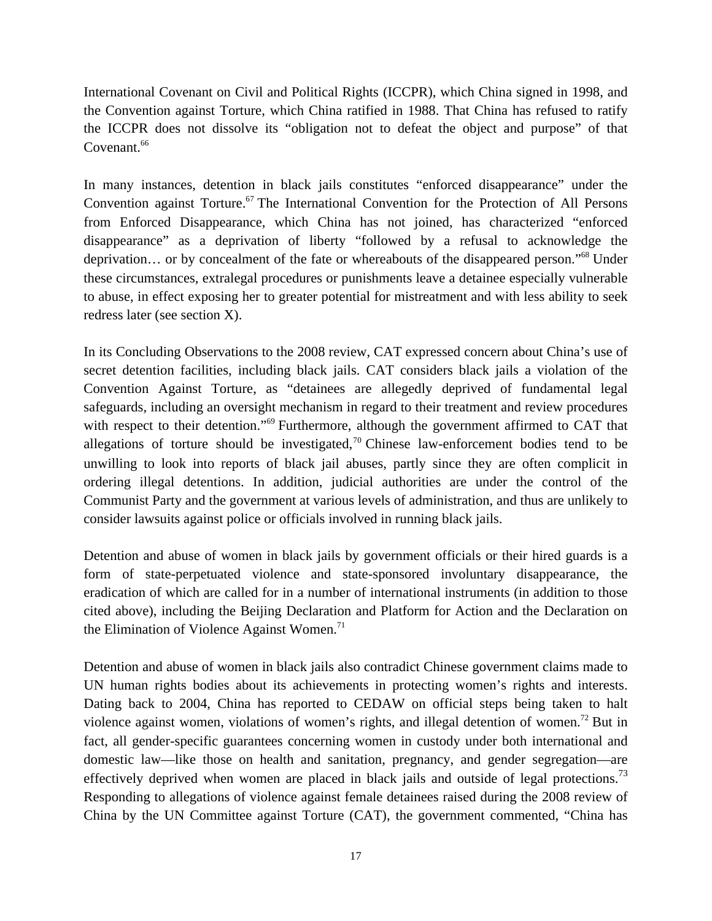International Covenant on Civil and Political Rights (ICCPR), which China signed in 1998, and the Convention against Torture, which China ratified in 1988. That China has refused to ratify the ICCPR does not dissolve its "obligation not to defeat the object and purpose" of that Covenant.[66]

In many instances, detention in black jails constitutes "enforced disappearance" under the Convention against Torture.[67] The International Convention for the Protection of All Persons from Enforced Disappearance, which China has not joined, has characterized "enforced disappearance" as a deprivation of liberty "followed by a refusal to acknowledge the deprivation… or by concealment of the fate or whereabouts of the disappeared person."[68] Under these circumstances, extralegal procedures or punishments leave a detainee especially vulnerable to abuse, in effect exposing her to greater potential for mistreatment and with less ability to seek redress later (see section X).

In its Concluding Observations to the 2008 review, CAT expressed concern about China's use of secret detention facilities, including black jails. CAT considers black jails a violation of the Convention Against Torture, as "detainees are allegedly deprived of fundamental legal safeguards, including an oversight mechanism in regard to their treatment and review procedures with respect to their detention."[69] Furthermore, although the government affirmed to CAT that allegations of torture should be investigated,[70] Chinese law-enforcement bodies tend to be unwilling to look into reports of black jail abuses, partly since they are often complicit in ordering illegal detentions. In addition, judicial authorities are under the control of the Communist Party and the government at various levels of administration, and thus are unlikely to consider lawsuits against police or officials involved in running black jails.

Detention and abuse of women in black jails by government officials or their hired guards is a form of state-perpetuated violence and state-sponsored involuntary disappearance, the eradication of which are called for in a number of international instruments (in addition to those cited above), including the Beijing Declaration and Platform for Action and the Declaration on the Elimination of Violence Against Women.[71]

Detention and abuse of women in black jails also contradict Chinese government claims made to UN human rights bodies about its achievements in protecting women's rights and interests. Dating back to 2004, China has reported to CEDAW on official steps being taken to halt violence against women, violations of women's rights, and illegal detention of women.[72] But in fact, all gender-specific guarantees concerning women in custody under both international and domestic law—like those on health and sanitation, pregnancy, and gender segregation—are effectively deprived when women are placed in black jails and outside of legal protections.[73] Responding to allegations of violence against female detainees raised during the 2008 review of China by the UN Committee against Torture (CAT), the government commented, "China has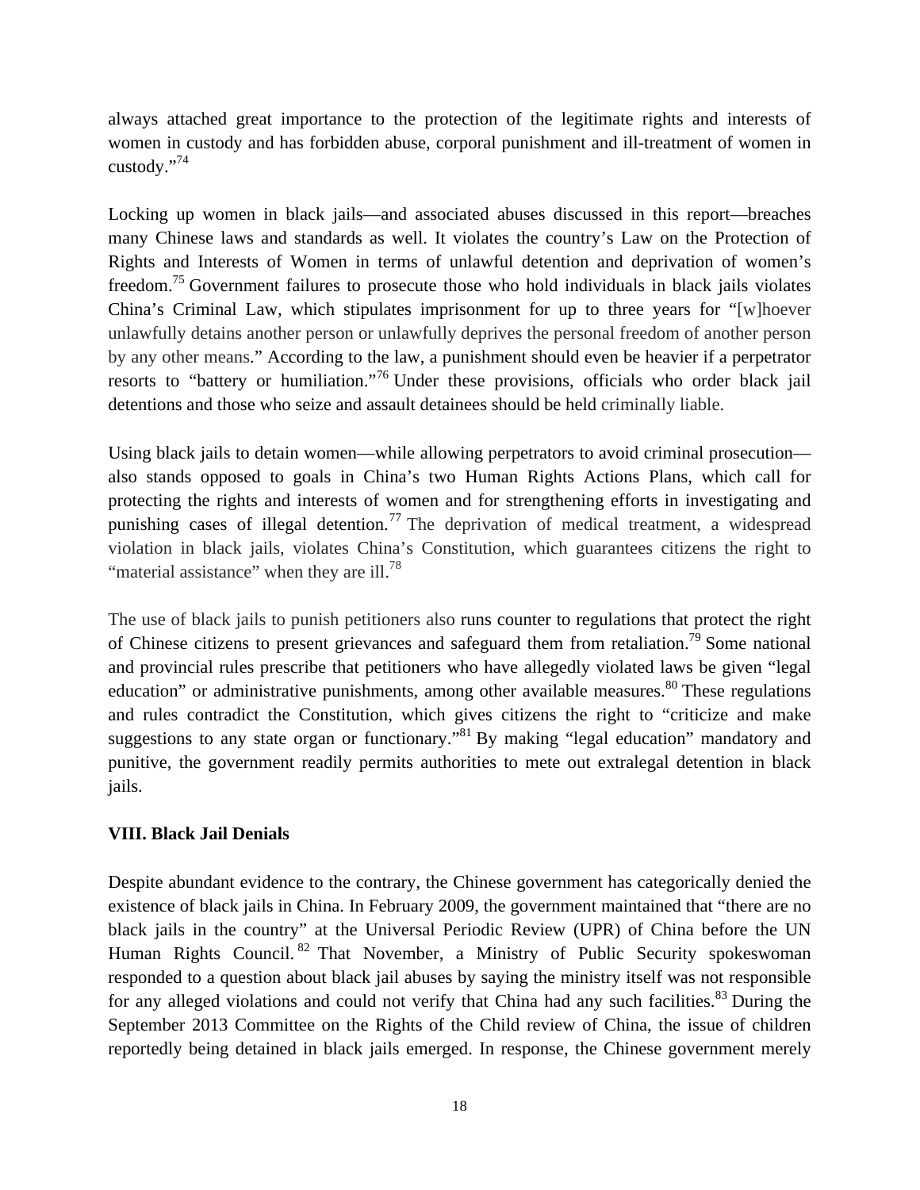always attached great importance to the protection of the legitimate rights and interests of women in custody and has forbidden abuse, corporal punishment and ill-treatment of women in custody."[74]

Locking up women in black jails—and associated abuses discussed in this report—breaches many Chinese laws and standards as well. It violates the country's Law on the Protection of Rights and Interests of Women in terms of unlawful detention and deprivation of women's freedom.[75] Government failures to prosecute those who hold individuals in black jails violates China's Criminal Law, which stipulates imprisonment for up to three years for "[w]hoever unlawfully detains another person or unlawfully deprives the personal freedom of another person by any other means." According to the law, a punishment should even be heavier if a perpetrator resorts to "battery or humiliation."[76] Under these provisions, officials who order black jail detentions and those who seize and assault detainees should be held criminally liable.

Using black jails to detain women—while allowing perpetrators to avoid criminal prosecution—also stands opposed to goals in China's two Human Rights Actions Plans, which call for protecting the rights and interests of women and for strengthening efforts in investigating and punishing cases of illegal detention.[77] The deprivation of medical treatment, a widespread violation in black jails, violates China's Constitution, which guarantees citizens the right to "material assistance" when they are ill.[78]

The use of black jails to punish petitioners also runs counter to regulations that protect the right of Chinese citizens to present grievances and safeguard them from retaliation.[79] Some national and provincial rules prescribe that petitioners who have allegedly violated laws be given "legal education" or administrative punishments, among other available measures.[80] These regulations and rules contradict the Constitution, which gives citizens the right to "criticize and make suggestions to any state organ or functionary."[81] By making "legal education" mandatory and punitive, the government readily permits authorities to mete out extralegal detention in black jails.

## VIII. Black Jail Denials

Despite abundant evidence to the contrary, the Chinese government has categorically denied the existence of black jails in China. In February 2009, the government maintained that "there are no black jails in the country" at the Universal Periodic Review (UPR) of China before the UN Human Rights Council.[82] That November, a Ministry of Public Security spokeswoman responded to a question about black jail abuses by saying the ministry itself was not responsible for any alleged violations and could not verify that China had any such facilities.[83] During the September 2013 Committee on the Rights of the Child review of China, the issue of children reportedly being detained in black jails emerged. In response, the Chinese government merely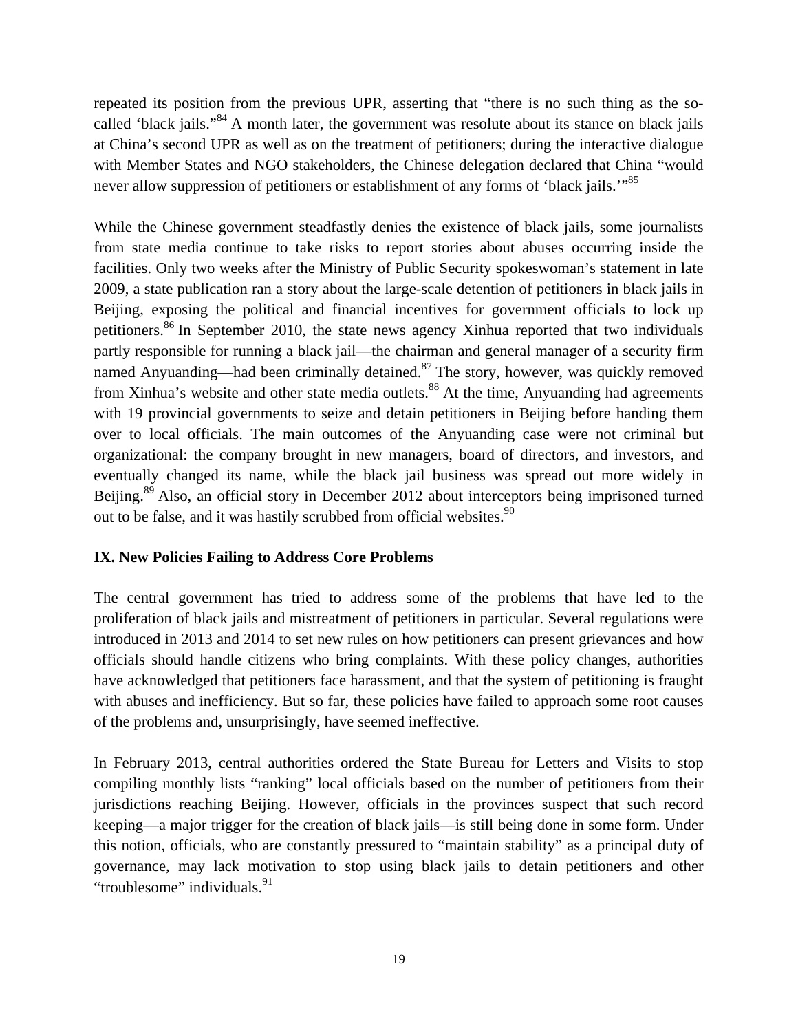repeated its position from the previous UPR, asserting that "there is no such thing as the so-called 'black jails."[84] A month later, the government was resolute about its stance on black jails at China's second UPR as well as on the treatment of petitioners; during the interactive dialogue with Member States and NGO stakeholders, the Chinese delegation declared that China "would never allow suppression of petitioners or establishment of any forms of 'black jails.'"[85]

While the Chinese government steadfastly denies the existence of black jails, some journalists from state media continue to take risks to report stories about abuses occurring inside the facilities. Only two weeks after the Ministry of Public Security spokeswoman's statement in late 2009, a state publication ran a story about the large-scale detention of petitioners in black jails in Beijing, exposing the political and financial incentives for government officials to lock up petitioners.[86] In September 2010, the state news agency Xinhua reported that two individuals partly responsible for running a black jail—the chairman and general manager of a security firm named Anyuanding—had been criminally detained.[87] The story, however, was quickly removed from Xinhua's website and other state media outlets.[88] At the time, Anyuanding had agreements with 19 provincial governments to seize and detain petitioners in Beijing before handing them over to local officials. The main outcomes of the Anyuanding case were not criminal but organizational: the company brought in new managers, board of directors, and investors, and eventually changed its name, while the black jail business was spread out more widely in Beijing.[89] Also, an official story in December 2012 about interceptors being imprisoned turned out to be false, and it was hastily scrubbed from official websites.[90]

## IX. New Policies Failing to Address Core Problems

The central government has tried to address some of the problems that have led to the proliferation of black jails and mistreatment of petitioners in particular. Several regulations were introduced in 2013 and 2014 to set new rules on how petitioners can present grievances and how officials should handle citizens who bring complaints. With these policy changes, authorities have acknowledged that petitioners face harassment, and that the system of petitioning is fraught with abuses and inefficiency. But so far, these policies have failed to approach some root causes of the problems and, unsurprisingly, have seemed ineffective.

In February 2013, central authorities ordered the State Bureau for Letters and Visits to stop compiling monthly lists "ranking" local officials based on the number of petitioners from their jurisdictions reaching Beijing. However, officials in the provinces suspect that such record keeping—a major trigger for the creation of black jails—is still being done in some form. Under this notion, officials, who are constantly pressured to "maintain stability" as a principal duty of governance, may lack motivation to stop using black jails to detain petitioners and other "troublesome" individuals.[91]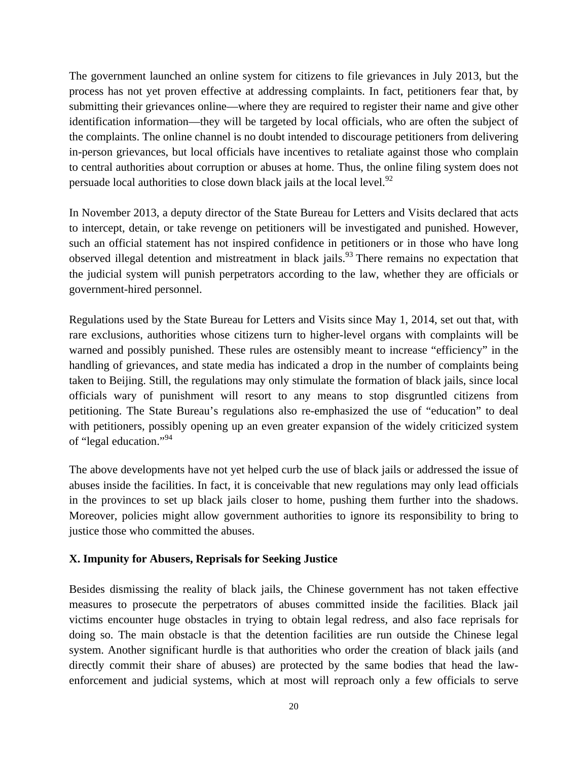The government launched an online system for citizens to file grievances in July 2013, but the process has not yet proven effective at addressing complaints. In fact, petitioners fear that, by submitting their grievances online—where they are required to register their name and give other identification information—they will be targeted by local officials, who are often the subject of the complaints. The online channel is no doubt intended to discourage petitioners from delivering in-person grievances, but local officials have incentives to retaliate against those who complain to central authorities about corruption or abuses at home. Thus, the online filing system does not persuade local authorities to close down black jails at the local level.[92]

In November 2013, a deputy director of the State Bureau for Letters and Visits declared that acts to intercept, detain, or take revenge on petitioners will be investigated and punished. However, such an official statement has not inspired confidence in petitioners or in those who have long observed illegal detention and mistreatment in black jails.[93] There remains no expectation that the judicial system will punish perpetrators according to the law, whether they are officials or government-hired personnel.

Regulations used by the State Bureau for Letters and Visits since May 1, 2014, set out that, with rare exclusions, authorities whose citizens turn to higher-level organs with complaints will be warned and possibly punished. These rules are ostensibly meant to increase "efficiency" in the handling of grievances, and state media has indicated a drop in the number of complaints being taken to Beijing. Still, the regulations may only stimulate the formation of black jails, since local officials wary of punishment will resort to any means to stop disgruntled citizens from petitioning. The State Bureau's regulations also re-emphasized the use of "education" to deal with petitioners, possibly opening up an even greater expansion of the widely criticized system of "legal education."[94]

The above developments have not yet helped curb the use of black jails or addressed the issue of abuses inside the facilities. In fact, it is conceivable that new regulations may only lead officials in the provinces to set up black jails closer to home, pushing them further into the shadows. Moreover, policies might allow government authorities to ignore its responsibility to bring to justice those who committed the abuses.

## X. Impunity for Abusers, Reprisals for Seeking Justice

Besides dismissing the reality of black jails, the Chinese government has not taken effective measures to prosecute the perpetrators of abuses committed inside the facilities. Black jail victims encounter huge obstacles in trying to obtain legal redress, and also face reprisals for doing so. The main obstacle is that the detention facilities are run outside the Chinese legal system. Another significant hurdle is that authorities who order the creation of black jails (and directly commit their share of abuses) are protected by the same bodies that head the law-enforcement and judicial systems, which at most will reproach only a few officials to serve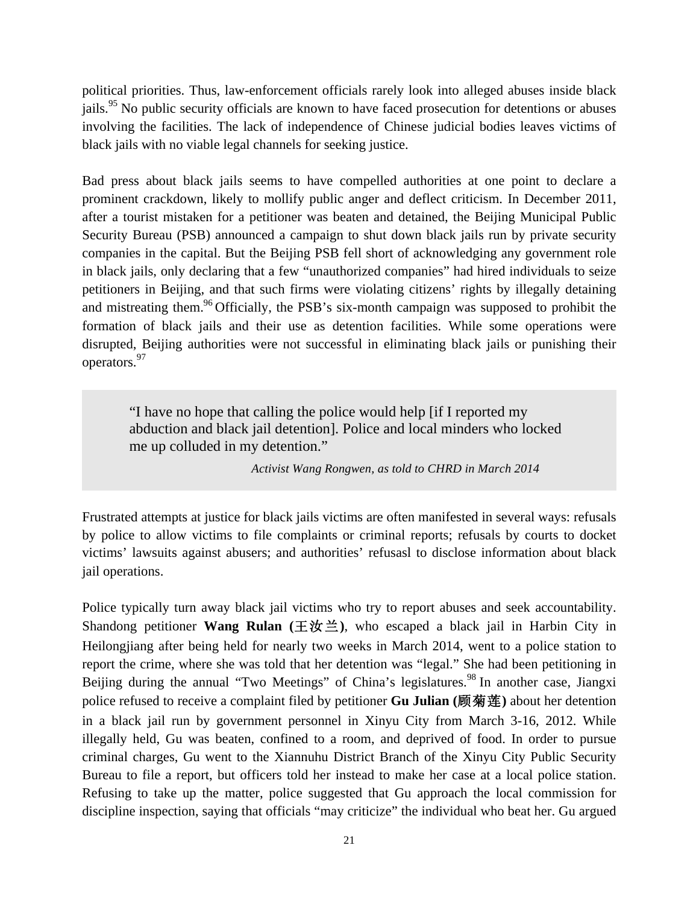political priorities. Thus, law-enforcement officials rarely look into alleged abuses inside black jails.[95] No public security officials are known to have faced prosecution for detentions or abuses involving the facilities. The lack of independence of Chinese judicial bodies leaves victims of black jails with no viable legal channels for seeking justice.

Bad press about black jails seems to have compelled authorities at one point to declare a prominent crackdown, likely to mollify public anger and deflect criticism. In December 2011, after a tourist mistaken for a petitioner was beaten and detained, the Beijing Municipal Public Security Bureau (PSB) announced a campaign to shut down black jails run by private security companies in the capital. But the Beijing PSB fell short of acknowledging any government role in black jails, only declaring that a few "unauthorized companies" had hired individuals to seize petitioners in Beijing, and that such firms were violating citizens' rights by illegally detaining and mistreating them.[96] Officially, the PSB's six-month campaign was supposed to prohibit the formation of black jails and their use as detention facilities. While some operations were disrupted, Beijing authorities were not successful in eliminating black jails or punishing their operators.[97]

> "I have no hope that calling the police would help [if I reported my abduction and black jail detention]. Police and local minders who locked me up colluded in my detention."
>
> *Activist Wang Rongwen, as told to CHRD in March 2014*

Frustrated attempts at justice for black jails victims are often manifested in several ways: refusals by police to allow victims to file complaints or criminal reports; refusals by courts to docket victims' lawsuits against abusers; and authorities' refusasl to disclose information about black jail operations.

Police typically turn away black jail victims who try to report abuses and seek accountability. Shandong petitioner **Wang Rulan (王汝兰)**, who escaped a black jail in Harbin City in Heilongjiang after being held for nearly two weeks in March 2014, went to a police station to report the crime, where she was told that her detention was "legal." She had been petitioning in Beijing during the annual "Two Meetings" of China's legislatures.[98] In another case, Jiangxi police refused to receive a complaint filed by petitioner **Gu Julian (顾菊莲)** about her detention in a black jail run by government personnel in Xinyu City from March 3-16, 2012. While illegally held, Gu was beaten, confined to a room, and deprived of food. In order to pursue criminal charges, Gu went to the Xiannuhu District Branch of the Xinyu City Public Security Bureau to file a report, but officers told her instead to make her case at a local police station. Refusing to take up the matter, police suggested that Gu approach the local commission for discipline inspection, saying that officials "may criticize" the individual who beat her. Gu argued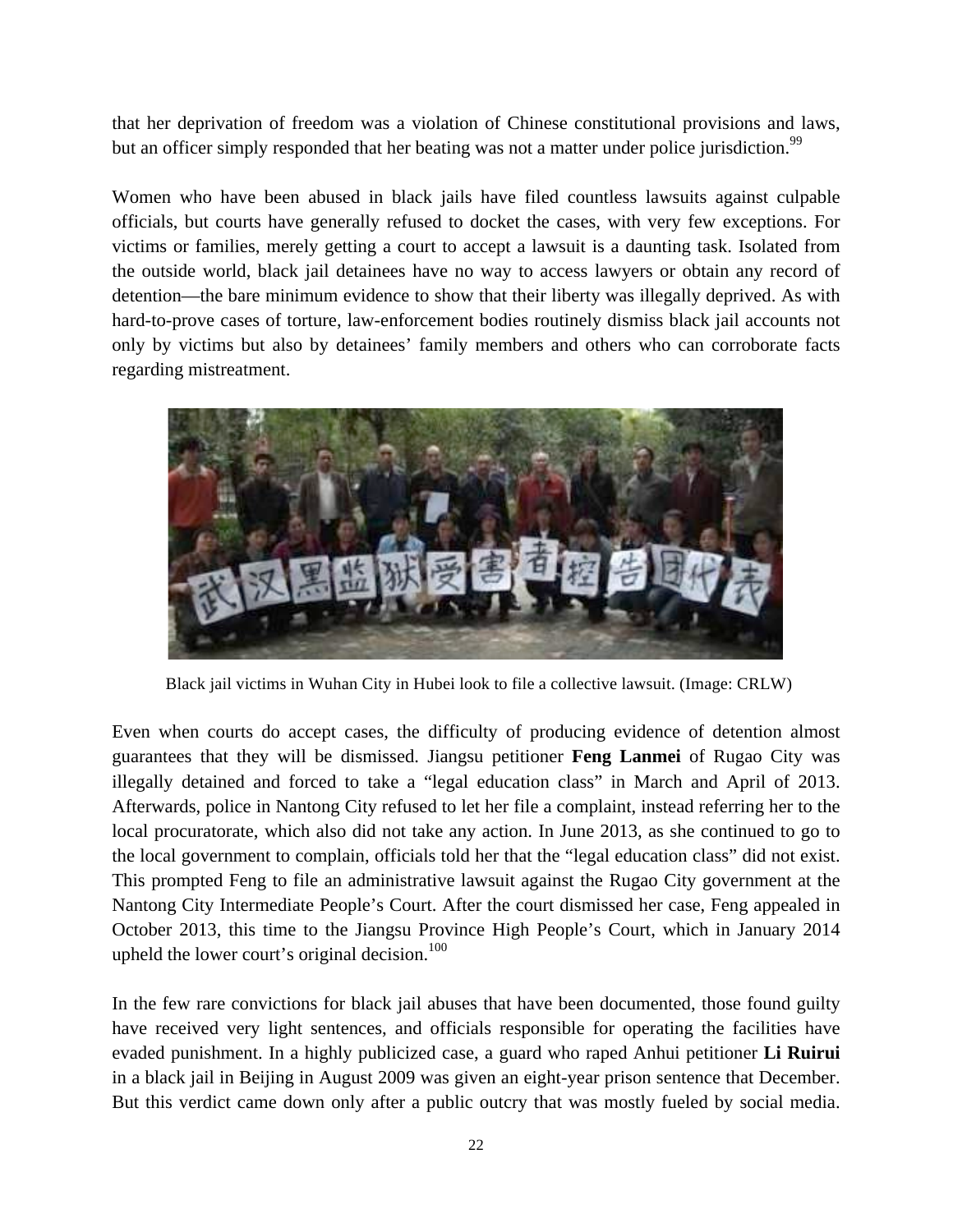that her deprivation of freedom was a violation of Chinese constitutional provisions and laws, but an officer simply responded that her beating was not a matter under police jurisdiction.[99]

Women who have been abused in black jails have filed countless lawsuits against culpable officials, but courts have generally refused to docket the cases, with very few exceptions. For victims or families, merely getting a court to accept a lawsuit is a daunting task. Isolated from the outside world, black jail detainees have no way to access lawyers or obtain any record of detention—the bare minimum evidence to show that their liberty was illegally deprived. As with hard-to-prove cases of torture, law-enforcement bodies routinely dismiss black jail accounts not only by victims but also by detainees' family members and others who can corroborate facts regarding mistreatment.

Black jail victims in Wuhan City in Hubei look to file a collective lawsuit. (Image: CRLW)

Even when courts do accept cases, the difficulty of producing evidence of detention almost guarantees that they will be dismissed. Jiangsu petitioner **Feng Lanmei** of Rugao City was illegally detained and forced to take a "legal education class" in March and April of 2013. Afterwards, police in Nantong City refused to let her file a complaint, instead referring her to the local procuratorate, which also did not take any action. In June 2013, as she continued to go to the local government to complain, officials told her that the "legal education class" did not exist. This prompted Feng to file an administrative lawsuit against the Rugao City government at the Nantong City Intermediate People's Court. After the court dismissed her case, Feng appealed in October 2013, this time to the Jiangsu Province High People's Court, which in January 2014 upheld the lower court's original decision.[100]

In the few rare convictions for black jail abuses that have been documented, those found guilty have received very light sentences, and officials responsible for operating the facilities have evaded punishment. In a highly publicized case, a guard who raped Anhui petitioner **Li Ruirui** in a black jail in Beijing in August 2009 was given an eight-year prison sentence that December. But this verdict came down only after a public outcry that was mostly fueled by social media.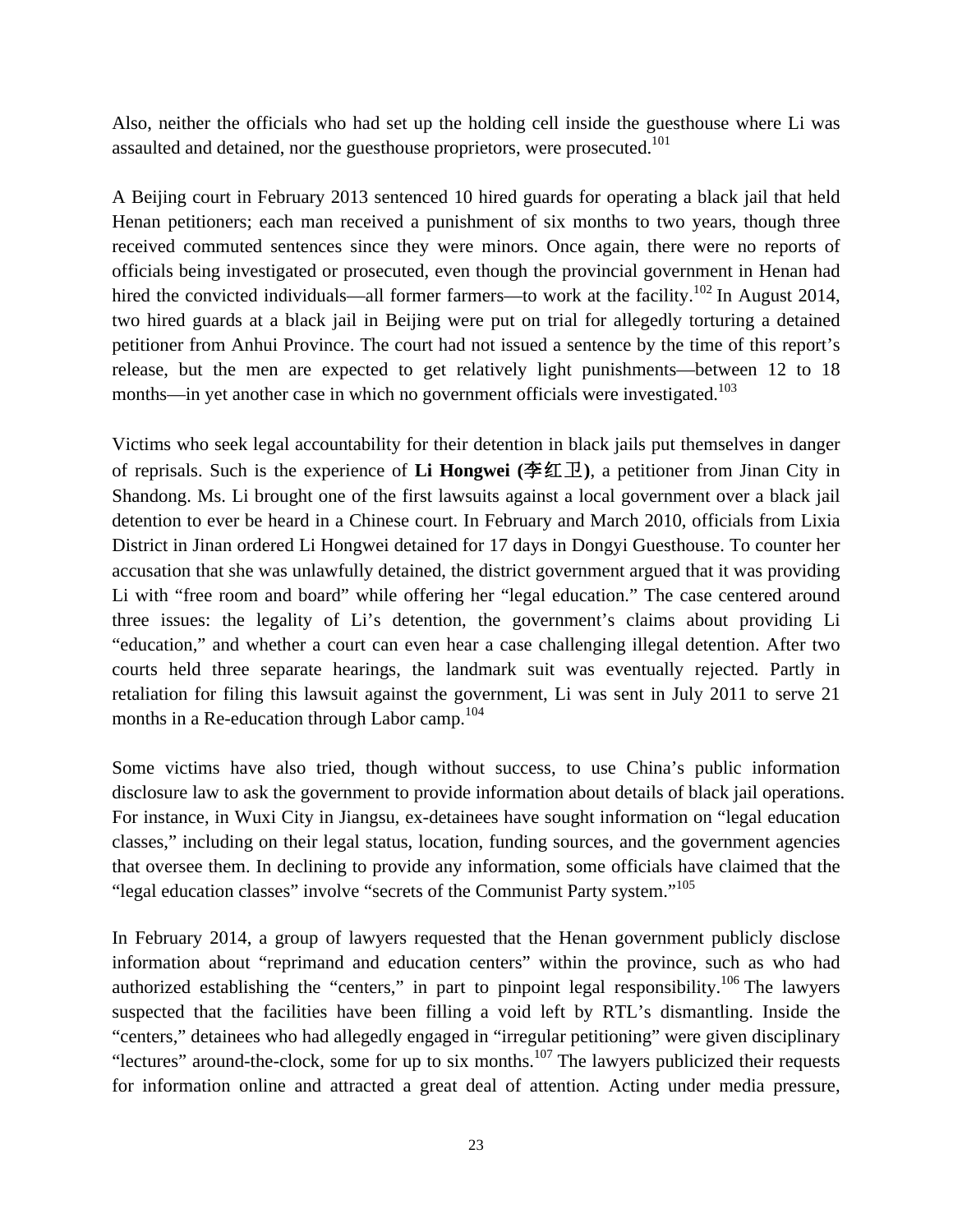Also, neither the officials who had set up the holding cell inside the guesthouse where Li was assaulted and detained, nor the guesthouse proprietors, were prosecuted.[101]

A Beijing court in February 2013 sentenced 10 hired guards for operating a black jail that held Henan petitioners; each man received a punishment of six months to two years, though three received commuted sentences since they were minors. Once again, there were no reports of officials being investigated or prosecuted, even though the provincial government in Henan had hired the convicted individuals—all former farmers—to work at the facility.[102] In August 2014, two hired guards at a black jail in Beijing were put on trial for allegedly torturing a detained petitioner from Anhui Province. The court had not issued a sentence by the time of this report's release, but the men are expected to get relatively light punishments—between 12 to 18 months—in yet another case in which no government officials were investigated.[103]

Victims who seek legal accountability for their detention in black jails put themselves in danger of reprisals. Such is the experience of **Li Hongwei (李红卫)**, a petitioner from Jinan City in Shandong. Ms. Li brought one of the first lawsuits against a local government over a black jail detention to ever be heard in a Chinese court. In February and March 2010, officials from Lixia District in Jinan ordered Li Hongwei detained for 17 days in Dongyi Guesthouse. To counter her accusation that she was unlawfully detained, the district government argued that it was providing Li with "free room and board" while offering her "legal education." The case centered around three issues: the legality of Li's detention, the government's claims about providing Li "education," and whether a court can even hear a case challenging illegal detention. After two courts held three separate hearings, the landmark suit was eventually rejected. Partly in retaliation for filing this lawsuit against the government, Li was sent in July 2011 to serve 21 months in a Re-education through Labor camp.[104]

Some victims have also tried, though without success, to use China's public information disclosure law to ask the government to provide information about details of black jail operations. For instance, in Wuxi City in Jiangsu, ex-detainees have sought information on "legal education classes," including on their legal status, location, funding sources, and the government agencies that oversee them. In declining to provide any information, some officials have claimed that the "legal education classes" involve "secrets of the Communist Party system."[105]

In February 2014, a group of lawyers requested that the Henan government publicly disclose information about "reprimand and education centers" within the province, such as who had authorized establishing the "centers," in part to pinpoint legal responsibility.[106] The lawyers suspected that the facilities have been filling a void left by RTL's dismantling. Inside the "centers," detainees who had allegedly engaged in "irregular petitioning" were given disciplinary "lectures" around-the-clock, some for up to six months.[107] The lawyers publicized their requests for information online and attracted a great deal of attention. Acting under media pressure,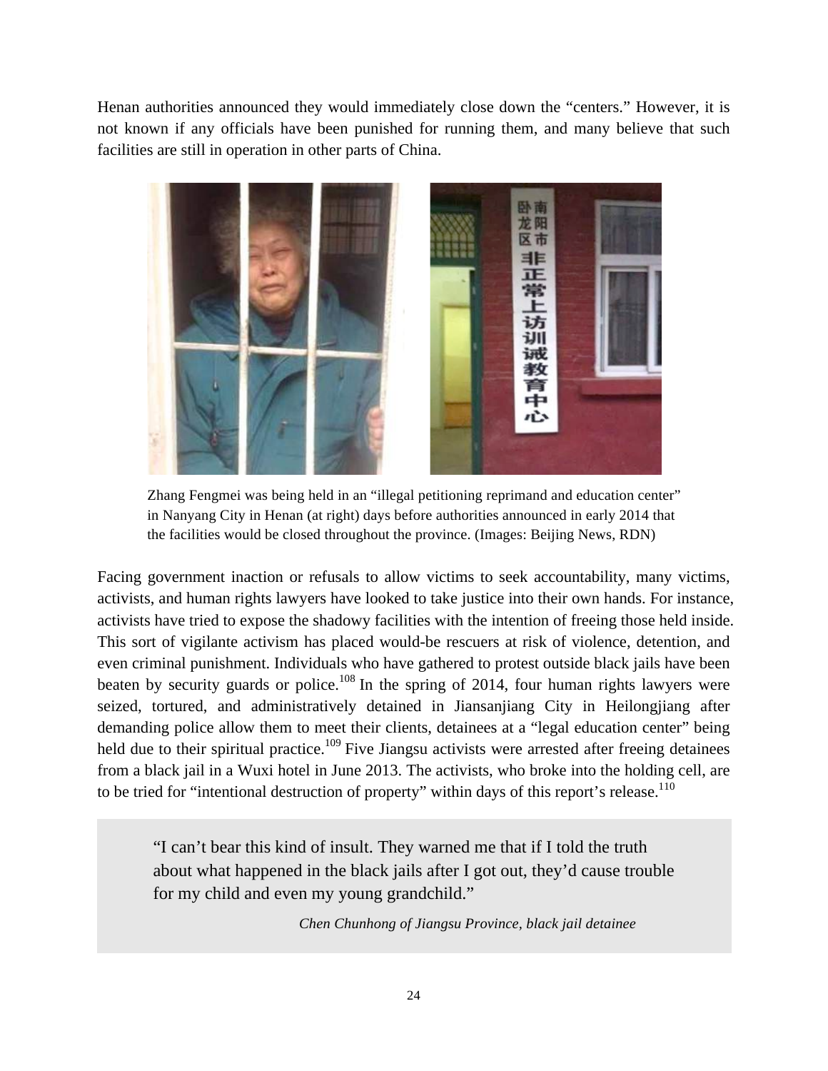Henan authorities announced they would immediately close down the "centers." However, it is not known if any officials have been punished for running them, and many believe that such facilities are still in operation in other parts of China.

Zhang Fengmei was being held in an "illegal petitioning reprimand and education center" in Nanyang City in Henan (at right) days before authorities announced in early 2014 that the facilities would be closed throughout the province. (Images: Beijing News, RDN)

Facing government inaction or refusals to allow victims to seek accountability, many victims, activists, and human rights lawyers have looked to take justice into their own hands. For instance, activists have tried to expose the shadowy facilities with the intention of freeing those held inside. This sort of vigilante activism has placed would-be rescuers at risk of violence, detention, and even criminal punishment. Individuals who have gathered to protest outside black jails have been beaten by security guards or police.[108] In the spring of 2014, four human rights lawyers were seized, tortured, and administratively detained in Jiansanjiang City in Heilongjiang after demanding police allow them to meet their clients, detainees at a "legal education center" being held due to their spiritual practice.[109] Five Jiangsu activists were arrested after freeing detainees from a black jail in a Wuxi hotel in June 2013. The activists, who broke into the holding cell, are to be tried for "intentional destruction of property" within days of this report's release.[110]

> "I can't bear this kind of insult. They warned me that if I told the truth about what happened in the black jails after I got out, they'd cause trouble for my child and even my young grandchild."
>
> *Chen Chunhong of Jiangsu Province, black jail detainee*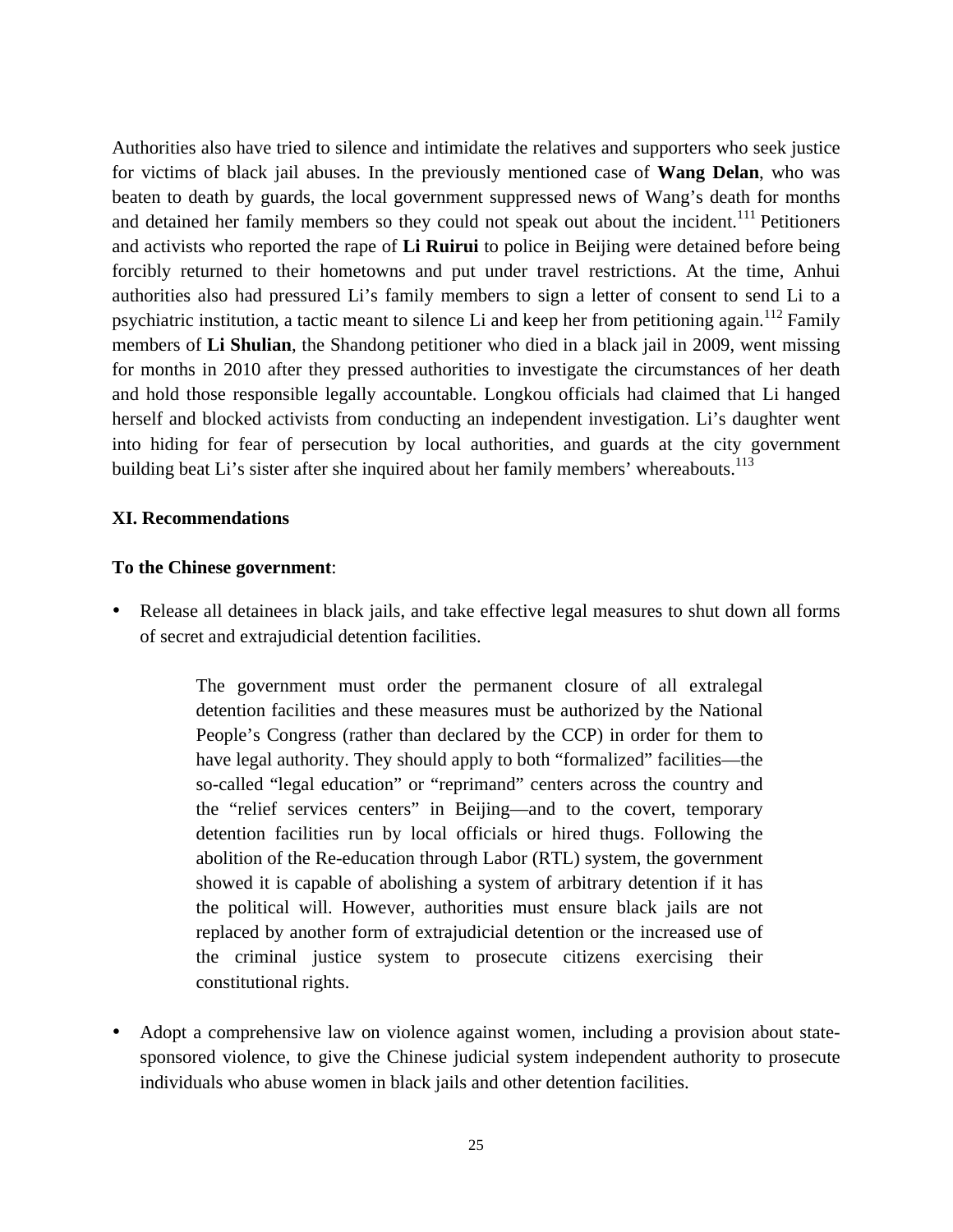Authorities also have tried to silence and intimidate the relatives and supporters who seek justice for victims of black jail abuses. In the previously mentioned case of **Wang Delan**, who was beaten to death by guards, the local government suppressed news of Wang's death for months and detained her family members so they could not speak out about the incident.[111] Petitioners and activists who reported the rape of **Li Ruirui** to police in Beijing were detained before being forcibly returned to their hometowns and put under travel restrictions. At the time, Anhui authorities also had pressured Li's family members to sign a letter of consent to send Li to a psychiatric institution, a tactic meant to silence Li and keep her from petitioning again.[112] Family members of **Li Shulian**, the Shandong petitioner who died in a black jail in 2009, went missing for months in 2010 after they pressed authorities to investigate the circumstances of her death and hold those responsible legally accountable. Longkou officials had claimed that Li hanged herself and blocked activists from conducting an independent investigation. Li's daughter went into hiding for fear of persecution by local authorities, and guards at the city government building beat Li's sister after she inquired about her family members' whereabouts.[113]

## XI. Recommendations

**To the Chinese government**:

- Release all detainees in black jails, and take effective legal measures to shut down all forms of secret and extrajudicial detention facilities.

    The government must order the permanent closure of all extralegal detention facilities and these measures must be authorized by the National People's Congress (rather than declared by the CCP) in order for them to have legal authority. They should apply to both "formalized" facilities—the so-called "legal education" or "reprimand" centers across the country and the "relief services centers" in Beijing—and to the covert, temporary detention facilities run by local officials or hired thugs. Following the abolition of the Re-education through Labor (RTL) system, the government showed it is capable of abolishing a system of arbitrary detention if it has the political will. However, authorities must ensure black jails are not replaced by another form of extrajudicial detention or the increased use of the criminal justice system to prosecute citizens exercising their constitutional rights.

- Adopt a comprehensive law on violence against women, including a provision about state-sponsored violence, to give the Chinese judicial system independent authority to prosecute individuals who abuse women in black jails and other detention facilities.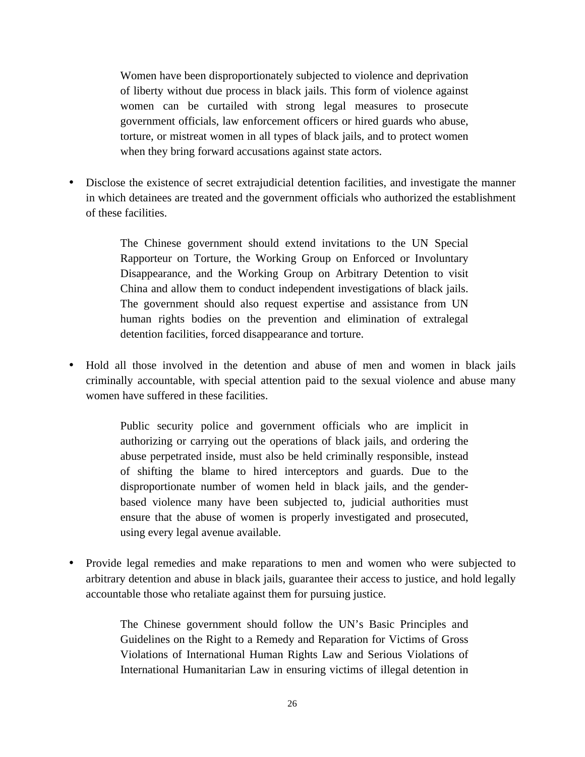Women have been disproportionately subjected to violence and deprivation of liberty without due process in black jails. This form of violence against women can be curtailed with strong legal measures to prosecute government officials, law enforcement officers or hired guards who abuse, torture, or mistreat women in all types of black jails, and to protect women when they bring forward accusations against state actors.

- Disclose the existence of secret extrajudicial detention facilities, and investigate the manner in which detainees are treated and the government officials who authorized the establishment of these facilities.

  The Chinese government should extend invitations to the UN Special Rapporteur on Torture, the Working Group on Enforced or Involuntary Disappearance, and the Working Group on Arbitrary Detention to visit China and allow them to conduct independent investigations of black jails. The government should also request expertise and assistance from UN human rights bodies on the prevention and elimination of extralegal detention facilities, forced disappearance and torture.

- Hold all those involved in the detention and abuse of men and women in black jails criminally accountable, with special attention paid to the sexual violence and abuse many women have suffered in these facilities.

  Public security police and government officials who are implicit in authorizing or carrying out the operations of black jails, and ordering the abuse perpetrated inside, must also be held criminally responsible, instead of shifting the blame to hired interceptors and guards. Due to the disproportionate number of women held in black jails, and the gender-based violence many have been subjected to, judicial authorities must ensure that the abuse of women is properly investigated and prosecuted, using every legal avenue available.

- Provide legal remedies and make reparations to men and women who were subjected to arbitrary detention and abuse in black jails, guarantee their access to justice, and hold legally accountable those who retaliate against them for pursuing justice.

  The Chinese government should follow the UN's Basic Principles and Guidelines on the Right to a Remedy and Reparation for Victims of Gross Violations of International Human Rights Law and Serious Violations of International Humanitarian Law in ensuring victims of illegal detention in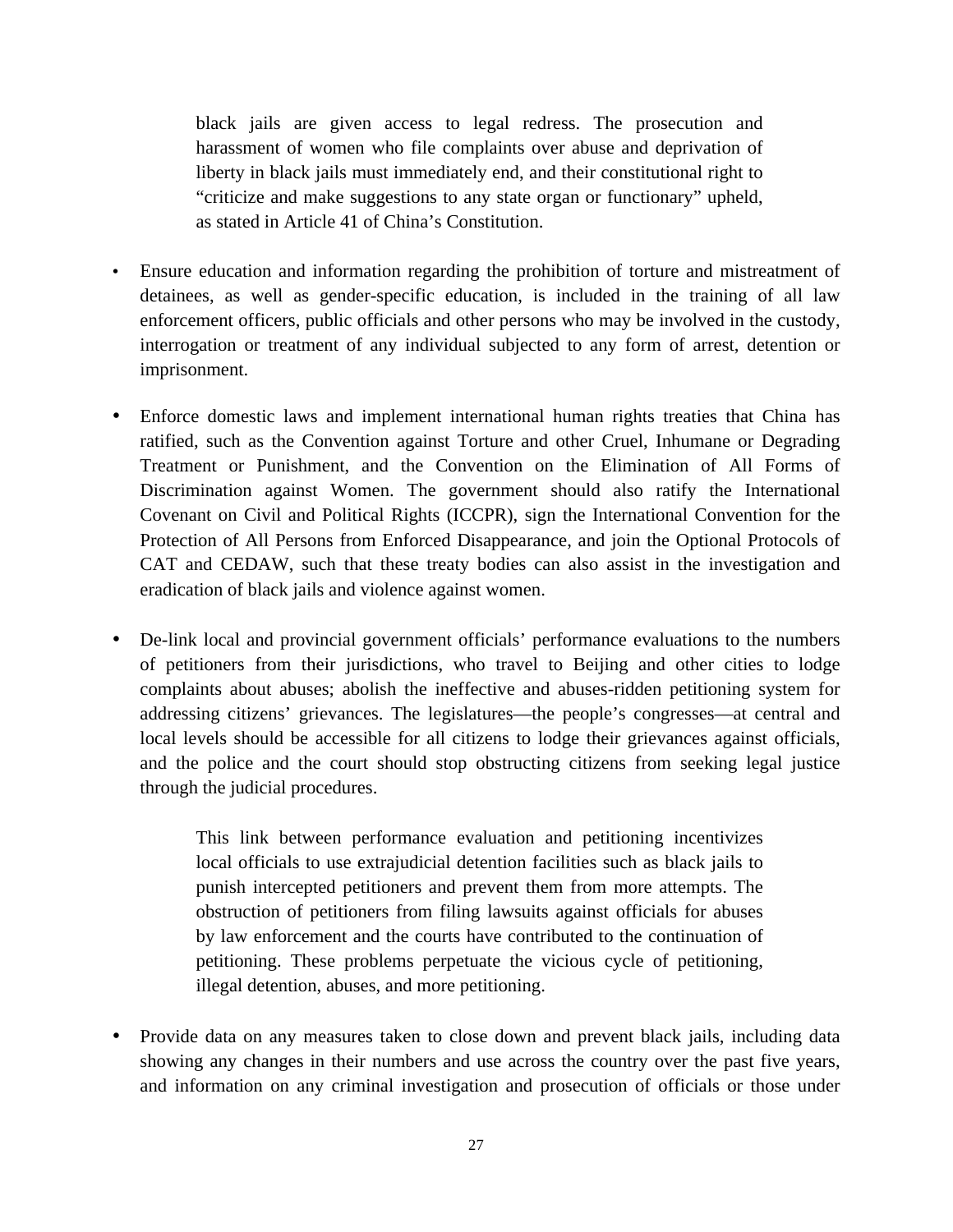> black jails are given access to legal redress. The prosecution and harassment of women who file complaints over abuse and deprivation of liberty in black jails must immediately end, and their constitutional right to "criticize and make suggestions to any state organ or functionary" upheld, as stated in Article 41 of China's Constitution.

- Ensure education and information regarding the prohibition of torture and mistreatment of detainees, as well as gender-specific education, is included in the training of all law enforcement officers, public officials and other persons who may be involved in the custody, interrogation or treatment of any individual subjected to any form of arrest, detention or imprisonment.

- Enforce domestic laws and implement international human rights treaties that China has ratified, such as the Convention against Torture and other Cruel, Inhumane or Degrading Treatment or Punishment, and the Convention on the Elimination of All Forms of Discrimination against Women. The government should also ratify the International Covenant on Civil and Political Rights (ICCPR), sign the International Convention for the Protection of All Persons from Enforced Disappearance, and join the Optional Protocols of CAT and CEDAW, such that these treaty bodies can also assist in the investigation and eradication of black jails and violence against women.

- De-link local and provincial government officials' performance evaluations to the numbers of petitioners from their jurisdictions, who travel to Beijing and other cities to lodge complaints about abuses; abolish the ineffective and abuses-ridden petitioning system for addressing citizens' grievances. The legislatures—the people's congresses—at central and local levels should be accessible for all citizens to lodge their grievances against officials, and the police and the court should stop obstructing citizens from seeking legal justice through the judicial procedures.

> This link between performance evaluation and petitioning incentivizes local officials to use extrajudicial detention facilities such as black jails to punish intercepted petitioners and prevent them from more attempts. The obstruction of petitioners from filing lawsuits against officials for abuses by law enforcement and the courts have contributed to the continuation of petitioning. These problems perpetuate the vicious cycle of petitioning, illegal detention, abuses, and more petitioning.

- Provide data on any measures taken to close down and prevent black jails, including data showing any changes in their numbers and use across the country over the past five years, and information on any criminal investigation and prosecution of officials or those under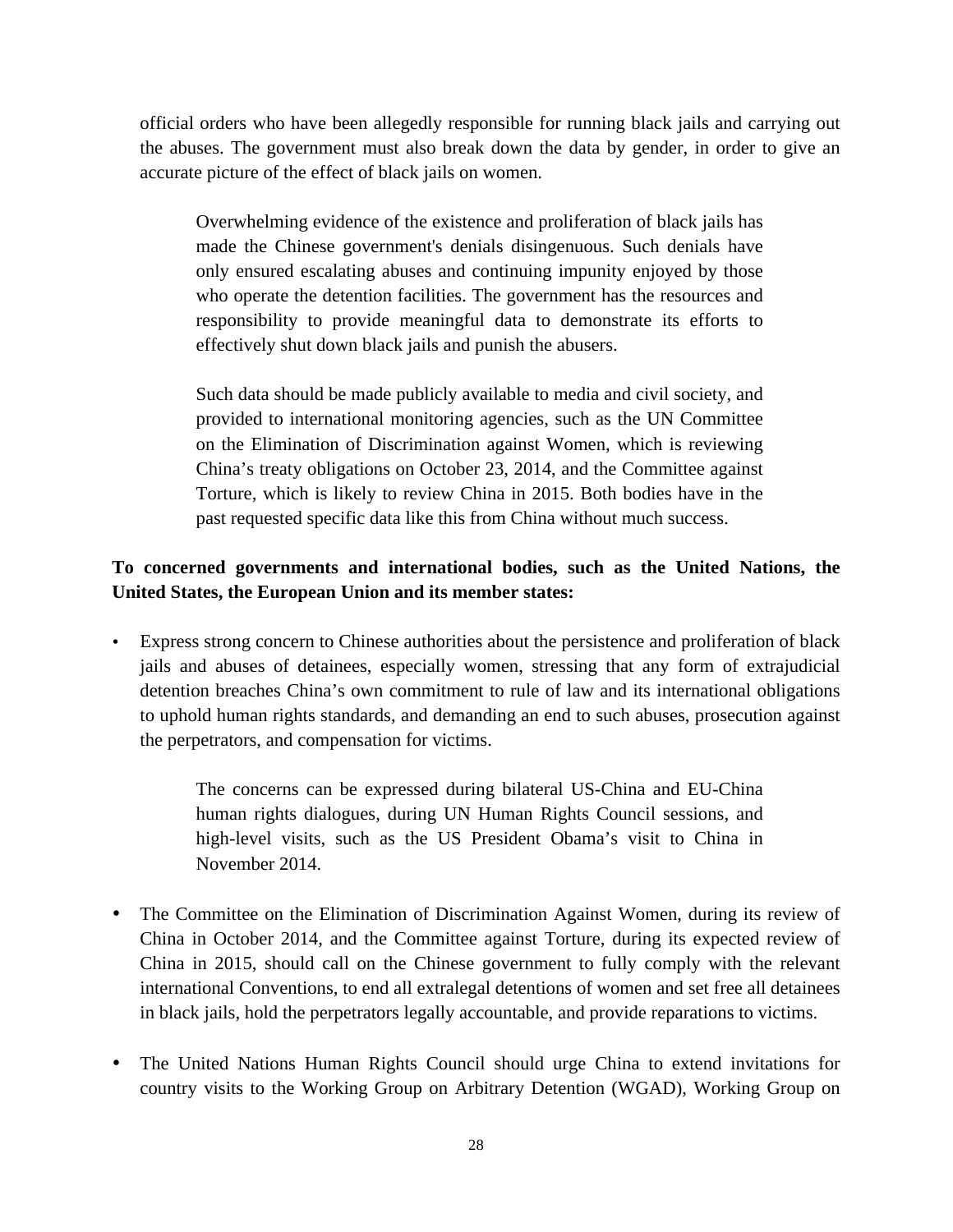official orders who have been allegedly responsible for running black jails and carrying out the abuses. The government must also break down the data by gender, in order to give an accurate picture of the effect of black jails on women.

> Overwhelming evidence of the existence and proliferation of black jails has made the Chinese government's denials disingenuous. Such denials have only ensured escalating abuses and continuing impunity enjoyed by those who operate the detention facilities. The government has the resources and responsibility to provide meaningful data to demonstrate its efforts to effectively shut down black jails and punish the abusers.
>
> Such data should be made publicly available to media and civil society, and provided to international monitoring agencies, such as the UN Committee on the Elimination of Discrimination against Women, which is reviewing China's treaty obligations on October 23, 2014, and the Committee against Torture, which is likely to review China in 2015. Both bodies have in the past requested specific data like this from China without much success.

**To concerned governments and international bodies, such as the United Nations, the United States, the European Union and its member states:**

- Express strong concern to Chinese authorities about the persistence and proliferation of black jails and abuses of detainees, especially women, stressing that any form of extrajudicial detention breaches China's own commitment to rule of law and its international obligations to uphold human rights standards, and demanding an end to such abuses, prosecution against the perpetrators, and compensation for victims.

> The concerns can be expressed during bilateral US-China and EU-China human rights dialogues, during UN Human Rights Council sessions, and high-level visits, such as the US President Obama's visit to China in November 2014.

- The Committee on the Elimination of Discrimination Against Women, during its review of China in October 2014, and the Committee against Torture, during its expected review of China in 2015, should call on the Chinese government to fully comply with the relevant international Conventions, to end all extralegal detentions of women and set free all detainees in black jails, hold the perpetrators legally accountable, and provide reparations to victims.

- The United Nations Human Rights Council should urge China to extend invitations for country visits to the Working Group on Arbitrary Detention (WGAD), Working Group on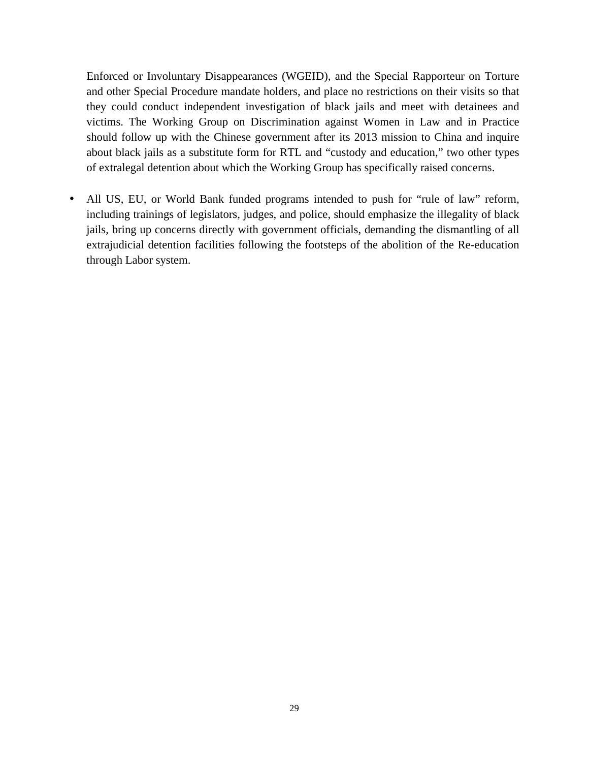Enforced or Involuntary Disappearances (WGEID), and the Special Rapporteur on Torture and other Special Procedure mandate holders, and place no restrictions on their visits so that they could conduct independent investigation of black jails and meet with detainees and victims. The Working Group on Discrimination against Women in Law and in Practice should follow up with the Chinese government after its 2013 mission to China and inquire about black jails as a substitute form for RTL and "custody and education," two other types of extralegal detention about which the Working Group has specifically raised concerns.

- All US, EU, or World Bank funded programs intended to push for "rule of law" reform, including trainings of legislators, judges, and police, should emphasize the illegality of black jails, bring up concerns directly with government officials, demanding the dismantling of all extrajudicial detention facilities following the footsteps of the abolition of the Re-education through Labor system.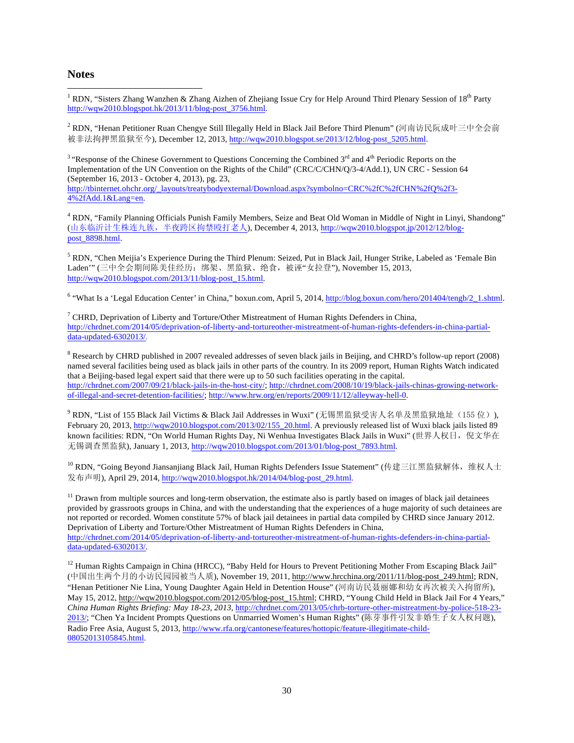## Notes

[1] RDN, "Sisters Zhang Wanzhen & Zhang Aizhen of Zhejiang Issue Cry for Help Around Third Plenary Session of 18th Party http://wqw2010.blogspot.hk/2013/11/blog-post_3756.html.

[2] RDN, "Henan Petitioner Ruan Chengye Still Illegally Held in Black Jail Before Third Plenum" (河南访民阮成叶三中全会前被非法拘押黑监狱至今), December 12, 2013, http://wqw2010.blogspot.se/2013/12/blog-post_5205.html.

[3] "Response of the Chinese Government to Questions Concerning the Combined 3rd and 4th Periodic Reports on the Implementation of the UN Convention on the Rights of the Child" (CRC/C/CHN/Q/3-4/Add.1), UN CRC - Session 64 (September 16, 2013 - October 4, 2013), pg. 23, http://tbinternet.ohchr.org/_layouts/treatybodyexternal/Download.aspx?symbolno=CRC%2fC%2fCHN%2fQ%2f3-4%2fAdd.1&Lang=en.

[4] RDN, "Family Planning Officials Punish Family Members, Seize and Beat Old Woman in Middle of Night in Linyi, Shandong" (山东临沂计生株连九族，半夜跨区拘禁殴打老人), December 4, 2013, http://wqw2010.blogspot.jp/2012/12/blog-post_8898.html.

[5] RDN, "Chen Meijia's Experience During the Third Plenum: Seized, Put in Black Jail, Hunger Strike, Labeled as 'Female Bin Laden'" (三中全会期间陈美佳经历：绑架、黑监狱、绝食，被诬"女拉登"), November 15, 2013, http://wqw2010.blogspot.com/2013/11/blog-post_15.html.

[6] "What Is a 'Legal Education Center' in China," boxun.com, April 5, 2014, http://blog.boxun.com/hero/201404/tengb/2_1.shtml.

[7] CHRD, Deprivation of Liberty and Torture/Other Mistreatment of Human Rights Defenders in China, http://chrdnet.com/2014/05/deprivation-of-liberty-and-tortureother-mistreatment-of-human-rights-defenders-in-china-partial-data-updated-6302013/.

[8] Research by CHRD published in 2007 revealed addresses of seven black jails in Beijing, and CHRD's follow-up report (2008) named several facilities being used as black jails in other parts of the country. In its 2009 report, Human Rights Watch indicated that a Beijing-based legal expert said that there were up to 50 such facilities operating in the capital. http://chrdnet.com/2007/09/21/black-jails-in-the-host-city/; http://chrdnet.com/2008/10/19/black-jails-chinas-growing-network-of-illegal-and-secret-detention-facilities/; http://www.hrw.org/en/reports/2009/11/12/alleyway-hell-0.

[9] RDN, "List of 155 Black Jail Victims & Black Jail Addresses in Wuxi" (无锡黑监狱受害人名单及黑监狱地址（155 位）), February 20, 2013, http://wqw2010.blogspot.com/2013/02/155_20.html. A previously released list of Wuxi black jails listed 89 known facilities: RDN, "On World Human Rights Day, Ni Wenhua Investigates Black Jails in Wuxi" (世界人权日，倪文华在无锡调查黑监狱), January 1, 2013, http://wqw2010.blogspot.com/2013/01/blog-post_7893.html.

[10] RDN, "Going Beyond Jiansanjiang Black Jail, Human Rights Defenders Issue Statement" (传建三江黑监狱解体，维权人士发布声明), April 29, 2014, http://wqw2010.blogspot.hk/2014/04/blog-post_29.html.

[11] Drawn from multiple sources and long-term observation, the estimate also is partly based on images of black jail detainees provided by grassroots groups in China, and with the understanding that the experiences of a huge majority of such detainees are not reported or recorded. Women constitute 57% of black jail detainees in partial data compiled by CHRD since January 2012. Deprivation of Liberty and Torture/Other Mistreatment of Human Rights Defenders in China, http://chrdnet.com/2014/05/deprivation-of-liberty-and-tortureother-mistreatment-of-human-rights-defenders-in-china-partial-data-updated-6302013/.

[12] Human Rights Campaign in China (HRCC), "Baby Held for Hours to Prevent Petitioning Mother From Escaping Black Jail" (中国出生两个月的小访民园园被当人质), November 19, 2011, http://www.hrcchina.org/2011/11/blog-post_249.html; RDN, "Henan Petitioner Nie Lina, Young Daughter Again Held in Detention House" (河南访民聂丽娜和幼女再次被关入拘留所), May 15, 2012, http://wqw2010.blogspot.com/2012/05/blog-post_15.html; CHRD, "Young Child Held in Black Jail For 4 Years," *China Human Rights Briefing: May 18-23, 2013*, http://chrdnet.com/2013/05/chrb-torture-other-mistreatment-by-police-518-23-2013/; "Chen Ya Incident Prompts Questions on Unmarried Women's Human Rights" (陈芽事件引发非婚生子女人权问题), Radio Free Asia, August 5, 2013, http://www.rfa.org/cantonese/features/hottopic/feature-illegitimate-child-08052013105845.html.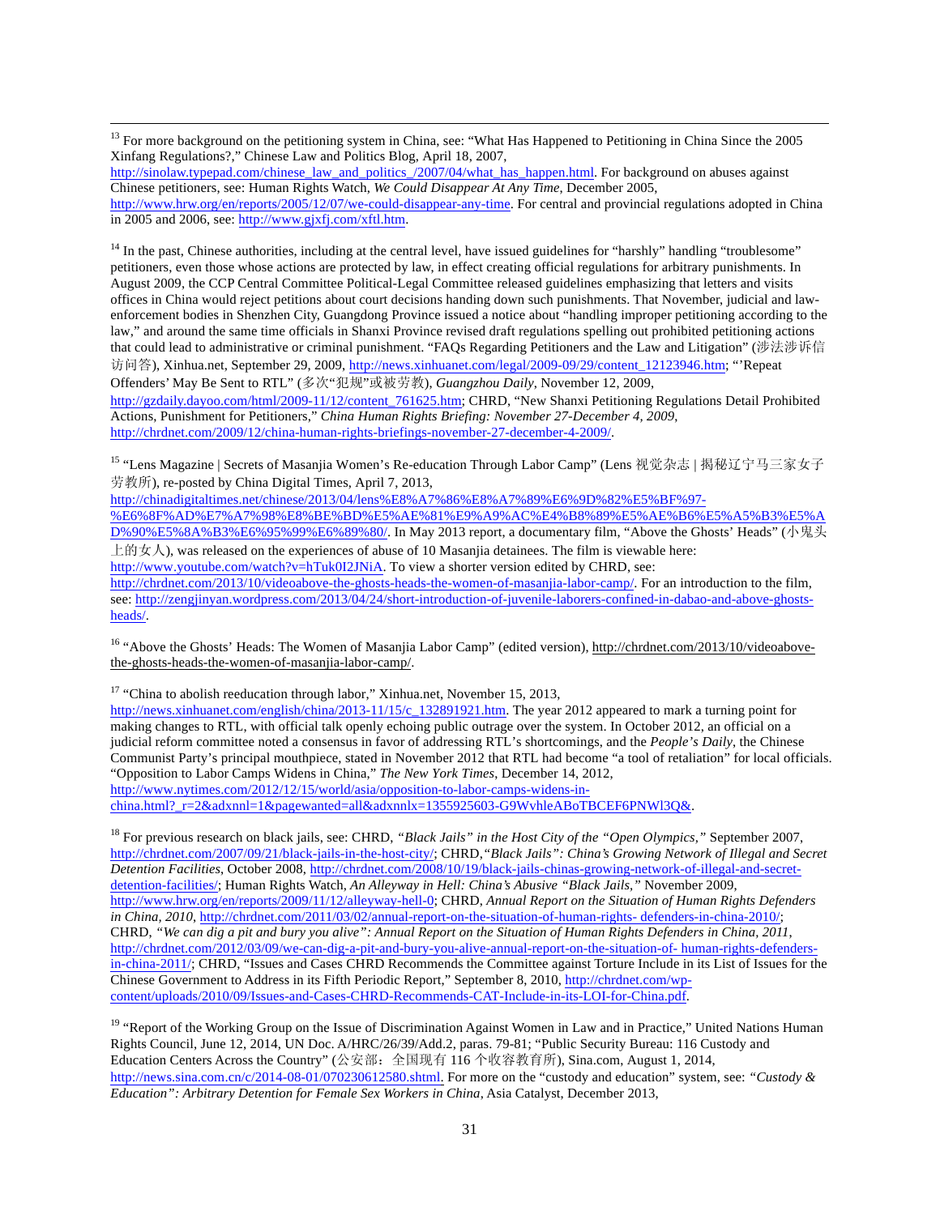[13] For more background on the petitioning system in China, see: "What Has Happened to Petitioning in China Since the 2005 Xinfang Regulations?," Chinese Law and Politics Blog, April 18, 2007, http://sinolaw.typepad.com/chinese_law_and_politics_/2007/04/what_has_happen.html. For background on abuses against Chinese petitioners, see: Human Rights Watch, *We Could Disappear At Any Time*, December 2005, http://www.hrw.org/en/reports/2005/12/07/we-could-disappear-any-time. For central and provincial regulations adopted in China in 2005 and 2006, see: http://www.gjxfj.com/xftl.htm.

[14] In the past, Chinese authorities, including at the central level, have issued guidelines for "harshly" handling "troublesome" petitioners, even those whose actions are protected by law, in effect creating official regulations for arbitrary punishments. In August 2009, the CCP Central Committee Political-Legal Committee released guidelines emphasizing that letters and visits offices in China would reject petitions about court decisions handing down such punishments. That November, judicial and law-enforcement bodies in Shenzhen City, Guangdong Province issued a notice about "handling improper petitioning according to the law," and around the same time officials in Shanxi Province revised draft regulations spelling out prohibited petitioning actions that could lead to administrative or criminal punishment. "FAQs Regarding Petitioners and the Law and Litigation" (涉法涉诉信访问答), Xinhua.net, September 29, 2009, http://news.xinhuanet.com/legal/2009-09/29/content_12123946.htm; "'Repeat Offenders' May Be Sent to RTL" (多次"犯规"或被劳教), *Guangzhou Daily*, November 12, 2009, http://gzdaily.dayoo.com/html/2009-11/12/content_761625.htm; CHRD, "New Shanxi Petitioning Regulations Detail Prohibited Actions, Punishment for Petitioners," *China Human Rights Briefing: November 27-December 4, 2009*, http://chrdnet.com/2009/12/china-human-rights-briefings-november-27-december-4-2009/.

[15] "Lens Magazine | Secrets of Masanjia Women's Re-education Through Labor Camp" (Lens 视觉杂志 | 揭秘辽宁马三家女子劳教所), re-posted by China Digital Times, April 7, 2013, http://chinadigitaltimes.net/chinese/2013/04/lens%E8%A7%86%E8%A7%89%E6%9D%82%E5%BF%97-%E6%8F%AD%E7%A7%98%E8%BE%BD%E5%AE%81%E9%A9%AC%E4%B8%89%E5%AE%B6%E5%A5%B3%E5%AD%90%E5%8A%B3%E6%95%99%E6%89%80/. In May 2013 report, a documentary film, "Above the Ghosts' Heads" (小鬼头上的女人), was released on the experiences of abuse of 10 Masanjia detainees. The film is viewable here: http://www.youtube.com/watch?v=hTuk0I2JNiA. To view a shorter version edited by CHRD, see: http://chrdnet.com/2013/10/videoabove-the-ghosts-heads-the-women-of-masanjia-labor-camp/. For an introduction to the film, see: http://zengjinyan.wordpress.com/2013/04/24/short-introduction-of-juvenile-laborers-confined-in-dabao-and-above-ghosts-heads/.

[16] "Above the Ghosts' Heads: The Women of Masanjia Labor Camp" (edited version), http://chrdnet.com/2013/10/videoabove-the-ghosts-heads-the-women-of-masanjia-labor-camp/.

[17] "China to abolish reeducation through labor," Xinhua.net, November 15, 2013, http://news.xinhuanet.com/english/china/2013-11/15/c_132891921.htm. The year 2012 appeared to mark a turning point for making changes to RTL, with official talk openly echoing public outrage over the system. In October 2012, an official on a judicial reform committee noted a consensus in favor of addressing RTL's shortcomings, and the *People's Daily*, the Chinese Communist Party's principal mouthpiece, stated in November 2012 that RTL had become "a tool of retaliation" for local officials. "Opposition to Labor Camps Widens in China," *The New York Times*, December 14, 2012, http://www.nytimes.com/2012/12/15/world/asia/opposition-to-labor-camps-widens-in-china.html?_r=2&adxnnl=1&pagewanted=all&adxnnlx=1355925603-G9WvhleABoTBCEF6PNWl3Q&.

[18] For previous research on black jails, see: CHRD, *"Black Jails" in the Host City of the "Open Olympics,"* September 2007, http://chrdnet.com/2007/09/21/black-jails-in-the-host-city/; CHRD, *"Black Jails": China's Growing Network of Illegal and Secret Detention Facilities*, October 2008, http://chrdnet.com/2008/10/19/black-jails-chinas-growing-network-of-illegal-and-secret-detention-facilities/; Human Rights Watch, *An Alleyway in Hell: China's Abusive "Black Jails,"* November 2009, http://www.hrw.org/en/reports/2009/11/12/alleyway-hell-0; CHRD, *Annual Report on the Situation of Human Rights Defenders in China, 2010*, http://chrdnet.com/2011/03/02/annual-report-on-the-situation-of-human-rights- defenders-in-china-2010/; CHRD, *"We can dig a pit and bury you alive": Annual Report on the Situation of Human Rights Defenders in China, 2011*, http://chrdnet.com/2012/03/09/we-can-dig-a-pit-and-bury-you-alive-annual-report-on-the-situation-of- human-rights-defenders-in-china-2011/; CHRD, "Issues and Cases CHRD Recommends the Committee against Torture Include in its List of Issues for the Chinese Government to Address in its Fifth Periodic Report," September 8, 2010, http://chrdnet.com/wp-content/uploads/2010/09/Issues-and-Cases-CHRD-Recommends-CAT-Include-in-its-LOI-for-China.pdf.

[19] "Report of the Working Group on the Issue of Discrimination Against Women in Law and in Practice," United Nations Human Rights Council, June 12, 2014, UN Doc. A/HRC/26/39/Add.2, paras. 79-81; "Public Security Bureau: 116 Custody and Education Centers Across the Country" (公安部：全国现有 116 个收容教育所), Sina.com, August 1, 2014, http://news.sina.com.cn/c/2014-08-01/070230612580.shtml. For more on the "custody and education" system, see: *"Custody & Education": Arbitrary Detention for Female Sex Workers in China*, Asia Catalyst, December 2013,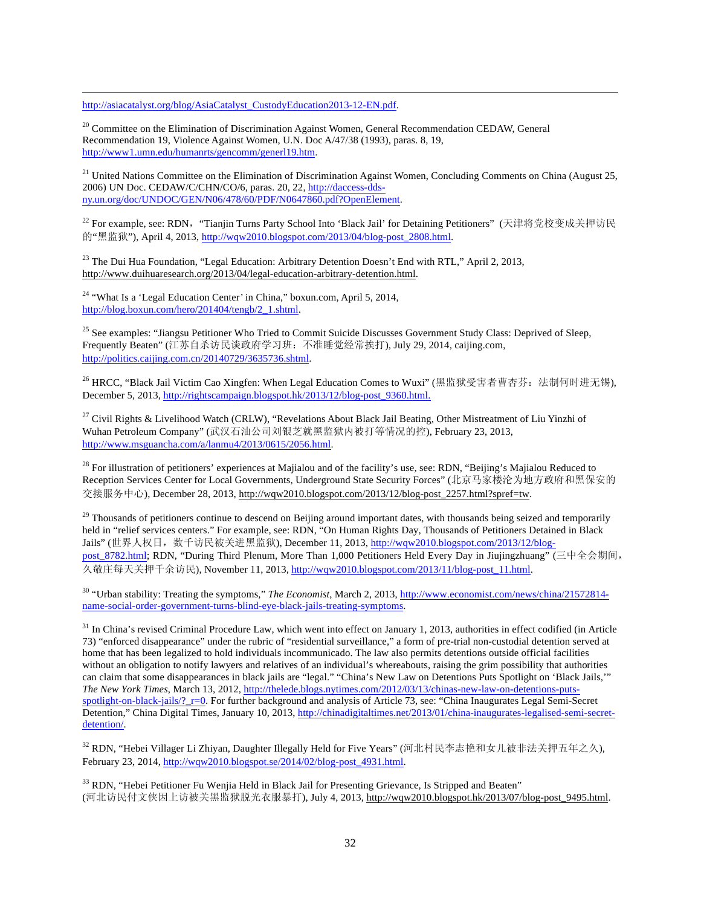http://asiacatalyst.org/blog/AsiaCatalyst_CustodyEducation2013-12-EN.pdf.

[20] Committee on the Elimination of Discrimination Against Women, General Recommendation CEDAW, General Recommendation 19, Violence Against Women, U.N. Doc A/47/38 (1993), paras. 8, 19, http://www1.umn.edu/humanrts/gencomm/generl19.htm.

[21] United Nations Committee on the Elimination of Discrimination Against Women, Concluding Comments on China (August 25, 2006) UN Doc. CEDAW/C/CHN/CO/6, paras. 20, 22, http://daccess-dds-ny.un.org/doc/UNDOC/GEN/N06/478/60/PDF/N0647860.pdf?OpenElement.

[22] For example, see: RDN，"Tianjin Turns Party School Into 'Black Jail' for Detaining Petitioners" (天津将党校变成关押访民的"黑监狱"), April 4, 2013, http://wqw2010.blogspot.com/2013/04/blog-post_2808.html.

[23] The Dui Hua Foundation, "Legal Education: Arbitrary Detention Doesn't End with RTL," April 2, 2013, http://www.duihuaresearch.org/2013/04/legal-education-arbitrary-detention.html.

[24] "What Is a 'Legal Education Center' in China," boxun.com, April 5, 2014, http://blog.boxun.com/hero/201404/tengb/2_1.shtml.

[25] See examples: "Jiangsu Petitioner Who Tried to Commit Suicide Discusses Government Study Class: Deprived of Sleep, Frequently Beaten" (江苏自杀访民谈政府学习班：不准睡觉经常挨打), July 29, 2014, caijing.com, http://politics.caijing.com.cn/20140729/3635736.shtml.

[26] HRCC, "Black Jail Victim Cao Xingfen: When Legal Education Comes to Wuxi" (黑监狱受害者曹杏芬：法制何时进无锡), December 5, 2013, http://rightscampaign.blogspot.hk/2013/12/blog-post_9360.html.

[27] Civil Rights & Livelihood Watch (CRLW), "Revelations About Black Jail Beating, Other Mistreatment of Liu Yinzhi of Wuhan Petroleum Company" (武汉石油公司刘银芝就黑监狱内被打等情况的控), February 23, 2013, http://www.msguancha.com/a/lanmu4/2013/0615/2056.html.

[28] For illustration of petitioners' experiences at Majialou and of the facility's use, see: RDN, "Beijing's Majialou Reduced to Reception Services Center for Local Governments, Underground State Security Forces" (北京马家楼沦为地方政府和黑保安的交接服务中心), December 28, 2013, http://wqw2010.blogspot.com/2013/12/blog-post_2257.html?spref=tw.

[29] Thousands of petitioners continue to descend on Beijing around important dates, with thousands being seized and temporarily held in "relief services centers." For example, see: RDN, "On Human Rights Day, Thousands of Petitioners Detained in Black Jails" (世界人权日，数千访民被关进黑监狱), December 11, 2013, http://wqw2010.blogspot.com/2013/12/blog-post_8782.html; RDN, "During Third Plenum, More Than 1,000 Petitioners Held Every Day in Jiujingzhuang" (三中全会期间，久敬庄每天关押千余访民), November 11, 2013, http://wqw2010.blogspot.com/2013/11/blog-post_11.html.

[30] "Urban stability: Treating the symptoms," *The Economist*, March 2, 2013, http://www.economist.com/news/china/21572814-name-social-order-government-turns-blind-eye-black-jails-treating-symptoms.

[31] In China's revised Criminal Procedure Law, which went into effect on January 1, 2013, authorities in effect codified (in Article 73) "enforced disappearance" under the rubric of "residential surveillance," a form of pre-trial non-custodial detention served at home that has been legalized to hold individuals incommunicado. The law also permits detentions outside official facilities without an obligation to notify lawyers and relatives of an individual's whereabouts, raising the grim possibility that authorities can claim that some disappearances in black jails are "legal." "China's New Law on Detentions Puts Spotlight on 'Black Jails,'" *The New York Times*, March 13, 2012, http://thelede.blogs.nytimes.com/2012/03/13/chinas-new-law-on-detentions-puts-spotlight-on-black-jails/?_r=0. For further background and analysis of Article 73, see: "China Inaugurates Legal Semi-Secret Detention," China Digital Times, January 10, 2013, http://chinadigitaltimes.net/2013/01/china-inaugurates-legalised-semi-secret-detention/.

[32] RDN, "Hebei Villager Li Zhiyan, Daughter Illegally Held for Five Years" (河北村民李志艳和女儿被非法关押五年之久), February 23, 2014, http://wqw2010.blogspot.se/2014/02/blog-post_4931.html.

[33] RDN, "Hebei Petitioner Fu Wenjia Held in Black Jail for Presenting Grievance, Is Stripped and Beaten" (河北访民付文侠因上访被关黑监狱脱光衣服暴打), July 4, 2013, http://wqw2010.blogspot.hk/2013/07/blog-post_9495.html.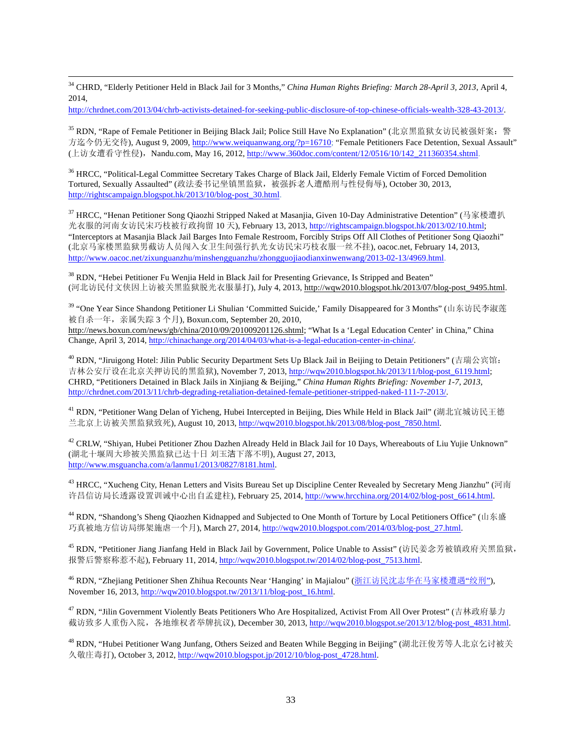[34] CHRD, "Elderly Petitioner Held in Black Jail for 3 Months," *China Human Rights Briefing: March 28-April 3, 2013*, April 4, 2014, http://chrdnet.com/2013/04/chrb-activists-detained-for-seeking-public-disclosure-of-top-chinese-officials-wealth-328-43-2013/.

[35] RDN, "Rape of Female Petitioner in Beijing Black Jail; Police Still Have No Explanation" (北京黑监狱女访民被强奸案：警方迄今仍无交待), August 9, 2009, http://www.weiquanwang.org/?p=16710; "Female Petitioners Face Detention, Sexual Assault" (上访女遭看守性侵)，Nandu.com, May 16, 2012, http://www.360doc.com/content/12/0516/10/142_211360354.shtml.

[36] HRCC, "Political-Legal Committee Secretary Takes Charge of Black Jail, Elderly Female Victim of Forced Demolition Tortured, Sexually Assaulted" (政法委书记坐镇黑监狱，被强拆老人遭酷刑与性侵侮辱), October 30, 2013, http://rightscampaign.blogspot.hk/2013/10/blog-post_30.html.

[37] HRCC, "Henan Petitioner Song Qiaozhi Stripped Naked at Masanjia, Given 10-Day Administrative Detention" (马家楼遭扒光衣服的河南女访民宋巧枝被行政拘留 10 天), February 13, 2013, http://rightscampaign.blogspot.hk/2013/02/10.html; "Interceptors at Masanjia Black Jail Barges Into Female Restroom, Forcibly Strips Off All Clothes of Petitioner Song Qiaozhi" (北京马家楼黑监狱男截访人员闯入女卫生间强行扒光女访民宋巧枝衣服一丝不挂), oacoc.net, February 14, 2013, http://www.oacoc.net/zixunguanzhu/minshengguanzhu/zhongguojiaodianxinwenwang/2013-02-13/4969.html.

[38] RDN, "Hebei Petitioner Fu Wenjia Held in Black Jail for Presenting Grievance, Is Stripped and Beaten" (河北访民付文侠因上访被关黑监狱脱光衣服暴打), July 4, 2013, http://wqw2010.blogspot.hk/2013/07/blog-post_9495.html.

[39] "One Year Since Shandong Petitioner Li Shulian 'Committed Suicide,' Family Disappeared for 3 Months" (山东访民李淑莲被自杀一年，亲属失踪 3 个月), Boxun.com, September 20, 2010, http://news.boxun.com/news/gb/china/2010/09/201009201126.shtml; "What Is a 'Legal Education Center' in China," China Change, April 3, 2014, http://chinachange.org/2014/04/03/what-is-a-legal-education-center-in-china/.

[40] RDN, "Jiruigong Hotel: Jilin Public Security Department Sets Up Black Jail in Beijing to Detain Petitioners" (吉瑞公宾馆：吉林公安厅设在北京关押访民的黑监狱), November 7, 2013, http://wqw2010.blogspot.hk/2013/11/blog-post_6119.html; CHRD, "Petitioners Detained in Black Jails in Xinjiang & Beijing," *China Human Rights Briefing: November 1-7, 2013*, http://chrdnet.com/2013/11/chrb-degrading-retaliation-detained-female-petitioner-stripped-naked-111-7-2013/.

[41] RDN, "Petitioner Wang Delan of Yicheng, Hubei Intercepted in Beijing, Dies While Held in Black Jail" (湖北宜城访民王德兰北京上访被关黑监狱致死), August 10, 2013, http://wqw2010.blogspot.hk/2013/08/blog-post_7850.html.

[42] CRLW, "Shiyan, Hubei Petitioner Zhou Dazhen Already Held in Black Jail for 10 Days, Whereabouts of Liu Yujie Unknown" (湖北十堰周大珍被关黑监狱已达十日 刘玉洁下落不明), August 27, 2013, http://www.msguancha.com/a/lanmu1/2013/0827/8181.html.

[43] HRCC, "Xucheng City, Henan Letters and Visits Bureau Set up Discipline Center Revealed by Secretary Meng Jianzhu" (河南许昌信访局长透露设置训诫中心出自孟建柱), February 25, 2014, http://www.hrcchina.org/2014/02/blog-post_6614.html.

[44] RDN, "Shandong's Sheng Qiaozhen Kidnapped and Subjected to One Month of Torture by Local Petitioners Office" (山东盛巧真被地方信访局绑架施虐一个月), March 27, 2014, http://wqw2010.blogspot.com/2014/03/blog-post_27.html.

[45] RDN, "Petitioner Jiang Jianfang Held in Black Jail by Government, Police Unable to Assist" (访民姜念芳被镇政府关黑监狱，报警后警察称惹不起), February 11, 2014, http://wqw2010.blogspot.tw/2014/02/blog-post_7513.html.

[46] RDN, "Zhejiang Petitioner Shen Zhihua Recounts Near 'Hanging' in Majialou" (浙江访民沈志华在马家楼遭遇"绞刑"), November 16, 2013, http://wqw2010.blogspot.tw/2013/11/blog-post_16.html.

[47] RDN, "Jilin Government Violently Beats Petitioners Who Are Hospitalized, Activist From All Over Protest" (吉林政府暴力截访致多人重伤入院，各地维权者举牌抗议), December 30, 2013, http://wqw2010.blogspot.se/2013/12/blog-post_4831.html.

[48] RDN, "Hubei Petitioner Wang Junfang, Others Seized and Beaten While Begging in Beijing" (湖北汪俊芳等人北京乞讨被关久敬庄毒打), October 3, 2012, http://wqw2010.blogspot.jp/2012/10/blog-post_4728.html.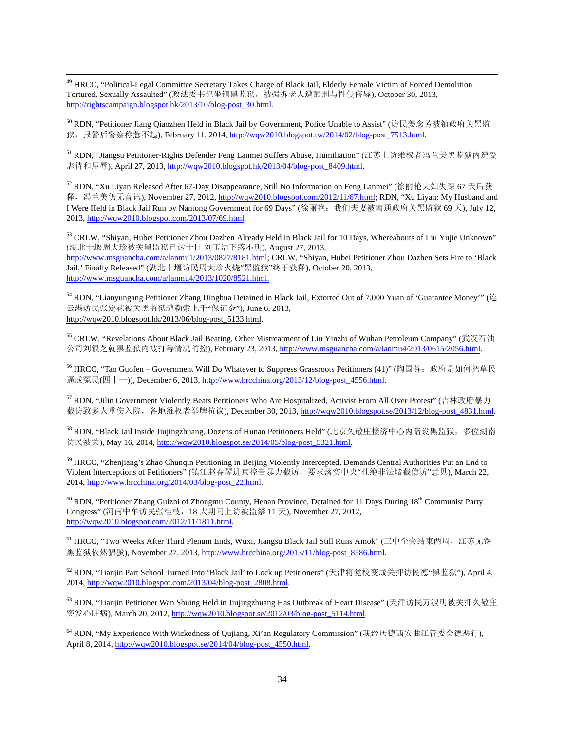[49] HRCC, "Political-Legal Committee Secretary Takes Charge of Black Jail, Elderly Female Victim of Forced Demolition Tortured, Sexually Assaulted" (政法委书记坐镇黑监狱，被强拆老人遭酷刑与性侵侮辱), October 30, 2013, http://rightscampaign.blogspot.hk/2013/10/blog-post_30.html.

[50] RDN, "Petitioner Jiang Qiaozhen Held in Black Jail by Government, Police Unable to Assist" (访民姜念芳被镇政府关黑监狱，报警后警察称惹不起), February 11, 2014, http://wqw2010.blogspot.tw/2014/02/blog-post_7513.html.

[51] RDN, "Jiangsu Petitioner-Rights Defender Feng Lanmei Suffers Abuse, Humiliation" (江苏上访维权者冯兰美黑监狱内遭受虐待和屈辱), April 27, 2013, http://wqw2010.blogspot.hk/2013/04/blog-post_8409.html.

[52] RDN, "Xu Liyan Released After 67-Day Disappearance, Still No Information on Feng Lanmei" (徐丽艳夫妇失踪 67 天后获释，冯兰美仍无音讯), November 27, 2012, http://wqw2010.blogspot.com/2012/11/67.html; RDN, "Xu Liyan: My Husband and I Were Held in Black Jail Run by Nantong Government for 69 Days" (徐丽艳：我们夫妻被南通政府关黑监狱 69 天), July 12, 2013, http://wqw2010.blogspot.com/2013/07/69.html.

[53] CRLW, "Shiyan, Hubei Petitioner Zhou Dazhen Already Held in Black Jail for 10 Days, Whereabouts of Liu Yujie Unknown" (湖北十堰周大珍被关黑监狱已达十日 刘玉洁下落不明), August 27, 2013, http://www.msguancha.com/a/lanmu1/2013/0827/8181.html; CRLW, "Shiyan, Hubei Petitioner Zhou Dazhen Sets Fire to 'Black Jail,' Finally Released" (湖北十堰访民周大珍火烧"黑监狱"终于获释), October 20, 2013, http://www.msguancha.com/a/lanmu4/2013/1020/8521.html.

[54] RDN, "Lianyungang Petitioner Zhang Dinghua Detained in Black Jail, Extorted Out of 7,000 Yuan of 'Guarantee Money'" (连云港访民张定花被关黑监狱遭勒索七千"保证金"), June 6, 2013, http://wqw2010.blogspot.hk/2013/06/blog-post_5133.html.

[55] CRLW, "Revelations About Black Jail Beating, Other Mistreatment of Liu Yinzhi of Wuhan Petroleum Company" (武汉石油公司刘银芝就黑监狱内被打等情况的控), February 23, 2013, http://www.msguancha.com/a/lanmu4/2013/0615/2056.html.

[56] HRCC, "Tao Guofen – Government Will Do Whatever to Suppress Grassroots Petitioners (41)" (陶国芬：政府是如何把草民逼成冤民(四十一)), December 6, 2013, http://www.hrcchina.org/2013/12/blog-post_4556.html.

[57] RDN, "Jilin Government Violently Beats Petitioners Who Are Hospitalized, Activist From All Over Protest" (吉林政府暴力截访致多人重伤入院，各地维权者举牌抗议), December 30, 2013, http://wqw2010.blogspot.se/2013/12/blog-post_4831.html.

[58] RDN, "Black Jail Inside Jiujingzhuang, Dozens of Hunan Petitioners Held" (北京久敬庄接济中心内暗设黑监狱，多位湖南访民被关), May 16, 2014, http://wqw2010.blogspot.se/2014/05/blog-post_5321.html.

[59] HRCC, "Zhenjiang's Zhao Chunqin Petitioning in Beijing Violently Intercepted, Demands Central Authorities Put an End to Violent Interceptions of Petitioners" (镇江赵春琴进京控告暴力截访，要求落实中央"杜绝非法堵截信访"意见), March 22, 2014, http://www.hrcchina.org/2014/03/blog-post_22.html.

[60] RDN, "Petitioner Zhang Guizhi of Zhongmu County, Henan Province, Detained for 11 Days During 18th Communist Party Congress" (河南中牟访民张桂枝，18 大期间上访被监禁 11 天), November 27, 2012, http://wqw2010.blogspot.com/2012/11/1811.html.

[61] HRCC, "Two Weeks After Third Plenum Ends, Wuxi, Jiangsu Black Jail Still Runs Amok" (三中全会结束两周，江苏无锡黑监狱依然猖獗), November 27, 2013, http://www.hrcchina.org/2013/11/blog-post_8586.html.

[62] RDN, "Tianjin Part School Turned Into 'Black Jail' to Lock up Petitioners" (天津将党校变成关押访民德"黑监狱"), April 4, 2014, http://wqw2010.blogspot.com/2013/04/blog-post_2808.html.

[63] RDN, "Tianjin Petitioner Wan Shuing Held in Jiujingzhuang Has Outbreak of Heart Disease" (天津访民万淑明被关押久敬庄突发心脏病), March 20, 2012, http://wqw2010.blogspot.se/2012/03/blog-post_5114.html.

[64] RDN, "My Experience With Wickedness of Qujiang, Xi'an Regulatory Commission" (我经历德西安曲江管委会德恶行), April 8, 2014, http://wqw2010.blogspot.se/2014/04/blog-post_4550.html.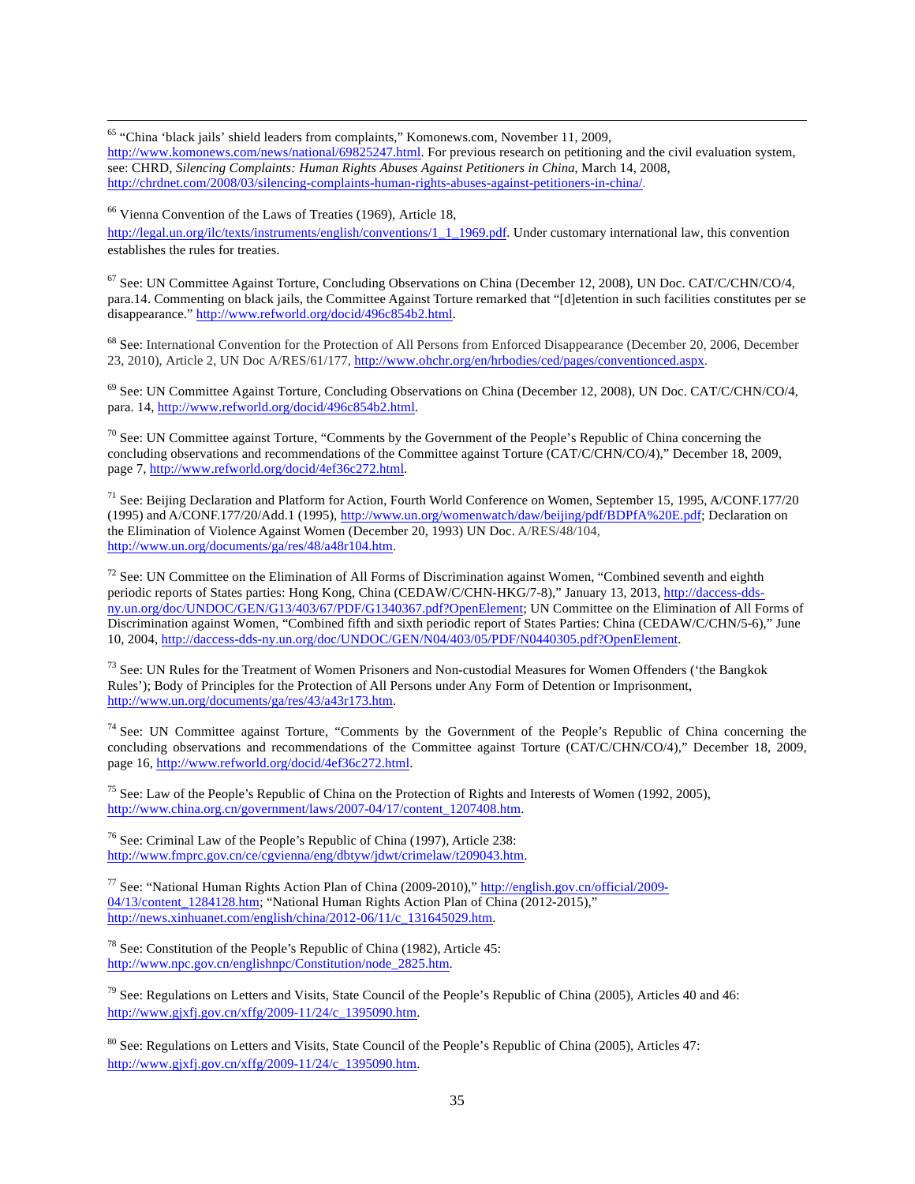[65] "China 'black jails' shield leaders from complaints," Komonews.com, November 11, 2009, http://www.komonews.com/news/national/69825247.html. For previous research on petitioning and the civil evaluation system, see: CHRD, *Silencing Complaints: Human Rights Abuses Against Petitioners in China*, March 14, 2008, http://chrdnet.com/2008/03/silencing-complaints-human-rights-abuses-against-petitioners-in-china/.

[66] Vienna Convention of the Laws of Treaties (1969), Article 18, http://legal.un.org/ilc/texts/instruments/english/conventions/1_1_1969.pdf. Under customary international law, this convention establishes the rules for treaties.

[67] See: UN Committee Against Torture, Concluding Observations on China (December 12, 2008), UN Doc. CAT/C/CHN/CO/4, para.14. Commenting on black jails, the Committee Against Torture remarked that "[d]etention in such facilities constitutes per se disappearance." http://www.refworld.org/docid/496c854b2.html.

[68] See: International Convention for the Protection of All Persons from Enforced Disappearance (December 20, 2006, December 23, 2010), Article 2, UN Doc A/RES/61/177, http://www.ohchr.org/en/hrbodies/ced/pages/conventionced.aspx.

[69] See: UN Committee Against Torture, Concluding Observations on China (December 12, 2008), UN Doc. CAT/C/CHN/CO/4, para. 14, http://www.refworld.org/docid/496c854b2.html.

[70] See: UN Committee against Torture, "Comments by the Government of the People's Republic of China concerning the concluding observations and recommendations of the Committee against Torture (CAT/C/CHN/CO/4)," December 18, 2009, page 7, http://www.refworld.org/docid/4ef36c272.html.

[71] See: Beijing Declaration and Platform for Action, Fourth World Conference on Women, September 15, 1995, A/CONF.177/20 (1995) and A/CONF.177/20/Add.1 (1995), http://www.un.org/womenwatch/daw/beijing/pdf/BDPfA%20E.pdf; Declaration on the Elimination of Violence Against Women (December 20, 1993) UN Doc. A/RES/48/104, http://www.un.org/documents/ga/res/48/a48r104.htm.

[72] See: UN Committee on the Elimination of All Forms of Discrimination against Women, "Combined seventh and eighth periodic reports of States parties: Hong Kong, China (CEDAW/C/CHN-HKG/7-8)," January 13, 2013, http://daccess-dds-ny.un.org/doc/UNDOC/GEN/G13/403/67/PDF/G1340367.pdf?OpenElement; UN Committee on the Elimination of All Forms of Discrimination against Women, "Combined fifth and sixth periodic report of States Parties: China (CEDAW/C/CHN/5-6)," June 10, 2004, http://daccess-dds-ny.un.org/doc/UNDOC/GEN/N04/403/05/PDF/N0440305.pdf?OpenElement.

[73] See: UN Rules for the Treatment of Women Prisoners and Non-custodial Measures for Women Offenders ('the Bangkok Rules'); Body of Principles for the Protection of All Persons under Any Form of Detention or Imprisonment, http://www.un.org/documents/ga/res/43/a43r173.htm.

[74] See: UN Committee against Torture, "Comments by the Government of the People's Republic of China concerning the concluding observations and recommendations of the Committee against Torture (CAT/C/CHN/CO/4)," December 18, 2009, page 16, http://www.refworld.org/docid/4ef36c272.html.

[75] See: Law of the People's Republic of China on the Protection of Rights and Interests of Women (1992, 2005), http://www.china.org.cn/government/laws/2007-04/17/content_1207408.htm.

[76] See: Criminal Law of the People's Republic of China (1997), Article 238: http://www.fmprc.gov.cn/ce/cgvienna/eng/dbtyw/jdwt/crimelaw/t209043.htm.

[77] See: "National Human Rights Action Plan of China (2009-2010)," http://english.gov.cn/official/2009-04/13/content_1284128.htm; "National Human Rights Action Plan of China (2012-2015)," http://news.xinhuanet.com/english/china/2012-06/11/c_131645029.htm.

[78] See: Constitution of the People's Republic of China (1982), Article 45: http://www.npc.gov.cn/englishnpc/Constitution/node_2825.htm.

[79] See: Regulations on Letters and Visits, State Council of the People's Republic of China (2005), Articles 40 and 46: http://www.gjxfj.gov.cn/xffg/2009-11/24/c_1395090.htm.

[80] See: Regulations on Letters and Visits, State Council of the People's Republic of China (2005), Articles 47: http://www.gjxfj.gov.cn/xffg/2009-11/24/c_1395090.htm.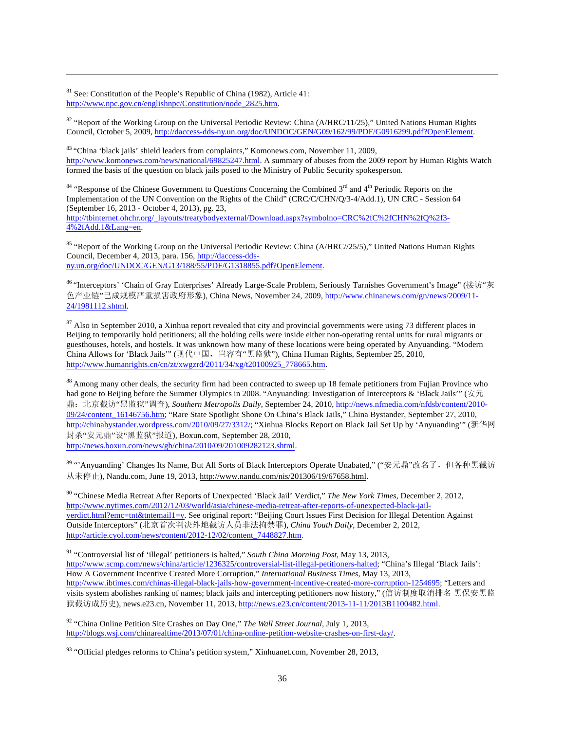[81] See: Constitution of the People's Republic of China (1982), Article 41: http://www.npc.gov.cn/englishnpc/Constitution/node_2825.htm.

[82] "Report of the Working Group on the Universal Periodic Review: China (A/HRC/11/25)," United Nations Human Rights Council, October 5, 2009, http://daccess-dds-ny.un.org/doc/UNDOC/GEN/G09/162/99/PDF/G0916299.pdf?OpenElement.

[83] "China 'black jails' shield leaders from complaints," Komonews.com, November 11, 2009, http://www.komonews.com/news/national/69825247.html. A summary of abuses from the 2009 report by Human Rights Watch formed the basis of the question on black jails posed to the Ministry of Public Security spokesperson.

[84] "Response of the Chinese Government to Questions Concerning the Combined 3rd and 4th Periodic Reports on the Implementation of the UN Convention on the Rights of the Child" (CRC/C/CHN/Q/3-4/Add.1), UN CRC - Session 64 (September 16, 2013 - October 4, 2013), pg. 23, http://tbinternet.ohchr.org/_layouts/treatybodyexternal/Download.aspx?symbolno=CRC%2fC%2fCHN%2fQ%2f3-4%2fAdd.1&Lang=en.

[85] "Report of the Working Group on the Universal Periodic Review: China (A/HRC//25/5)," United Nations Human Rights Council, December 4, 2013, para. 156, http://daccess-dds-ny.un.org/doc/UNDOC/GEN/G13/188/55/PDF/G1318855.pdf?OpenElement.

[86] "Interceptors' 'Chain of Gray Enterprises' Already Large-Scale Problem, Seriously Tarnishes Government's Image" (接访"灰色产业链"已成规模严重损害政府形象), China News, November 24, 2009, http://www.chinanews.com/gn/news/2009/11-24/1981112.shtml.

[87] Also in September 2010, a Xinhua report revealed that city and provincial governments were using 73 different places in Beijing to temporarily hold petitioners; all the holding cells were inside either non-operating rental units for rural migrants or guesthouses, hotels, and hostels. It was unknown how many of these locations were being operated by Anyuanding. "Modern China Allows for 'Black Jails'" (现代中国，岂容有"黑监狱"), China Human Rights, September 25, 2010, http://www.humanrights.cn/cn/zt/xwgzrd/2011/34/xg/t20100925_778665.htm.

[88] Among many other deals, the security firm had been contracted to sweep up 18 female petitioners from Fujian Province who had gone to Beijing before the Summer Olympics in 2008. "Anyuanding: Investigation of Interceptors & 'Black Jails'" (安元鼎：北京截访"黑监狱"调查), *Southern Metropolis Daily*, September 24, 2010, http://news.nfmedia.com/nfdsb/content/2010-09/24/content_16146756.htm; "Rare State Spotlight Shone On China's Black Jails," China Bystander, September 27, 2010, http://chinabystander.wordpress.com/2010/09/27/3312/; "Xinhua Blocks Report on Black Jail Set Up by 'Anyuanding'" (新华网封杀"安元鼎"设"黑监狱"报道), Boxun.com, September 28, 2010, http://news.boxun.com/news/gb/china/2010/09/201009282123.shtml.

[89] "'Anyuanding' Changes Its Name, But All Sorts of Black Interceptors Operate Unabated," ("安元鼎"改名了，但各种黑截访从未停止), Nandu.com, June 19, 2013, http://www.nandu.com/nis/201306/19/67658.html.

[90] "Chinese Media Retreat After Reports of Unexpected 'Black Jail' Verdict," *The New York Times*, December 2, 2012, http://www.nytimes.com/2012/12/03/world/asia/chinese-media-retreat-after-reports-of-unexpected-black-jail-verdict.html?emc=tnt&tntemail1=y. See original report: "Beijing Court Issues First Decision for Illegal Detention Against Outside Interceptors" (北京首次判决外地截访人员非法拘禁罪), *China Youth Daily*, December 2, 2012, http://article.cyol.com/news/content/2012-12/02/content_7448827.htm.

[91] "Controversial list of 'illegal' petitioners is halted," *South China Morning Post*, May 13, 2013, http://www.scmp.com/news/china/article/1236325/controversial-list-illegal-petitioners-halted; "China's Illegal 'Black Jails': How A Government Incentive Created More Corruption," *International Business Times*, May 13, 2013, http://www.ibtimes.com/chinas-illegal-black-jails-how-government-incentive-created-more-corruption-1254695; "Letters and visits system abolishes ranking of names; black jails and intercepting petitioners now history," (信访制度取消排名 黑保安黑监狱截访成历史), news.e23.cn, November 11, 2013, http://news.e23.cn/content/2013-11-11/2013B1100482.html.

[92] "China Online Petition Site Crashes on Day One," *The Wall Street Journal*, July 1, 2013, http://blogs.wsj.com/chinarealtime/2013/07/01/china-online-petition-website-crashes-on-first-day/.

[93] "Official pledges reforms to China's petition system," Xinhuanet.com, November 28, 2013,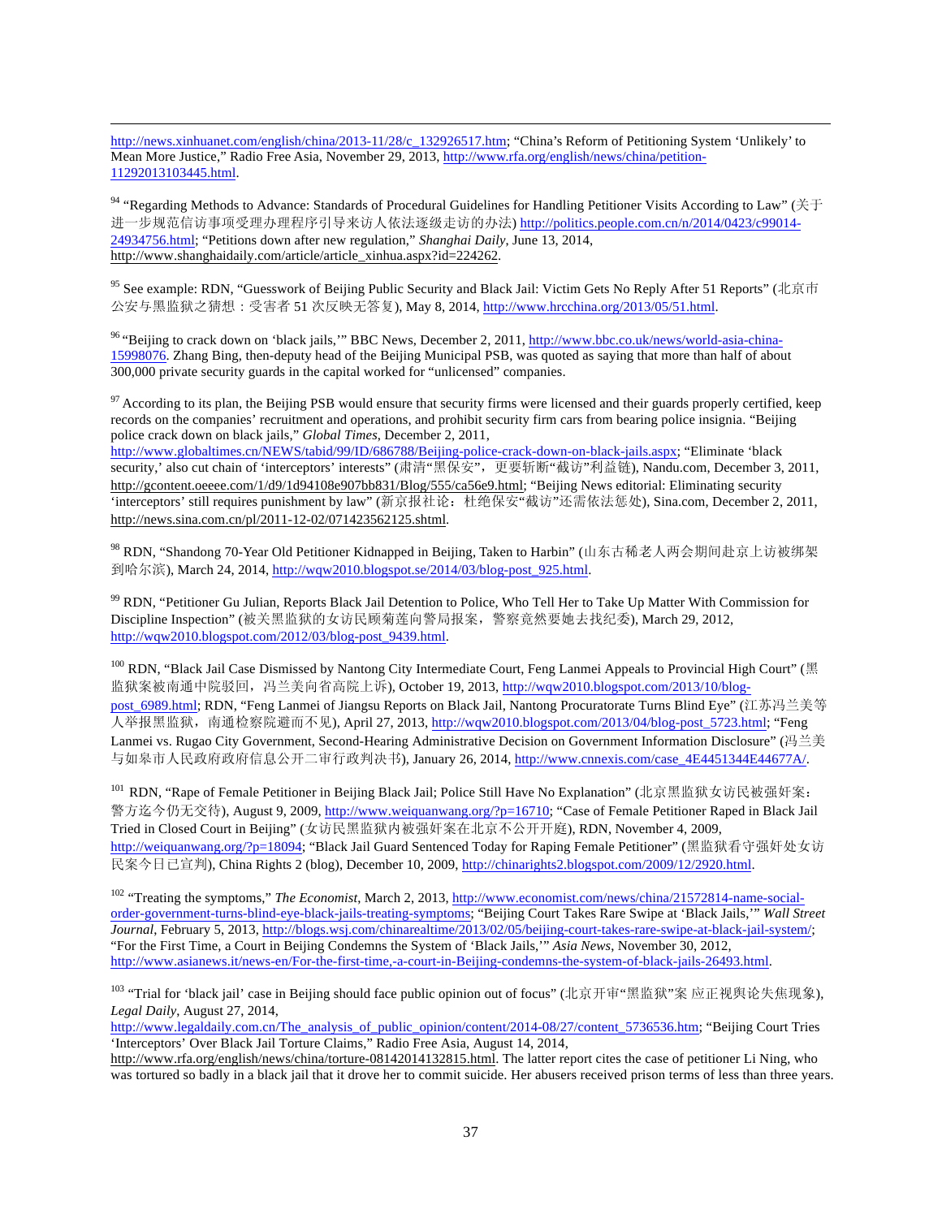http://news.xinhuanet.com/english/china/2013-11/28/c_132926517.htm; "China's Reform of Petitioning System 'Unlikely' to Mean More Justice," Radio Free Asia, November 29, 2013, http://www.rfa.org/english/news/china/petition-11292013103445.html.

[94] "Regarding Methods to Advance: Standards of Procedural Guidelines for Handling Petitioner Visits According to Law" (关于进一步规范信访事项受理办理程序引导来访人依法逐级走访的办法) http://politics.people.com.cn/n/2014/0423/c99014-24934756.html; "Petitions down after new regulation," *Shanghai Daily*, June 13, 2014, http://www.shanghaidaily.com/article/article_xinhua.aspx?id=224262.

[95] See example: RDN, "Guesswork of Beijing Public Security and Black Jail: Victim Gets No Reply After 51 Reports" (北京市公安与黑监狱之猜想：受害者 51 次反映无答复), May 8, 2014, http://www.hrcchina.org/2013/05/51.html.

[96] "Beijing to crack down on 'black jails,'" BBC News, December 2, 2011, http://www.bbc.co.uk/news/world-asia-china-15998076. Zhang Bing, then-deputy head of the Beijing Municipal PSB, was quoted as saying that more than half of about 300,000 private security guards in the capital worked for "unlicensed" companies.

[97] According to its plan, the Beijing PSB would ensure that security firms were licensed and their guards properly certified, keep records on the companies' recruitment and operations, and prohibit security firm cars from bearing police insignia. "Beijing police crack down on black jails," *Global Times*, December 2, 2011, http://www.globaltimes.cn/NEWS/tabid/99/ID/686788/Beijing-police-crack-down-on-black-jails.aspx; "Eliminate 'black security,' also cut chain of 'interceptors' interests" (肃清"黑保安"，更要斩断"截访"利益链), Nandu.com, December 3, 2011, http://gcontent.oeeee.com/1/d9/1d94108e907bb831/Blog/555/ca56e9.html; "Beijing News editorial: Eliminating security 'interceptors' still requires punishment by law" (新京报社论：杜绝保安"截访"还需依法惩处), Sina.com, December 2, 2011, http://news.sina.com.cn/pl/2011-12-02/071423562125.shtml.

[98] RDN, "Shandong 70-Year Old Petitioner Kidnapped in Beijing, Taken to Harbin" (山东古稀老人两会期间赴京上访被绑架到哈尔滨), March 24, 2014, http://wqw2010.blogspot.se/2014/03/blog-post_925.html.

[99] RDN, "Petitioner Gu Julian, Reports Black Jail Detention to Police, Who Tell Her to Take Up Matter With Commission for Discipline Inspection" (被关黑监狱的女访民顾菊莲向警局报案，警察竟然要她去找纪委), March 29, 2012, http://wqw2010.blogspot.com/2012/03/blog-post_9439.html.

[100] RDN, "Black Jail Case Dismissed by Nantong City Intermediate Court, Feng Lanmei Appeals to Provincial High Court" (黑监狱案被南通中院驳回，冯兰美向省高院上诉), October 19, 2013, http://wqw2010.blogspot.com/2013/10/blog-post_6989.html; RDN, "Feng Lanmei of Jiangsu Reports on Black Jail, Nantong Procuratorate Turns Blind Eye" (江苏冯兰美等人举报黑监狱，南通检察院避而不见), April 27, 2013, http://wqw2010.blogspot.com/2013/04/blog-post_5723.html; "Feng Lanmei vs. Rugao City Government, Second-Hearing Administrative Decision on Government Information Disclosure" (冯兰美与如皋市人民政府政府信息公开二审行政判决书), January 26, 2014, http://www.cnnexis.com/case_4E4451344E44677A/.

[101] RDN, "Rape of Female Petitioner in Beijing Black Jail; Police Still Have No Explanation" (北京黑监狱女访民被强奸案：警方迄今仍无交待), August 9, 2009, http://www.weiquanwang.org/?p=16710; "Case of Female Petitioner Raped in Black Jail Tried in Closed Court in Beijing" (女访民黑监狱内被强奸案在北京不公开开庭), RDN, November 4, 2009, http://weiquanwang.org/?p=18094; "Black Jail Guard Sentenced Today for Raping Female Petitioner" (黑监狱看守强奸处女访民案今日已宣判), China Rights 2 (blog), December 10, 2009, http://chinarights2.blogspot.com/2009/12/2920.html.

[102] "Treating the symptoms," *The Economist*, March 2, 2013, http://www.economist.com/news/china/21572814-name-social-order-government-turns-blind-eye-black-jails-treating-symptoms; "Beijing Court Takes Rare Swipe at 'Black Jails,'" *Wall Street Journal*, February 5, 2013, http://blogs.wsj.com/chinarealtime/2013/02/05/beijing-court-takes-rare-swipe-at-black-jail-system/; "For the First Time, a Court in Beijing Condemns the System of 'Black Jails,'" *Asia News*, November 30, 2012, http://www.asianews.it/news-en/For-the-first-time,-a-court-in-Beijing-condemns-the-system-of-black-jails-26493.html.

[103] "Trial for 'black jail' case in Beijing should face public opinion out of focus" (北京开审"黑监狱"案 应正视舆论失焦现象), *Legal Daily*, August 27, 2014, http://www.legaldaily.com.cn/The_analysis_of_public_opinion/content/2014-08/27/content_5736536.htm; "Beijing Court Tries 'Interceptors' Over Black Jail Torture Claims," Radio Free Asia, August 14, 2014, http://www.rfa.org/english/news/china/torture-08142014132815.html. The latter report cites the case of petitioner Li Ning, who was tortured so badly in a black jail that it drove her to commit suicide. Her abusers received prison terms of less than three years.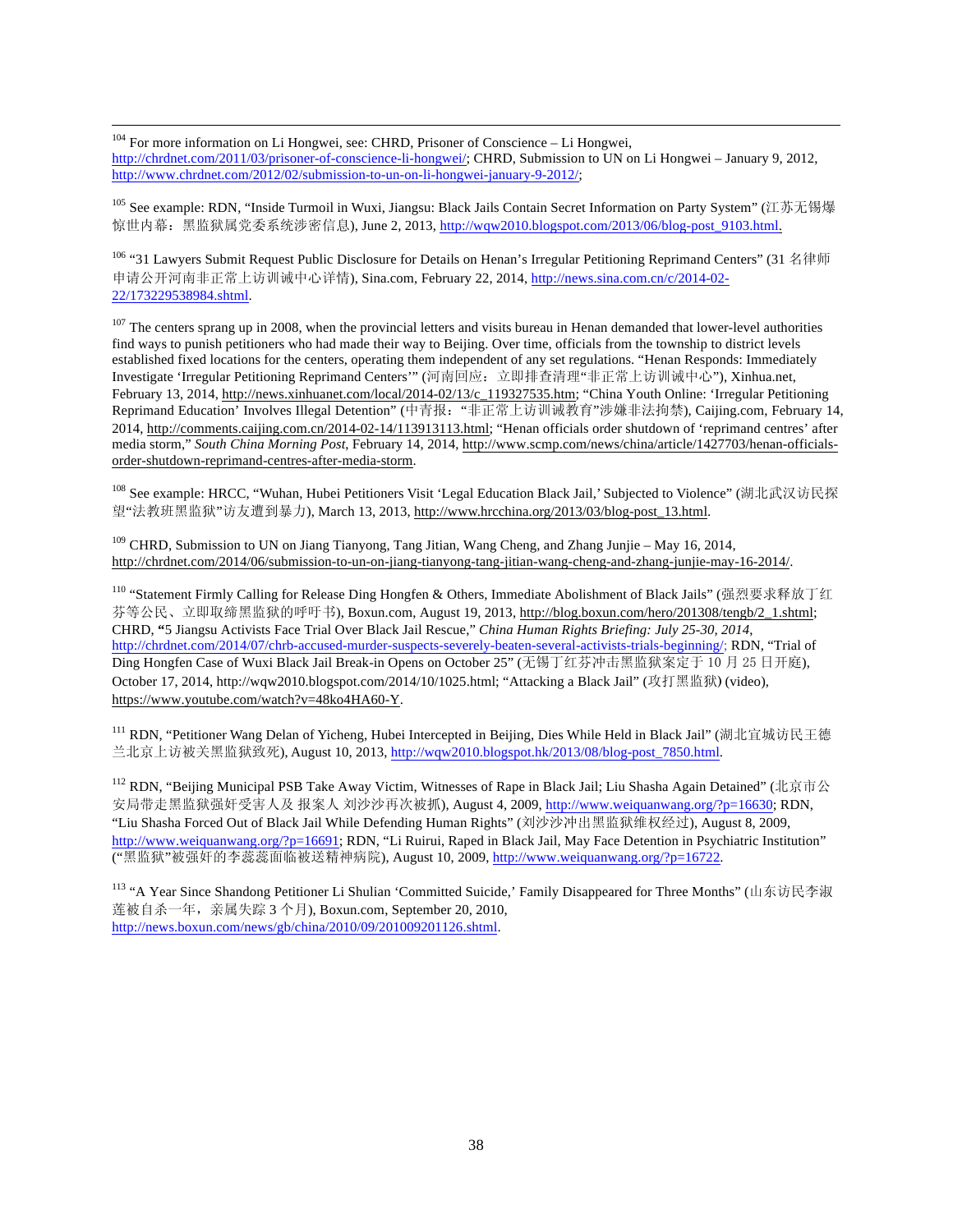[104] For more information on Li Hongwei, see: CHRD, Prisoner of Conscience – Li Hongwei, http://chrdnet.com/2011/03/prisoner-of-conscience-li-hongwei/; CHRD, Submission to UN on Li Hongwei – January 9, 2012, http://www.chrdnet.com/2012/02/submission-to-un-on-li-hongwei-january-9-2012/;

[105] See example: RDN, "Inside Turmoil in Wuxi, Jiangsu: Black Jails Contain Secret Information on Party System" (江苏无锡爆惊世内幕：黑监狱属党委系统涉密信息), June 2, 2013, http://wqw2010.blogspot.com/2013/06/blog-post_9103.html.

[106] "31 Lawyers Submit Request Public Disclosure for Details on Henan's Irregular Petitioning Reprimand Centers" (31 名律师申请公开河南非正常上访训诫中心详情), Sina.com, February 22, 2014, http://news.sina.com.cn/c/2014-02-22/173229538984.shtml.

[107] The centers sprang up in 2008, when the provincial letters and visits bureau in Henan demanded that lower-level authorities find ways to punish petitioners who had made their way to Beijing. Over time, officials from the township to district levels established fixed locations for the centers, operating them independent of any set regulations. "Henan Responds: Immediately Investigate 'Irregular Petitioning Reprimand Centers'" (河南回应：立即排查清理"非正常上访训诫中心"), Xinhua.net, February 13, 2014, http://news.xinhuanet.com/local/2014-02/13/c_119327535.htm; "China Youth Online: 'Irregular Petitioning Reprimand Education' Involves Illegal Detention" (中青报："非正常上访训诫教育"涉嫌非法拘禁), Caijing.com, February 14, 2014, http://comments.caijing.com.cn/2014-02-14/113913113.html; "Henan officials order shutdown of 'reprimand centres' after media storm," *South China Morning Post*, February 14, 2014, http://www.scmp.com/news/china/article/1427703/henan-officials-order-shutdown-reprimand-centres-after-media-storm.

[108] See example: HRCC, "Wuhan, Hubei Petitioners Visit 'Legal Education Black Jail,' Subjected to Violence" (湖北武汉访民探望"法教班黑监狱"访友遭到暴力), March 13, 2013, http://www.hrcchina.org/2013/03/blog-post_13.html.

[109] CHRD, Submission to UN on Jiang Tianyong, Tang Jitian, Wang Cheng, and Zhang Junjie – May 16, 2014, http://chrdnet.com/2014/06/submission-to-un-on-jiang-tianyong-tang-jitian-wang-cheng-and-zhang-junjie-may-16-2014/.

[110] "Statement Firmly Calling for Release Ding Hongfen & Others, Immediate Abolishment of Black Jails" (强烈要求释放丁红芬等公民、立即取缔黑监狱的呼吁书), Boxun.com, August 19, 2013, http://blog.boxun.com/hero/201308/tengb/2_1.shtml; CHRD, **"**5 Jiangsu Activists Face Trial Over Black Jail Rescue," *China Human Rights Briefing: July 25-30, 2014*, http://chrdnet.com/2014/07/chrb-accused-murder-suspects-severely-beaten-several-activists-trials-beginning/; RDN, "Trial of Ding Hongfen Case of Wuxi Black Jail Break-in Opens on October 25" (无锡丁红芬冲击黑监狱案定于 10 月 25 日开庭), October 17, 2014, http://wqw2010.blogspot.com/2014/10/1025.html; "Attacking a Black Jail" (攻打黑监狱) (video), https://www.youtube.com/watch?v=48ko4HA60-Y.

[111] RDN, "Petitioner Wang Delan of Yicheng, Hubei Intercepted in Beijing, Dies While Held in Black Jail" (湖北宜城访民王德兰北京上访被关黑监狱致死), August 10, 2013, http://wqw2010.blogspot.hk/2013/08/blog-post_7850.html.

[112] RDN, "Beijing Municipal PSB Take Away Victim, Witnesses of Rape in Black Jail; Liu Shasha Again Detained" (北京市公安局带走黑监狱强奸受害人及 报案人 刘沙沙再次被抓), August 4, 2009, http://www.weiquanwang.org/?p=16630; RDN, "Liu Shasha Forced Out of Black Jail While Defending Human Rights" (刘沙沙冲出黑监狱维权经过), August 8, 2009, http://www.weiquanwang.org/?p=16691; RDN, "Li Ruirui, Raped in Black Jail, May Face Detention in Psychiatric Institution" ("黑监狱"被强奸的李蕊蕊面临被送精神病院), August 10, 2009, http://www.weiquanwang.org/?p=16722.

[113] "A Year Since Shandong Petitioner Li Shulian 'Committed Suicide,' Family Disappeared for Three Months" (山东访民李淑莲被自杀一年，亲属失踪 3 个月), Boxun.com, September 20, 2010, http://news.boxun.com/news/gb/china/2010/09/201009201126.shtml.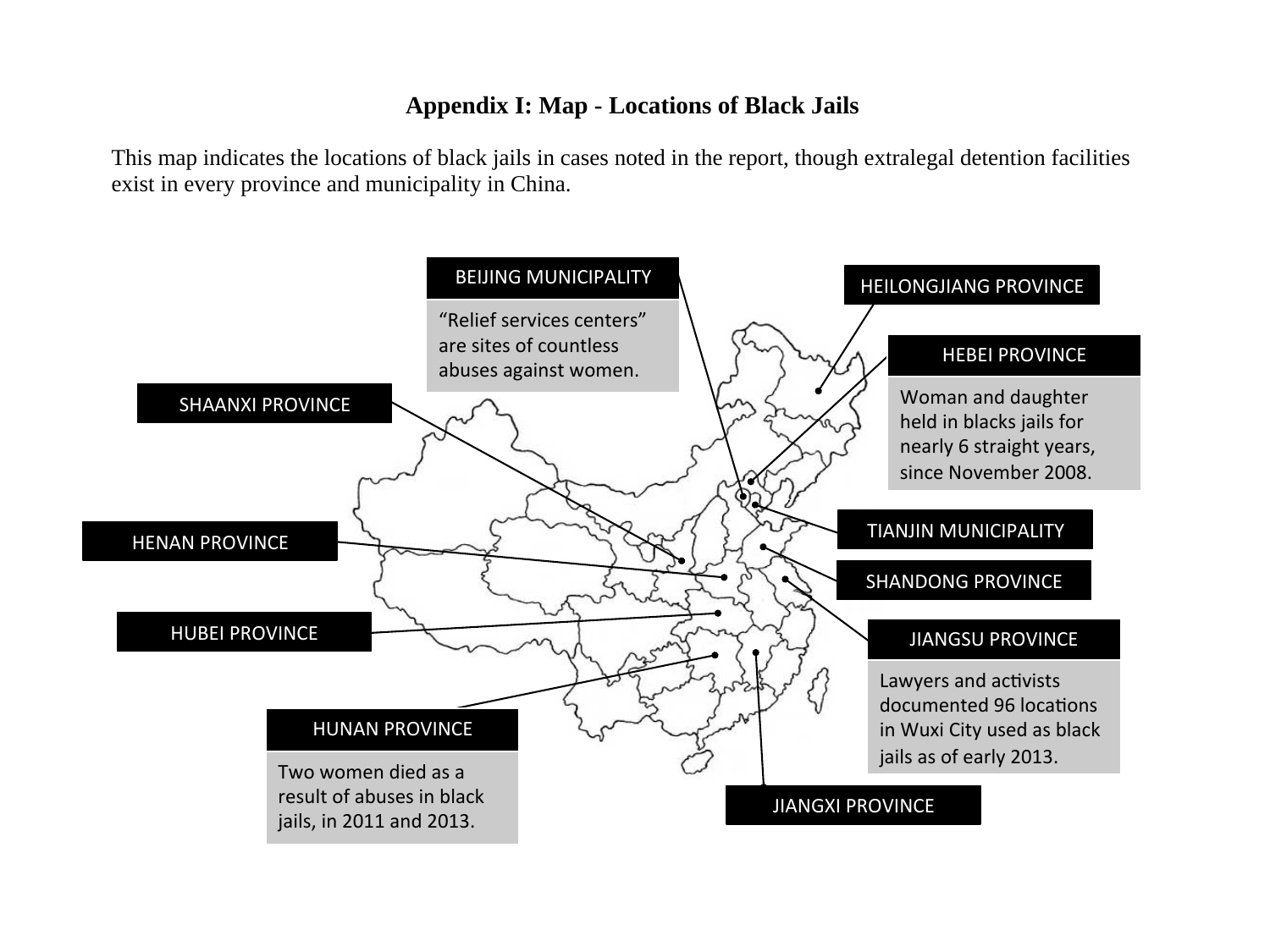# Appendix I: Map - Locations of Black Jails

This map indicates the locations of black jails in cases noted in the report, though extralegal detention facilities exist in every province and municipality in China.

**BEIJING MUNICIPALITY**

"Relief services centers" are sites of countless abuses against women.

**HEILONGJIANG PROVINCE**

**HEBEI PROVINCE**

Woman and daughter held in blacks jails for nearly 6 straight years, since November 2008.

**SHAANXI PROVINCE**

**TIANJIN MUNICIPALITY**

**HENAN PROVINCE**

**SHANDONG PROVINCE**

**HUBEI PROVINCE**

**JIANGSU PROVINCE**

Lawyers and activists documented 96 locations in Wuxi City used as black jails as of early 2013.

**HUNAN PROVINCE**

Two women died as a result of abuses in black jails, in 2011 and 2013.

**JIANGXI PROVINCE**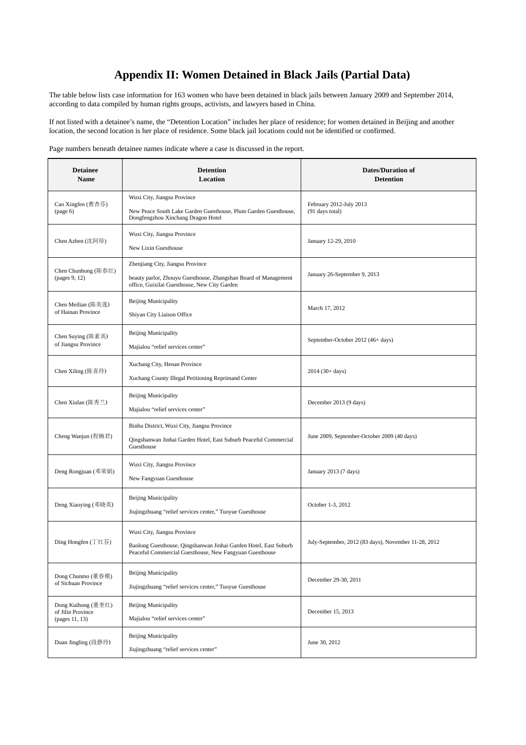# Appendix II: Women Detained in Black Jails (Partial Data)

The table below lists case information for 163 women who have been detained in black jails between January 2009 and September 2014, according to data compiled by human rights groups, activists, and lawyers based in China.

If not listed with a detainee's name, the "Detention Location" includes her place of residence; for women detained in Beijing and another location, the second location is her place of residence. Some black jail locations could not be identified or confirmed.

Page numbers beneath detainee names indicate where a case is discussed in the report.

| Detainee Name | Detention Location | Dates/Duration of Detention |
|---|---|---|
| Cao Xingfen (曹杏芬) (page 6) | Wuxi City, Jiangsu Province<br>New Peace South Lake Garden Guesthouse, Plum Garden Guesthouse, Dongfengzhou Xinchang Dragon Hotel | February 2012-July 2013 (91 days total) |
| Chen Azhen (沈阿珍) | Wuxi City, Jiangsu Province<br>New Lixin Guesthouse | January 12-29, 2010 |
| Chen Chunhong (陈春红) (pages 9, 12) | Zhenjiang City, Jiangsu Province<br>beauty parlor, Zhouyu Guesthouse, Zhangshan Board of Management office, Guixilai Guesthouse, New City Garden | January 26-September 9, 2013 |
| Chen Meilian (陈美莲) of Hainan Province | Beijing Municipality<br>Shiyan City Liaison Office | March 17, 2012 |
| Chen Suying (陈素英) of Jiangsu Province | Beijing Municipality<br>Majialou "relief services center" | September-October 2012 (46+ days) |
| Chen Xiling (陈喜玲) | Xuchang City, Henan Province<br>Xuchang County Illegal Petitioning Reprimand Center | 2014 (30+ days) |
| Chen Xiulan (陈秀兰) | Beijing Municipality<br>Majialou "relief services center" | December 2013 (9 days) |
| Cheng Wanjun (程婉君) | Binhu District, Wuxi City, Jiangsu Province<br>Qingshanwan Jinhai Garden Hotel, East Suburb Peaceful Commercial Guesthouse | June 2009, September-October 2009 (40 days) |
| Deng Rongjuan (邓荣娟) | Wuxi City, Jiangsu Province<br>New Fangyuan Guesthouse | January 2013 (7 days) |
| Deng Xiaoying (邓晓英) | Beijing Municipality<br>Jiujingzhuang "relief services center," Tuoyue Guesthouse | October 1-3, 2012 |
| Ding Hongfen (丁红芬) | Wuxi City, Jiangsu Province<br>Baolong Guesthouse, Qingshanwan Jinhai Garden Hotel, East Suburb Peaceful Commercial Guesthouse, New Fangyuan Guesthouse | July-September, 2012 (83 days), November 11-28, 2012 |
| Dong Chunmo (董春模) of Sichuan Province | Beijing Municipality<br>Jiujingzhuang "relief services center," Tuoyue Guesthouse | December 29-30, 2011 |
| Dong Kuihong (董奎红) of Jilin Province (pages 11, 13) | Beijing Municipality<br>Majialou "relief services center" | December 15, 2013 |
| Duan Jingling (段静玲) | Beijing Municipality<br>Jiujingzhuang "relief services center" | June 30, 2012 |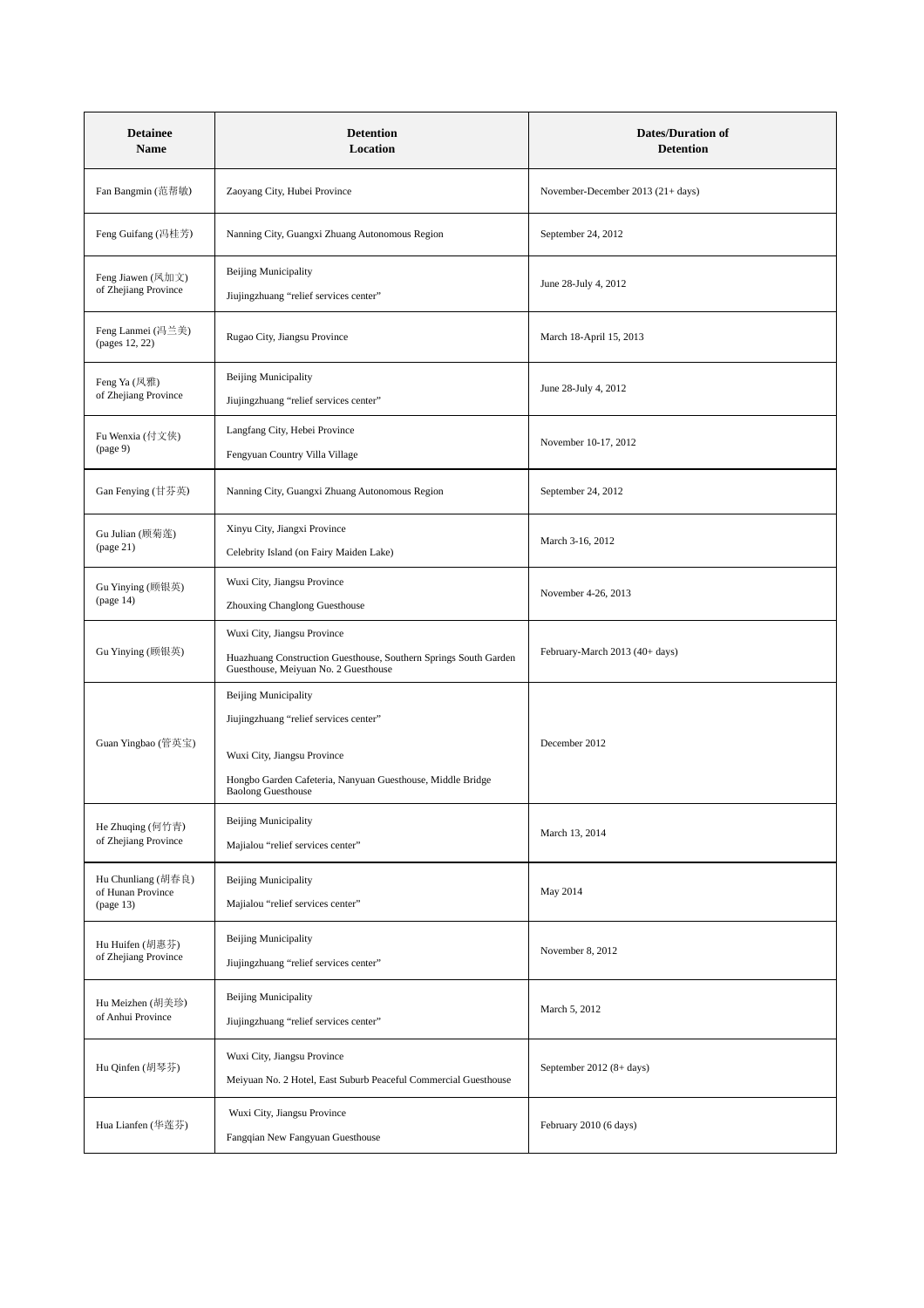| Detainee Name | Detention Location | Dates/Duration of Detention |
|---|---|---|
| Fan Bangmin (范帮敏) | Zaoyang City, Hubei Province | November-December 2013 (21+ days) |
| Feng Guifang (冯桂芳) | Nanning City, Guangxi Zhuang Autonomous Region | September 24, 2012 |
| Feng Jiawen (风加文) of Zhejiang Province | Beijing Municipality<br>Jiujingzhuang "relief services center" | June 28-July 4, 2012 |
| Feng Lanmei (冯兰美) (pages 12, 22) | Rugao City, Jiangsu Province | March 18-April 15, 2013 |
| Feng Ya (风雅) of Zhejiang Province | Beijing Municipality<br>Jiujingzhuang "relief services center" | June 28-July 4, 2012 |
| Fu Wenxia (付文侠) (page 9) | Langfang City, Hebei Province<br>Fengyuan Country Villa Village | November 10-17, 2012 |
| Gan Fenying (甘芬英) | Nanning City, Guangxi Zhuang Autonomous Region | September 24, 2012 |
| Gu Julian (顾菊莲) (page 21) | Xinyu City, Jiangxi Province<br>Celebrity Island (on Fairy Maiden Lake) | March 3-16, 2012 |
| Gu Yinying (顾银英) (page 14) | Wuxi City, Jiangsu Province<br>Zhouxing Changlong Guesthouse | November 4-26, 2013 |
| Gu Yinying (顾银英) | Wuxi City, Jiangsu Province<br>Huazhuang Construction Guesthouse, Southern Springs South Garden Guesthouse, Meiyuan No. 2 Guesthouse | February-March 2013 (40+ days) |
| Guan Yingbao (管英宝) | Beijing Municipality<br>Jiujingzhuang "relief services center"<br>Wuxi City, Jiangsu Province<br>Hongbo Garden Cafeteria, Nanyuan Guesthouse, Middle Bridge Baolong Guesthouse | December 2012 |
| He Zhuqing (何竹青) of Zhejiang Province | Beijing Municipality<br>Majialou "relief services center" | March 13, 2014 |
| Hu Chunliang (胡春良) of Hunan Province (page 13) | Beijing Municipality<br>Majialou "relief services center" | May 2014 |
| Hu Huifen (胡惠芬) of Zhejiang Province | Beijing Municipality<br>Jiujingzhuang "relief services center" | November 8, 2012 |
| Hu Meizhen (胡美珍) of Anhui Province | Beijing Municipality<br>Jiujingzhuang "relief services center" | March 5, 2012 |
| Hu Qinfen (胡琴芬) | Wuxi City, Jiangsu Province<br>Meiyuan No. 2 Hotel, East Suburb Peaceful Commercial Guesthouse | September 2012 (8+ days) |
| Hua Lianfen (华莲芬) | Wuxi City, Jiangsu Province<br>Fangqian New Fangyuan Guesthouse | February 2010 (6 days) |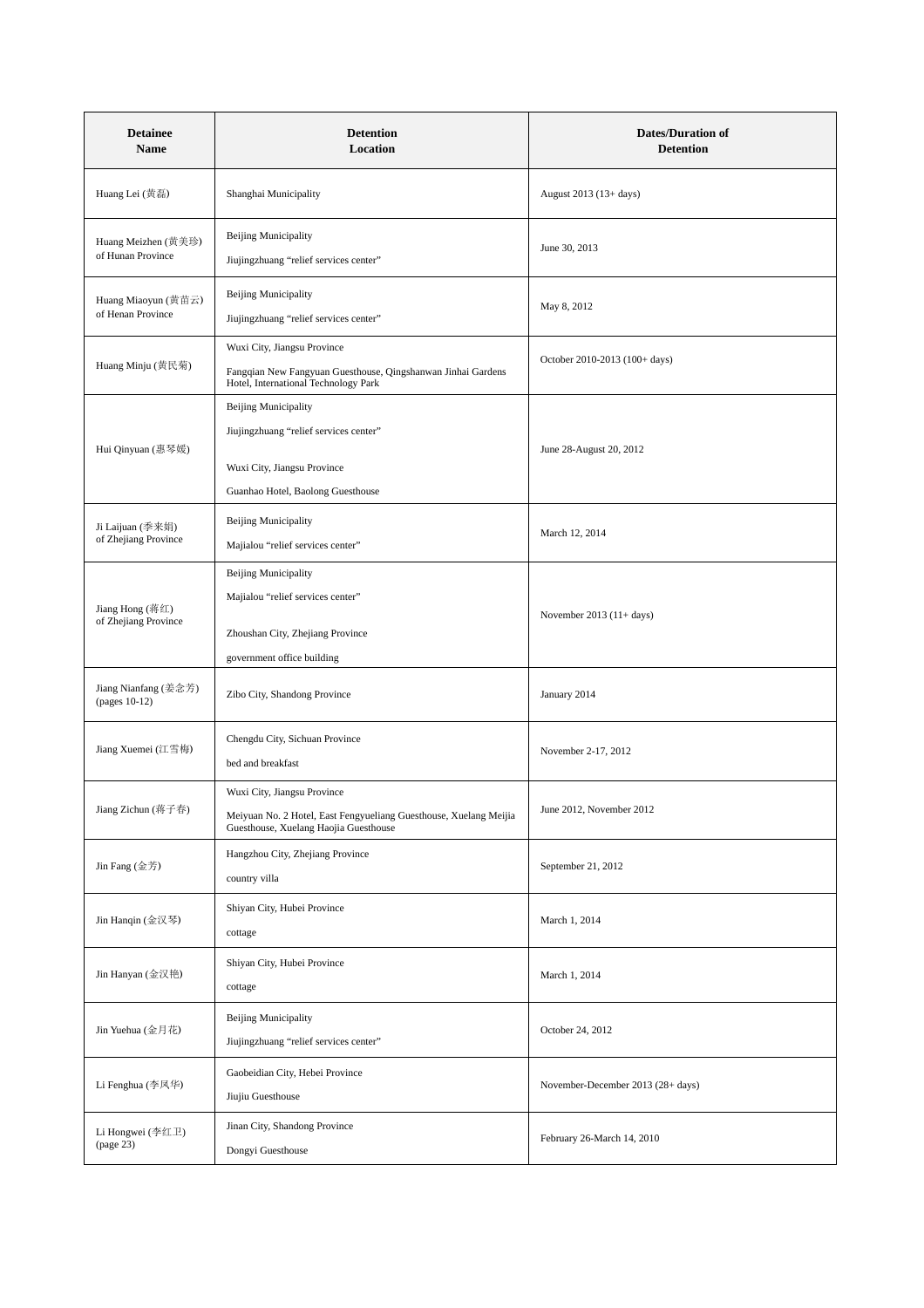| Detainee Name | Detention Location | Dates/Duration of Detention |
|---|---|---|
| Huang Lei (黄磊) | Shanghai Municipality | August 2013 (13+ days) |
| Huang Meizhen (黄美珍) of Hunan Province | Beijing Municipality<br>Jiujingzhuang "relief services center" | June 30, 2013 |
| Huang Miaoyun (黄苗云) of Henan Province | Beijing Municipality<br>Jiujingzhuang "relief services center" | May 8, 2012 |
| Huang Minju (黄民菊) | Wuxi City, Jiangsu Province<br>Fangqian New Fangyuan Guesthouse, Qingshanwan Jinhai Gardens Hotel, International Technology Park | October 2010-2013 (100+ days) |
| Hui Qinyuan (惠琴媛) | Beijing Municipality<br>Jiujingzhuang "relief services center"<br>Wuxi City, Jiangsu Province<br>Guanhao Hotel, Baolong Guesthouse | June 28-August 20, 2012 |
| Ji Laijuan (季来娟) of Zhejiang Province | Beijing Municipality<br>Majialou "relief services center" | March 12, 2014 |
| Jiang Hong (蒋红) of Zhejiang Province | Beijing Municipality<br>Majialou "relief services center"<br>Zhoushan City, Zhejiang Province<br>government office building | November 2013 (11+ days) |
| Jiang Nianfang (姜念芳) (pages 10-12) | Zibo City, Shandong Province | January 2014 |
| Jiang Xuemei (江雪梅) | Chengdu City, Sichuan Province<br>bed and breakfast | November 2-17, 2012 |
| Jiang Zichun (蒋子春) | Wuxi City, Jiangsu Province<br>Meiyuan No. 2 Hotel, East Fengyueliang Guesthouse, Xuelang Meijia Guesthouse, Xuelang Haojia Guesthouse | June 2012, November 2012 |
| Jin Fang (金芳) | Hangzhou City, Zhejiang Province<br>country villa | September 21, 2012 |
| Jin Hanqin (金汉琴) | Shiyan City, Hubei Province<br>cottage | March 1, 2014 |
| Jin Hanyan (金汉艳) | Shiyan City, Hubei Province<br>cottage | March 1, 2014 |
| Jin Yuehua (金月花) | Beijing Municipality<br>Jiujingzhuang "relief services center" | October 24, 2012 |
| Li Fenghua (李凤华) | Gaobeidian City, Hebei Province<br>Jiujiu Guesthouse | November-December 2013 (28+ days) |
| Li Hongwei (李红卫) (page 23) | Jinan City, Shandong Province<br>Dongyi Guesthouse | February 26-March 14, 2010 |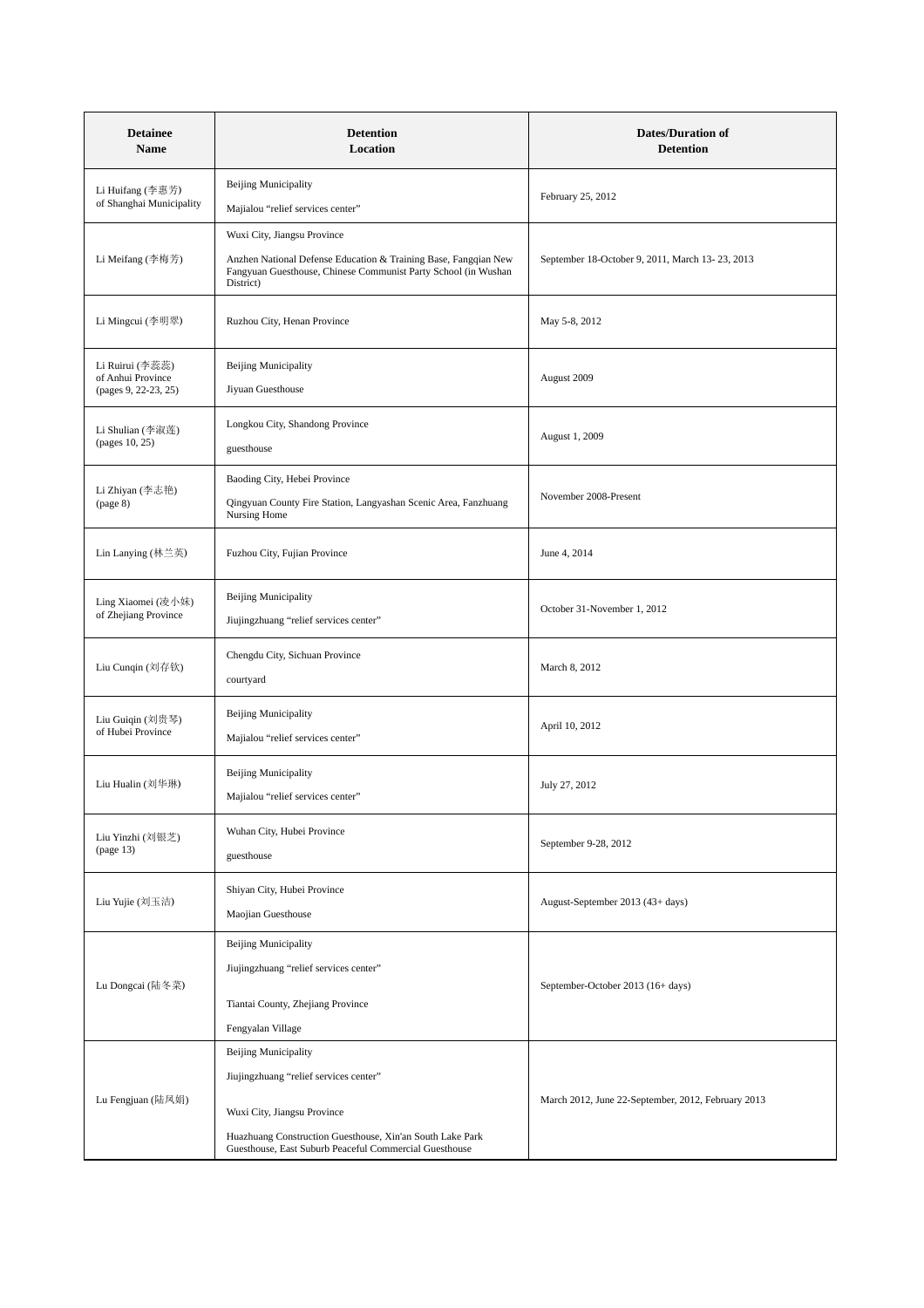| Detainee Name | Detention Location | Dates/Duration of Detention |
|---|---|---|
| Li Huifang (李惠芳) of Shanghai Municipality | Beijing Municipality<br>Majialou "relief services center" | February 25, 2012 |
| Li Meifang (李梅芳) | Wuxi City, Jiangsu Province<br>Anzhen National Defense Education & Training Base, Fangqian New Fangyuan Guesthouse, Chinese Communist Party School (in Wushan District) | September 18-October 9, 2011, March 13- 23, 2013 |
| Li Mingcui (李明翠) | Ruzhou City, Henan Province | May 5-8, 2012 |
| Li Ruirui (李蕊蕊) of Anhui Province (pages 9, 22-23, 25) | Beijing Municipality<br>Jiyuan Guesthouse | August 2009 |
| Li Shulian (李淑莲) (pages 10, 25) | Longkou City, Shandong Province<br>guesthouse | August 1, 2009 |
| Li Zhiyan (李志艳) (page 8) | Baoding City, Hebei Province<br>Qingyuan County Fire Station, Langyashan Scenic Area, Fanzhuang Nursing Home | November 2008-Present |
| Lin Lanying (林兰英) | Fuzhou City, Fujian Province | June 4, 2014 |
| Ling Xiaomei (凌小妹) of Zhejiang Province | Beijing Municipality<br>Jiujingzhuang "relief services center" | October 31-November 1, 2012 |
| Liu Cunqin (刘存钦) | Chengdu City, Sichuan Province<br>courtyard | March 8, 2012 |
| Liu Guiqin (刘贵琴) of Hubei Province | Beijing Municipality<br>Majialou "relief services center" | April 10, 2012 |
| Liu Hualin (刘华琳) | Beijing Municipality<br>Majialou "relief services center" | July 27, 2012 |
| Liu Yinzhi (刘银芝) (page 13) | Wuhan City, Hubei Province<br>guesthouse | September 9-28, 2012 |
| Liu Yujie (刘玉洁) | Shiyan City, Hubei Province<br>Maojian Guesthouse | August-September 2013 (43+ days) |
| Lu Dongcai (陆冬菜) | Beijing Municipality<br>Jiujingzhuang "relief services center"<br>Tiantai County, Zhejiang Province<br>Fengyalan Village | September-October 2013 (16+ days) |
| Lu Fengjuan (陆凤娟) | Beijing Municipality<br>Jiujingzhuang "relief services center"<br>Wuxi City, Jiangsu Province<br>Huazhuang Construction Guesthouse, Xin'an South Lake Park Guesthouse, East Suburb Peaceful Commercial Guesthouse | March 2012, June 22-September, 2012, February 2013 |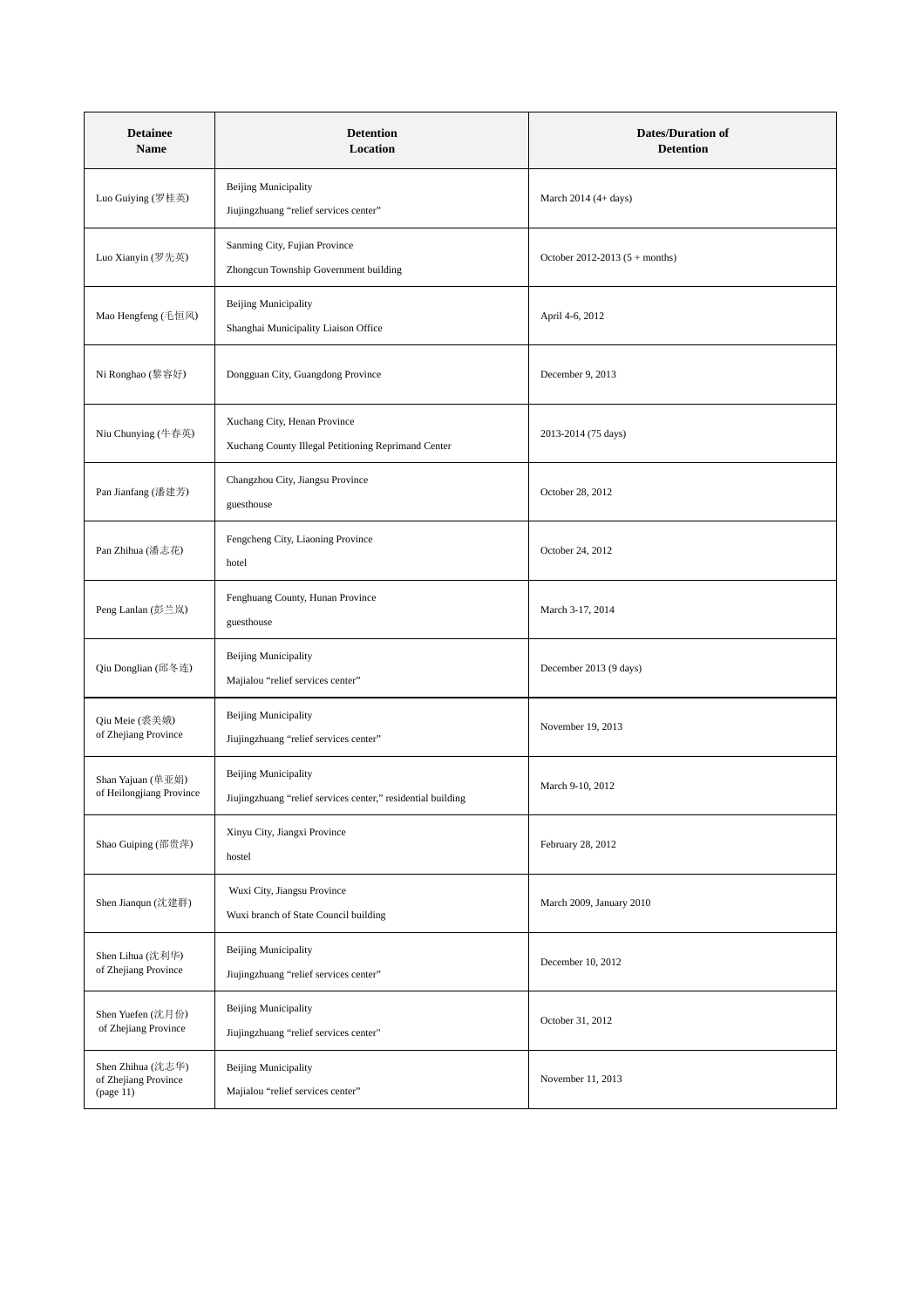| Detainee Name | Detention Location | Dates/Duration of Detention |
|---|---|---|
| Luo Guiying (罗桂英) | Beijing Municipality<br>Jiujingzhuang "relief services center" | March 2014 (4+ days) |
| Luo Xianyin (罗先英) | Sanming City, Fujian Province<br>Zhongcun Township Government building | October 2012-2013 (5 + months) |
| Mao Hengfeng (毛恒凤) | Beijing Municipality<br>Shanghai Municipality Liaison Office | April 4-6, 2012 |
| Ni Ronghao (黎容好) | Dongguan City, Guangdong Province | December 9, 2013 |
| Niu Chunying (牛春英) | Xuchang City, Henan Province<br>Xuchang County Illegal Petitioning Reprimand Center | 2013-2014 (75 days) |
| Pan Jianfang (潘建芳) | Changzhou City, Jiangsu Province<br>guesthouse | October 28, 2012 |
| Pan Zhihua (潘志花) | Fengcheng City, Liaoning Province<br>hotel | October 24, 2012 |
| Peng Lanlan (彭兰岚) | Fenghuang County, Hunan Province<br>guesthouse | March 3-17, 2014 |
| Qiu Donglian (邱冬连) | Beijing Municipality<br>Majialou "relief services center" | December 2013 (9 days) |
| Qiu Meie (裘美娥)<br>of Zhejiang Province | Beijing Municipality<br>Jiujingzhuang "relief services center" | November 19, 2013 |
| Shan Yajuan (单亚娟)<br>of Heilongjiang Province | Beijing Municipality<br>Jiujingzhuang "relief services center," residential building | March 9-10, 2012 |
| Shao Guiping (邵贵萍) | Xinyu City, Jiangxi Province<br>hostel | February 28, 2012 |
| Shen Jianqun (沈建群) | Wuxi City, Jiangsu Province<br>Wuxi branch of State Council building | March 2009, January 2010 |
| Shen Lihua (沈利华)<br>of Zhejiang Province | Beijing Municipality<br>Jiujingzhuang "relief services center" | December 10, 2012 |
| Shen Yuefen (沈月份)<br>of Zhejiang Province | Beijing Municipality<br>Jiujingzhuang "relief services center" | October 31, 2012 |
| Shen Zhihua (沈志华)<br>of Zhejiang Province<br>(page 11) | Beijing Municipality<br>Majialou "relief services center" | November 11, 2013 |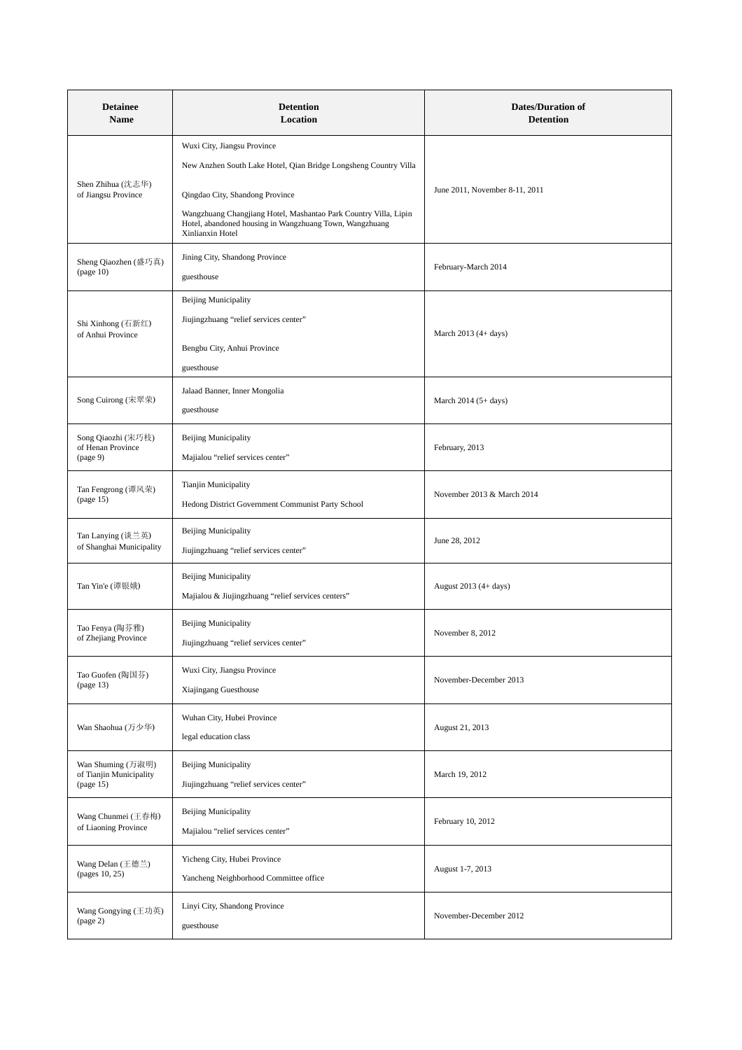| Detainee Name | Detention Location | Dates/Duration of Detention |
|---|---|---|
| Shen Zhihua (沈志华) of Jiangsu Province | Wuxi City, Jiangsu Province<br><br>New Anzhen South Lake Hotel, Qian Bridge Longsheng Country Villa<br><br>Qingdao City, Shandong Province<br><br>Wangzhuang Changjiang Hotel, Mashantao Park Country Villa, Lipin Hotel, abandoned housing in Wangzhuang Town, Wangzhuang Xinlianxin Hotel | June 2011, November 8-11, 2011 |
| Sheng Qiaozhen (盛巧真) (page 10) | Jining City, Shandong Province<br><br>guesthouse | February-March 2014 |
| Shi Xinhong (石新红) of Anhui Province | Beijing Municipality<br><br>Jiujingzhuang "relief services center"<br><br>Bengbu City, Anhui Province<br><br>guesthouse | March 2013 (4+ days) |
| Song Cuirong (宋翠荣) | Jalaad Banner, Inner Mongolia<br><br>guesthouse | March 2014 (5+ days) |
| Song Qiaozhi (宋巧枝) of Henan Province (page 9) | Beijing Municipality<br><br>Majialou "relief services center" | February, 2013 |
| Tan Fengrong (谭凤荣) (page 15) | Tianjin Municipality<br><br>Hedong District Government Communist Party School | November 2013 & March 2014 |
| Tan Lanying (谈兰英) of Shanghai Municipality | Beijing Municipality<br><br>Jiujingzhuang "relief services center" | June 28, 2012 |
| Tan Yin'e (谭银娥) | Beijing Municipality<br><br>Majialou & Jiujingzhuang "relief services centers" | August 2013 (4+ days) |
| Tao Fenya (陶芬雅) of Zhejiang Province | Beijing Municipality<br><br>Jiujingzhuang "relief services center" | November 8, 2012 |
| Tao Guofen (陶国芬) (page 13) | Wuxi City, Jiangsu Province<br><br>Xiajingang Guesthouse | November-December 2013 |
| Wan Shaohua (万少华) | Wuhan City, Hubei Province<br><br>legal education class | August 21, 2013 |
| Wan Shuming (万淑明) of Tianjin Municipality (page 15) | Beijing Municipality<br><br>Jiujingzhuang "relief services center" | March 19, 2012 |
| Wang Chunmei (王春梅) of Liaoning Province | Beijing Municipality<br><br>Majialou "relief services center" | February 10, 2012 |
| Wang Delan (王德兰) (pages 10, 25) | Yicheng City, Hubei Province<br><br>Yancheng Neighborhood Committee office | August 1-7, 2013 |
| Wang Gongying (王功英) (page 2) | Linyi City, Shandong Province<br><br>guesthouse | November-December 2012 |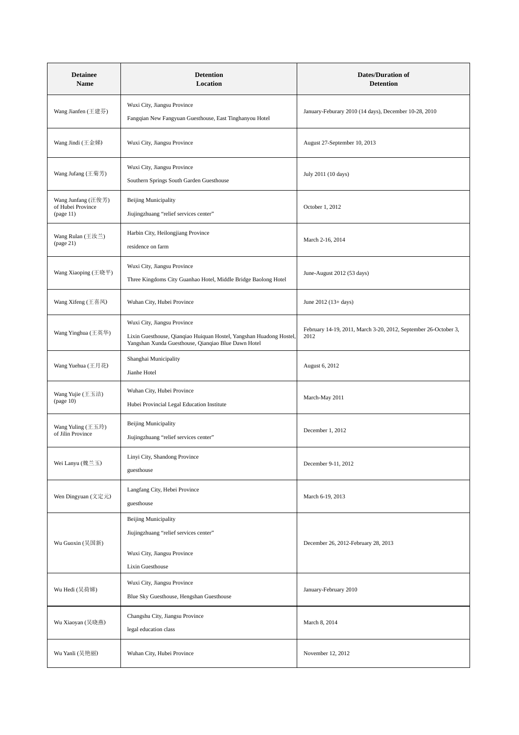| Detainee Name | Detention Location | Dates/Duration of Detention |
|---|---|---|
| Wang Jianfen (王建芬) | Wuxi City, Jiangsu Province<br>Fangqian New Fangyuan Guesthouse, East Tinghanyou Hotel | January-Feburary 2010 (14 days), December 10-28, 2010 |
| Wang Jindi (王金娣) | Wuxi City, Jiangsu Province | August 27-September 10, 2013 |
| Wang Jufang (王菊芳) | Wuxi City, Jiangsu Province<br>Southern Springs South Garden Guesthouse | July 2011 (10 days) |
| Wang Junfang (汪俊芳) of Hubei Province (page 11) | Beijing Municipality<br>Jiujingzhuang "relief services center" | October 1, 2012 |
| Wang Rulan (王汝兰) (page 21) | Harbin City, Heilongjiang Province<br>residence on farm | March 2-16, 2014 |
| Wang Xiaoping (王晓平) | Wuxi City, Jiangsu Province<br>Three Kingdoms City Guanhao Hotel, Middle Bridge Baolong Hotel | June-August 2012 (53 days) |
| Wang Xifeng (王喜凤) | Wuhan City, Hubei Province | June 2012 (13+ days) |
| Wang Yinghua (王英华) | Wuxi City, Jiangsu Province<br>Lixin Guesthouse, Qianqiao Huiquan Hostel, Yangshan Huadong Hostel, Yangshan Xunda Guesthouse, Qianqiao Blue Dawn Hotel | February 14-19, 2011, March 3-20, 2012, September 26-October 3, 2012 |
| Wang Yuehua (王月花) | Shanghai Municipality<br>Jianhe Hotel | August 6, 2012 |
| Wang Yujie (王玉洁) (page 10) | Wuhan City, Hubei Province<br>Hubei Provincial Legal Education Institute | March-May 2011 |
| Wang Yuling (王玉玲) of Jilin Province | Beijing Municipality<br>Jiujingzhuang "relief services center" | December 1, 2012 |
| Wei Lanyu (魏兰玉) | Linyi City, Shandong Province<br>guesthouse | December 9-11, 2012 |
| Wen Dingyuan (文定元) | Langfang City, Hebei Province<br>guesthouse | March 6-19, 2013 |
| Wu Guoxin (吴国新) | Beijing Municipality<br>Jiujingzhuang "relief services center"<br>Wuxi City, Jiangsu Province<br>Lixin Guesthouse | December 26, 2012-February 28, 2013 |
| Wu Hedi (吴荷娣) | Wuxi City, Jiangsu Province<br>Blue Sky Guesthouse, Hengshan Guesthouse | January-February 2010 |
| Wu Xiaoyan (吴晓燕) | Changshu City, Jiangsu Province<br>legal education class | March 8, 2014 |
| Wu Yanli (吴艳丽) | Wuhan City, Hubei Province | November 12, 2012 |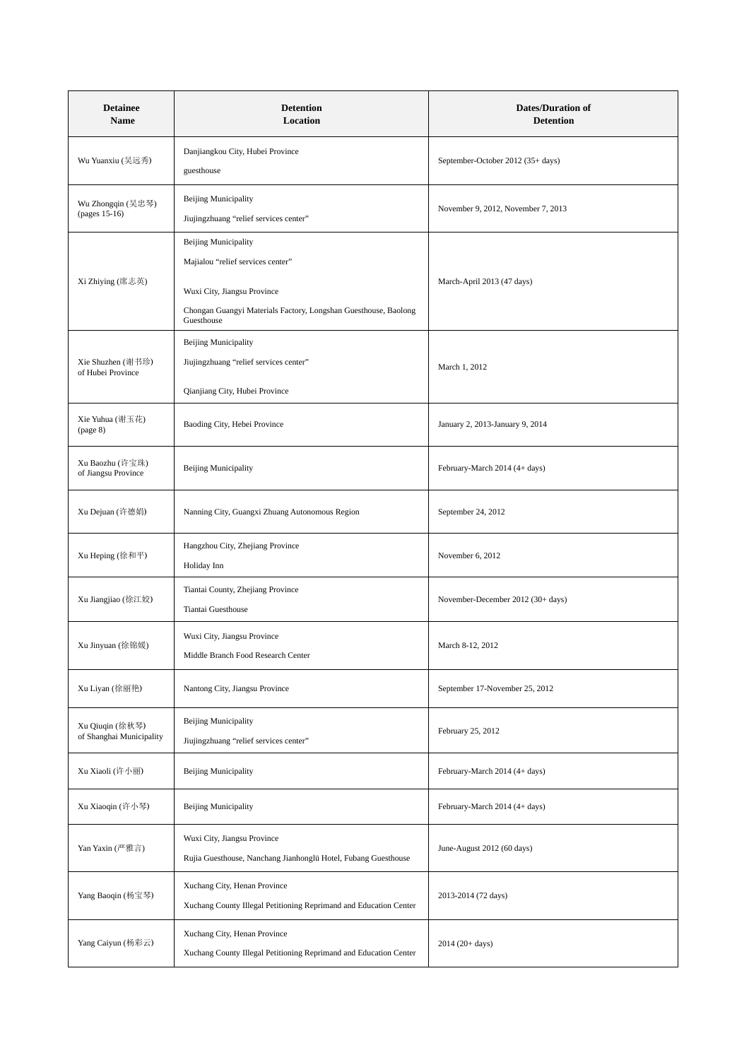| Detainee Name | Detention Location | Dates/Duration of Detention |
|---|---|---|
| Wu Yuanxiu (吴远秀) | Danjiangkou City, Hubei Province<br>guesthouse | September-October 2012 (35+ days) |
| Wu Zhongqin (吴忠琴) (pages 15-16) | Beijing Municipality<br>Jiujingzhuang "relief services center" | November 9, 2012, November 7, 2013 |
| Xi Zhiying (席志英) | Beijing Municipality<br>Majialou "relief services center"<br>Wuxi City, Jiangsu Province<br>Chongan Guangyi Materials Factory, Longshan Guesthouse, Baolong Guesthouse | March-April 2013 (47 days) |
| Xie Shuzhen (谢书珍) of Hubei Province | Beijing Municipality<br>Jiujingzhuang "relief services center"<br>Qianjiang City, Hubei Province | March 1, 2012 |
| Xie Yuhua (谢玉花) (page 8) | Baoding City, Hebei Province | January 2, 2013-January 9, 2014 |
| Xu Baozhu (许宝珠) of Jiangsu Province | Beijing Municipality | February-March 2014 (4+ days) |
| Xu Dejuan (许德娟) | Nanning City, Guangxi Zhuang Autonomous Region | September 24, 2012 |
| Xu Heping (徐和平) | Hangzhou City, Zhejiang Province<br>Holiday Inn | November 6, 2012 |
| Xu Jiangjiao (徐江姣) | Tiantai County, Zhejiang Province<br>Tiantai Guesthouse | November-December 2012 (30+ days) |
| Xu Jinyuan (徐锦媛) | Wuxi City, Jiangsu Province<br>Middle Branch Food Research Center | March 8-12, 2012 |
| Xu Liyan (徐丽艳) | Nantong City, Jiangsu Province | September 17-November 25, 2012 |
| Xu Qiuqin (徐秋琴) of Shanghai Municipality | Beijing Municipality<br>Jiujingzhuang "relief services center" | February 25, 2012 |
| Xu Xiaoli (许小丽) | Beijing Municipality | February-March 2014 (4+ days) |
| Xu Xiaoqin (许小琴) | Beijing Municipality | February-March 2014 (4+ days) |
| Yan Yaxin (严雅言) | Wuxi City, Jiangsu Province<br>Rujia Guesthouse, Nanchang Jianhonglü Hotel, Fubang Guesthouse | June-August 2012 (60 days) |
| Yang Baoqin (杨宝琴) | Xuchang City, Henan Province<br>Xuchang County Illegal Petitioning Reprimand and Education Center | 2013-2014 (72 days) |
| Yang Caiyun (杨彩云) | Xuchang City, Henan Province<br>Xuchang County Illegal Petitioning Reprimand and Education Center | 2014 (20+ days) |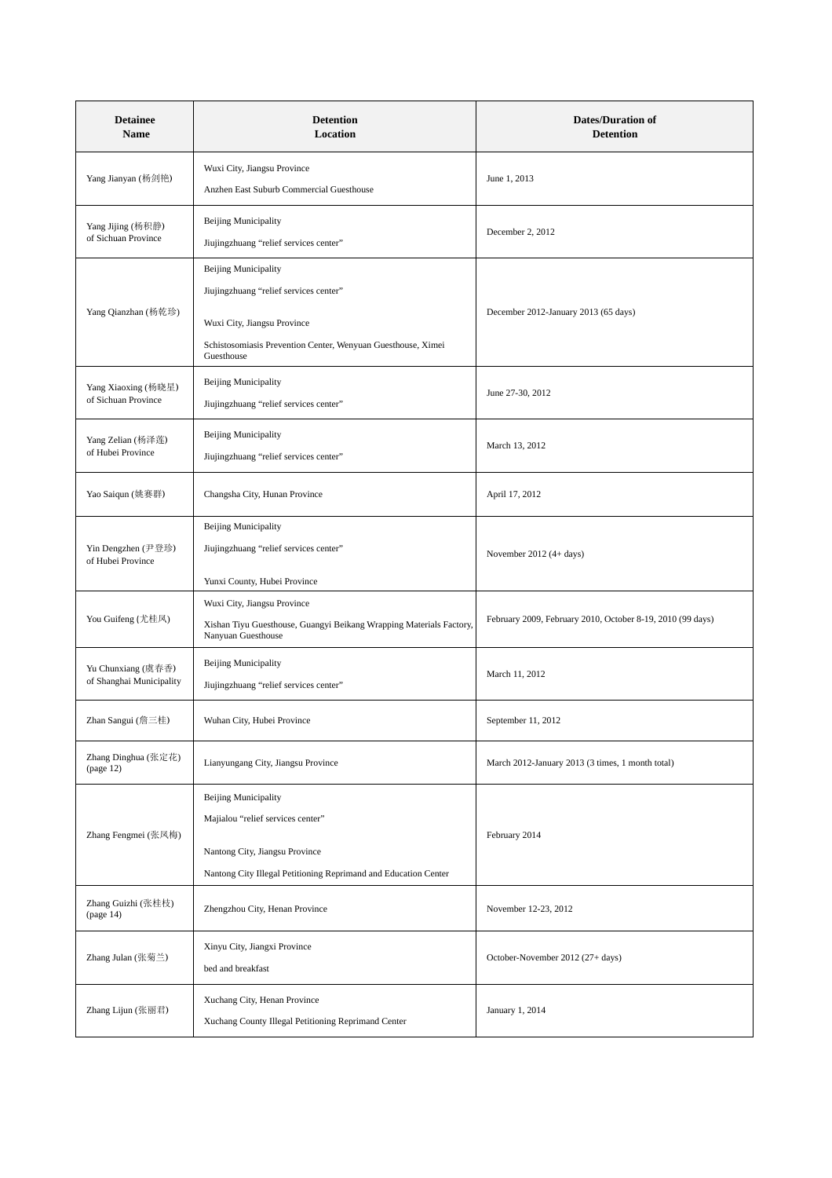| Detainee Name | Detention Location | Dates/Duration of Detention |
|---|---|---|
| Yang Jianyan (杨剑艳) | Wuxi City, Jiangsu Province<br>Anzhen East Suburb Commercial Guesthouse | June 1, 2013 |
| Yang Jijing (杨积静) of Sichuan Province | Beijing Municipality<br>Jiujingzhuang “relief services center” | December 2, 2012 |
| Yang Qianzhan (杨乾珍) | Beijing Municipality<br>Jiujingzhuang “relief services center”<br><br>Wuxi City, Jiangsu Province<br>Schistosomiasis Prevention Center, Wenyuan Guesthouse, Ximei Guesthouse | December 2012-January 2013 (65 days) |
| Yang Xiaoxing (杨晓星) of Sichuan Province | Beijing Municipality<br>Jiujingzhuang “relief services center” | June 27-30, 2012 |
| Yang Zelian (杨泽莲) of Hubei Province | Beijing Municipality<br>Jiujingzhuang “relief services center” | March 13, 2012 |
| Yao Saiqun (姚赛群) | Changsha City, Hunan Province | April 17, 2012 |
| Yin Dengzhen (尹登珍) of Hubei Province | Beijing Municipality<br>Jiujingzhuang “relief services center”<br><br>Yunxi County, Hubei Province | November 2012 (4+ days) |
| You Guifeng (尤桂凤) | Wuxi City, Jiangsu Province<br>Xishan Tiyu Guesthouse, Guangyi Beikang Wrapping Materials Factory, Nanyuan Guesthouse | February 2009, February 2010, October 8-19, 2010 (99 days) |
| Yu Chunxiang (虞春香) of Shanghai Municipality | Beijing Municipality<br>Jiujingzhuang “relief services center” | March 11, 2012 |
| Zhan Sangui (詹三桂) | Wuhan City, Hubei Province | September 11, 2012 |
| Zhang Dinghua (张定花) (page 12) | Lianyungang City, Jiangsu Province | March 2012-January 2013 (3 times, 1 month total) |
| Zhang Fengmei (张凤梅) | Beijing Municipality<br>Majialou “relief services center”<br><br>Nantong City, Jiangsu Province<br>Nantong City Illegal Petitioning Reprimand and Education Center | February 2014 |
| Zhang Guizhi (张桂枝) (page 14) | Zhengzhou City, Henan Province | November 12-23, 2012 |
| Zhang Julan (张菊兰) | Xinyu City, Jiangxi Province<br>bed and breakfast | October-November 2012 (27+ days) |
| Zhang Lijun (张丽君) | Xuchang City, Henan Province<br>Xuchang County Illegal Petitioning Reprimand Center | January 1, 2014 |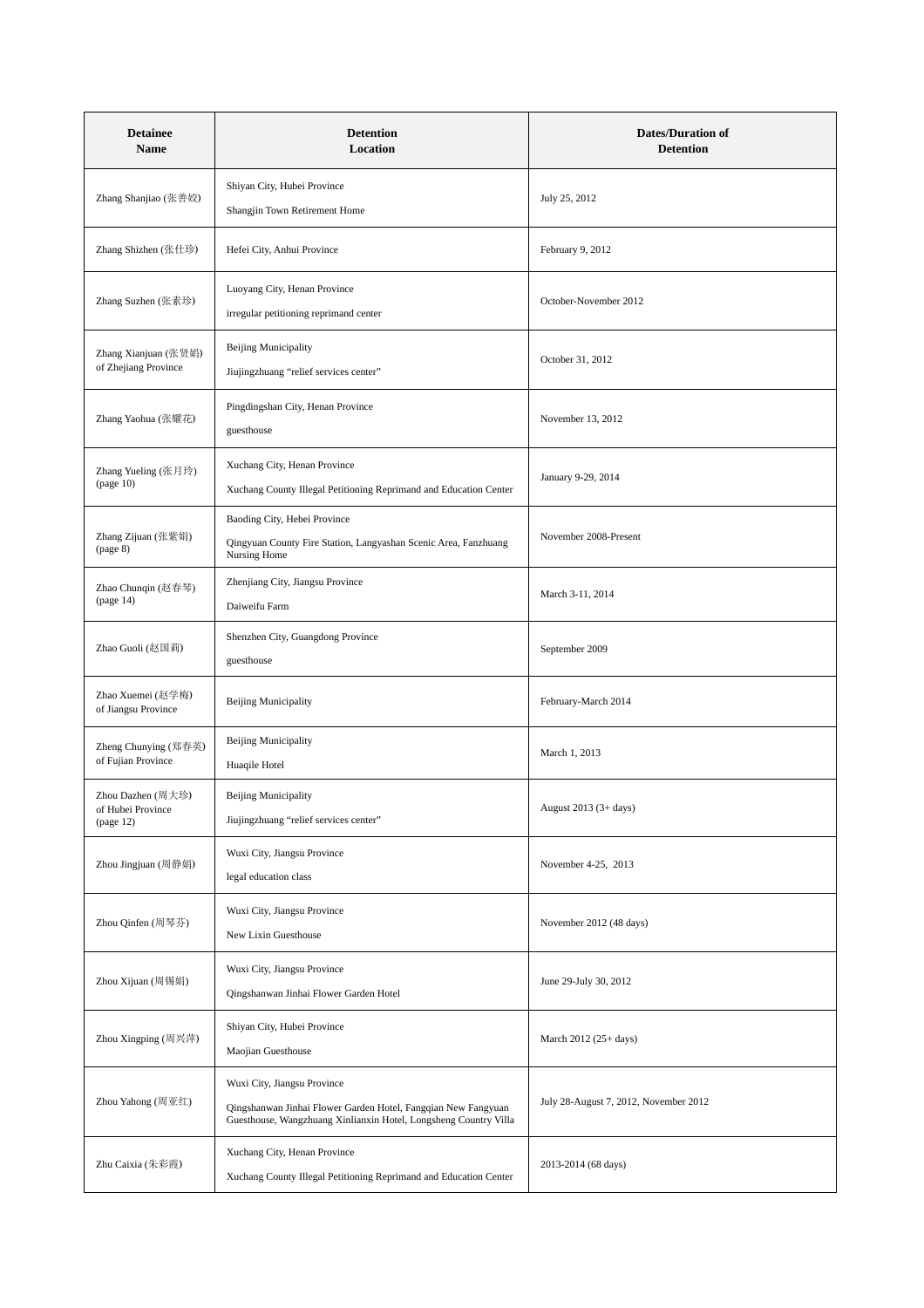| Detainee Name | Detention Location | Dates/Duration of Detention |
| --- | --- | --- |
| Zhang Shanjiao (张善姣) | Shiyan City, Hubei Province<br>Shangjin Town Retirement Home | July 25, 2012 |
| Zhang Shizhen (张仕珍) | Hefei City, Anhui Province | February 9, 2012 |
| Zhang Suzhen (张素珍) | Luoyang City, Henan Province<br>irregular petitioning reprimand center | October-November 2012 |
| Zhang Xianjuan (张贤娟) of Zhejiang Province | Beijing Municipality<br>Jiujingzhuang "relief services center" | October 31, 2012 |
| Zhang Yaohua (张耀花) | Pingdingshan City, Henan Province<br>guesthouse | November 13, 2012 |
| Zhang Yueling (张月玲) (page 10) | Xuchang City, Henan Province<br>Xuchang County Illegal Petitioning Reprimand and Education Center | January 9-29, 2014 |
| Zhang Zijuan (张紫娟) (page 8) | Baoding City, Hebei Province<br>Qingyuan County Fire Station, Langyashan Scenic Area, Fanzhuang Nursing Home | November 2008-Present |
| Zhao Chunqin (赵春琴) (page 14) | Zhenjiang City, Jiangsu Province<br>Daiweifu Farm | March 3-11, 2014 |
| Zhao Guoli (赵国莉) | Shenzhen City, Guangdong Province<br>guesthouse | September 2009 |
| Zhao Xuemei (赵学梅) of Jiangsu Province | Beijing Municipality | February-March 2014 |
| Zheng Chunying (郑春英) of Fujian Province | Beijing Municipality<br>Huaqile Hotel | March 1, 2013 |
| Zhou Dazhen (周大珍) of Hubei Province (page 12) | Beijing Municipality<br>Jiujingzhuang "relief services center" | August 2013 (3+ days) |
| Zhou Jingjuan (周静娟) | Wuxi City, Jiangsu Province<br>legal education class | November 4-25, 2013 |
| Zhou Qinfen (周琴芬) | Wuxi City, Jiangsu Province<br>New Lixin Guesthouse | November 2012 (48 days) |
| Zhou Xijuan (周锡娟) | Wuxi City, Jiangsu Province<br>Qingshanwan Jinhai Flower Garden Hotel | June 29-July 30, 2012 |
| Zhou Xingping (周兴萍) | Shiyan City, Hubei Province<br>Maojian Guesthouse | March 2012 (25+ days) |
| Zhou Yahong (周亚红) | Wuxi City, Jiangsu Province<br>Qingshanwan Jinhai Flower Garden Hotel, Fangqian New Fangyuan Guesthouse, Wangzhuang Xinlianxin Hotel, Longsheng Country Villa | July 28-August 7, 2012, November 2012 |
| Zhu Caixia (朱彩霞) | Xuchang City, Henan Province<br>Xuchang County Illegal Petitioning Reprimand and Education Center | 2013-2014 (68 days) |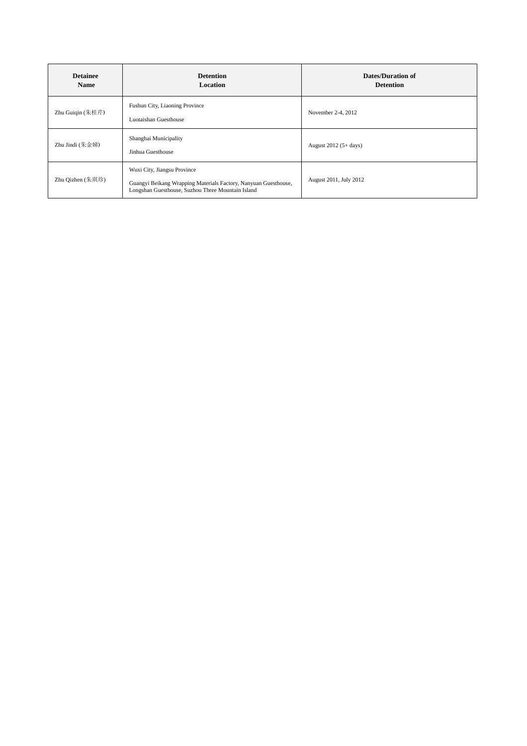| Detainee Name | Detention Location | Dates/Duration of Detention |
|---|---|---|
| Zhu Guiqin (朱桂芹) | Fushun City, Liaoning Province<br><br>Luotaishan Guesthouse | November 2-4, 2012 |
| Zhu Jindi (朱金娣) | Shanghai Municipality<br><br>Jinhua Guesthouse | August 2012 (5+ days) |
| Zhu Qizhen (朱琪珍) | Wuxi City, Jiangsu Province<br><br>Guangyi Beikang Wrapping Materials Factory, Nanyuan Guesthouse, Longshan Guesthouse, Suzhou Three Mountain Island | August 2011, July 2012 |